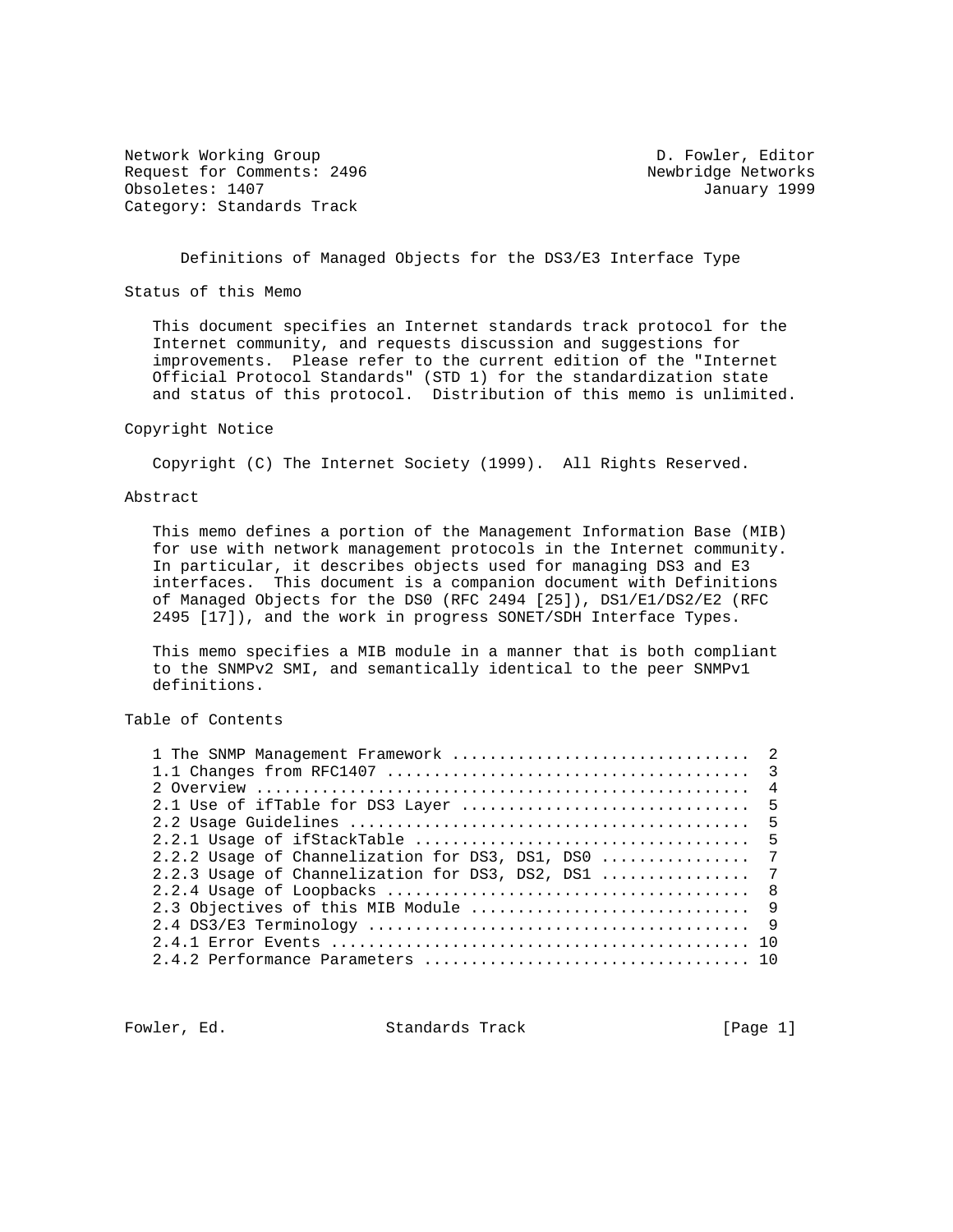Network Working Group D. Fowler, Editor
Request for Comments: 2496 Newbridge Networks
Obsoletes: 1407 January 1999
Category: Standards Track

# Definitions of Managed Objects for the DS3/E3 Interface Type

## Status of this Memo

This document specifies an Internet standards track protocol for the Internet community, and requests discussion and suggestions for improvements. Please refer to the current edition of the "Internet Official Protocol Standards" (STD 1) for the standardization state and status of this protocol. Distribution of this memo is unlimited.

## Copyright Notice

Copyright (C) The Internet Society (1999). All Rights Reserved.

## Abstract

This memo defines a portion of the Management Information Base (MIB) for use with network management protocols in the Internet community. In particular, it describes objects used for managing DS3 and E3 interfaces. This document is a companion document with Definitions of Managed Objects for the DS0 (RFC 2494 [25]), DS1/E1/DS2/E2 (RFC 2495 [17]), and the work in progress SONET/SDH Interface Types.

This memo specifies a MIB module in a manner that is both compliant to the SNMPv2 SMI, and semantically identical to the peer SNMPv1 definitions.

## Table of Contents

```
1 The SNMP Management Framework ...............................  2
1.1 Changes from RFC1407 ......................................  3
2 Overview ....................................................  4
2.1 Use of ifTable for DS3 Layer ..............................  5
2.2 Usage Guidelines ..........................................  5
2.2.1 Usage of ifStackTable ...................................  5
2.2.2 Usage of Channelization for DS3, DS1, DS0 ...............  7
2.2.3 Usage of Channelization for DS3, DS2, DS1 ...............  7
2.2.4 Usage of Loopbacks ......................................  8
2.3 Objectives of this MIB Module .............................  9
2.4 DS3/E3 Terminology ........................................  9
2.4.1 Error Events ............................................ 10
2.4.2 Performance Parameters .................................. 10
```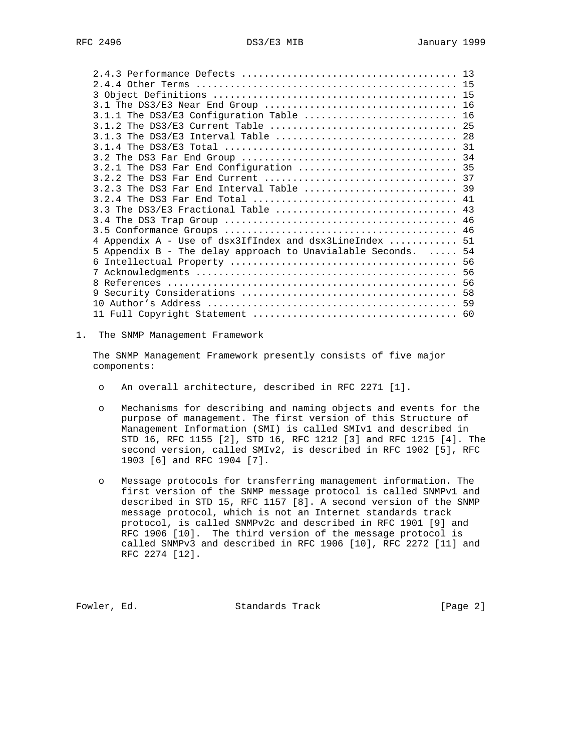2.4.3 Performance Defects ..................................... 13
2.4.4 Other Terms ............................................. 15
3 Object Definitions .......................................... 15
3.1 The DS3/E3 Near End Group ................................. 16
3.1.1 The DS3/E3 Configuration Table .......................... 16
3.1.2 The DS3/E3 Current Table ................................ 25
3.1.3 The DS3/E3 Interval Table ............................... 28
3.1.4 The DS3/E3 Total ........................................ 31
3.2 The DS3 Far End Group ..................................... 34
3.2.1 The DS3 Far End Configuration ........................... 35
3.2.2 The DS3 Far End Current ................................. 37
3.2.3 The DS3 Far End Interval Table .......................... 39
3.2.4 The DS3 Far End Total ................................... 41
3.3 The DS3/E3 Fractional Table ............................... 43
3.4 The DS3 Trap Group ........................................ 46
3.5 Conformance Groups ........................................ 46
4 Appendix A - Use of dsx3IfIndex and dsx3LineIndex ............ 51
5 Appendix B - The delay approach to Unavialable Seconds. ..... 54
6 Intellectual Property ....................................... 56
7 Acknowledgments ............................................. 56
8 References .................................................. 56
9 Security Considerations ..................................... 58
10 Author's Address ........................................... 59
11 Full Copyright Statement ................................... 60

# 1. The SNMP Management Framework

The SNMP Management Framework presently consists of five major components:

- An overall architecture, described in RFC 2271 [1].

- Mechanisms for describing and naming objects and events for the purpose of management. The first version of this Structure of Management Information (SMI) is called SMIv1 and described in STD 16, RFC 1155 [2], STD 16, RFC 1212 [3] and RFC 1215 [4]. The second version, called SMIv2, is described in RFC 1902 [5], RFC 1903 [6] and RFC 1904 [7].

- Message protocols for transferring management information. The first version of the SNMP message protocol is called SNMPv1 and described in STD 15, RFC 1157 [8]. A second version of the SNMP message protocol, which is not an Internet standards track protocol, is called SNMPv2c and described in RFC 1901 [9] and RFC 1906 [10]. The third version of the message protocol is called SNMPv3 and described in RFC 1906 [10], RFC 2272 [11] and RFC 2274 [12].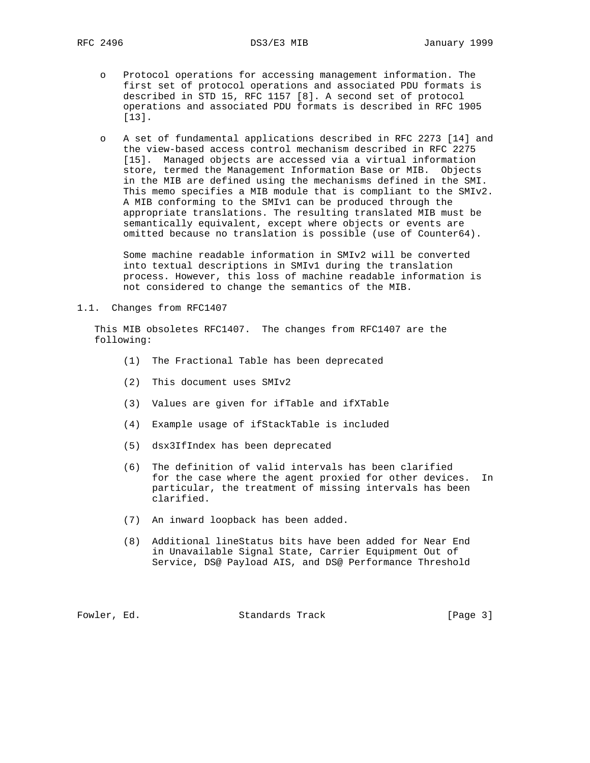o Protocol operations for accessing management information. The first set of protocol operations and associated PDU formats is described in STD 15, RFC 1157 [8]. A second set of protocol operations and associated PDU formats is described in RFC 1905 [13].

o A set of fundamental applications described in RFC 2273 [14] and the view-based access control mechanism described in RFC 2275 [15]. Managed objects are accessed via a virtual information store, termed the Management Information Base or MIB. Objects in the MIB are defined using the mechanisms defined in the SMI. This memo specifies a MIB module that is compliant to the SMIv2. A MIB conforming to the SMIv1 can be produced through the appropriate translations. The resulting translated MIB must be semantically equivalent, except where objects or events are omitted because no translation is possible (use of Counter64).

  Some machine readable information in SMIv2 will be converted into textual descriptions in SMIv1 during the translation process. However, this loss of machine readable information is not considered to change the semantics of the MIB.

## 1.1. Changes from RFC1407

This MIB obsoletes RFC1407. The changes from RFC1407 are the following:

(1) The Fractional Table has been deprecated

(2) This document uses SMIv2

(3) Values are given for ifTable and ifXTable

(4) Example usage of ifStackTable is included

(5) dsx3IfIndex has been deprecated

(6) The definition of valid intervals has been clarified for the case where the agent proxied for other devices. In particular, the treatment of missing intervals has been clarified.

(7) An inward loopback has been added.

(8) Additional lineStatus bits have been added for Near End in Unavailable Signal State, Carrier Equipment Out of Service, DS@ Payload AIS, and DS@ Performance Threshold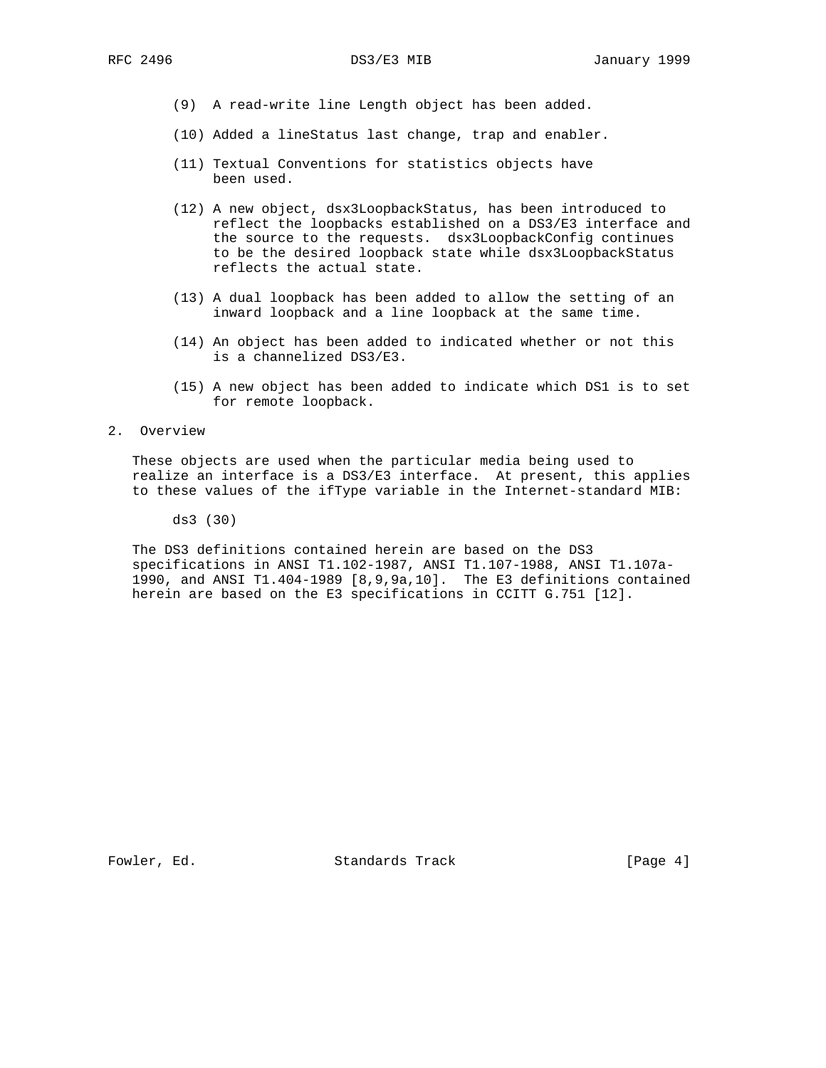(9) A read-write line Length object has been added.

(10) Added a lineStatus last change, trap and enabler.

(11) Textual Conventions for statistics objects have been used.

(12) A new object, dsx3LoopbackStatus, has been introduced to reflect the loopbacks established on a DS3/E3 interface and the source to the requests. dsx3LoopbackConfig continues to be the desired loopback state while dsx3LoopbackStatus reflects the actual state.

(13) A dual loopback has been added to allow the setting of an inward loopback and a line loopback at the same time.

(14) An object has been added to indicated whether or not this is a channelized DS3/E3.

(15) A new object has been added to indicate which DS1 is to set for remote loopback.

## 2. Overview

These objects are used when the particular media being used to realize an interface is a DS3/E3 interface. At present, this applies to these values of the ifType variable in the Internet-standard MIB:

ds3 (30)

The DS3 definitions contained herein are based on the DS3 specifications in ANSI T1.102-1987, ANSI T1.107-1988, ANSI T1.107a-1990, and ANSI T1.404-1989 [8,9,9a,10]. The E3 definitions contained herein are based on the E3 specifications in CCITT G.751 [12].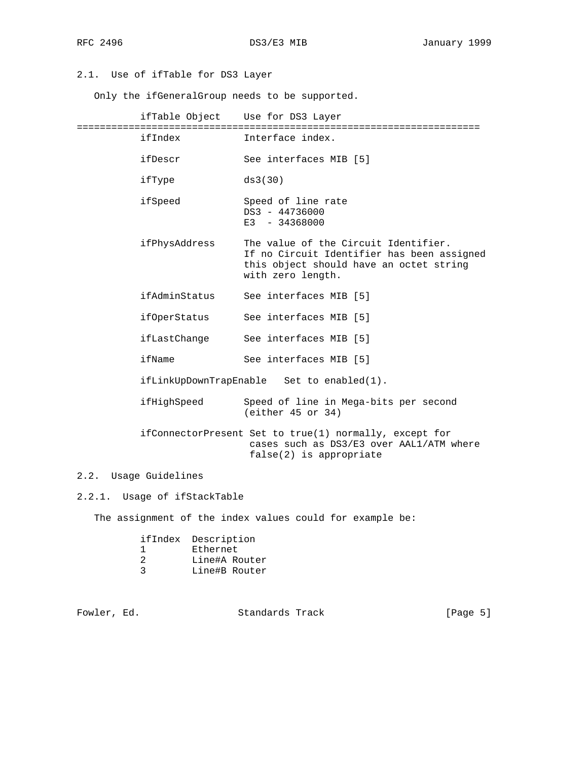### 2.1. Use of ifTable for DS3 Layer

Only the ifGeneralGroup needs to be supported.

| ifTable Object | Use for DS3 Layer |
|---|---|
| ifIndex | Interface index. |
| ifDescr | See interfaces MIB [5] |
| ifType | ds3(30) |
| ifSpeed | Speed of line rate<br>DS3 - 44736000<br>E3 - 34368000 |
| ifPhysAddress | The value of the Circuit Identifier. If no Circuit Identifier has been assigned this object should have an octet string with zero length. |
| ifAdminStatus | See interfaces MIB [5] |
| ifOperStatus | See interfaces MIB [5] |
| ifLastChange | See interfaces MIB [5] |
| ifName | See interfaces MIB [5] |
| ifLinkUpDownTrapEnable | Set to enabled(1). |
| ifHighSpeed | Speed of line in Mega-bits per second (either 45 or 34) |
| ifConnectorPresent | Set to true(1) normally, except for cases such as DS3/E3 over AAL1/ATM where false(2) is appropriate |

### 2.2. Usage Guidelines

#### 2.2.1. Usage of ifStackTable

The assignment of the index values could for example be:

| ifIndex | Description |
|---|---|
| 1 | Ethernet |
| 2 | Line#A Router |
| 3 | Line#B Router |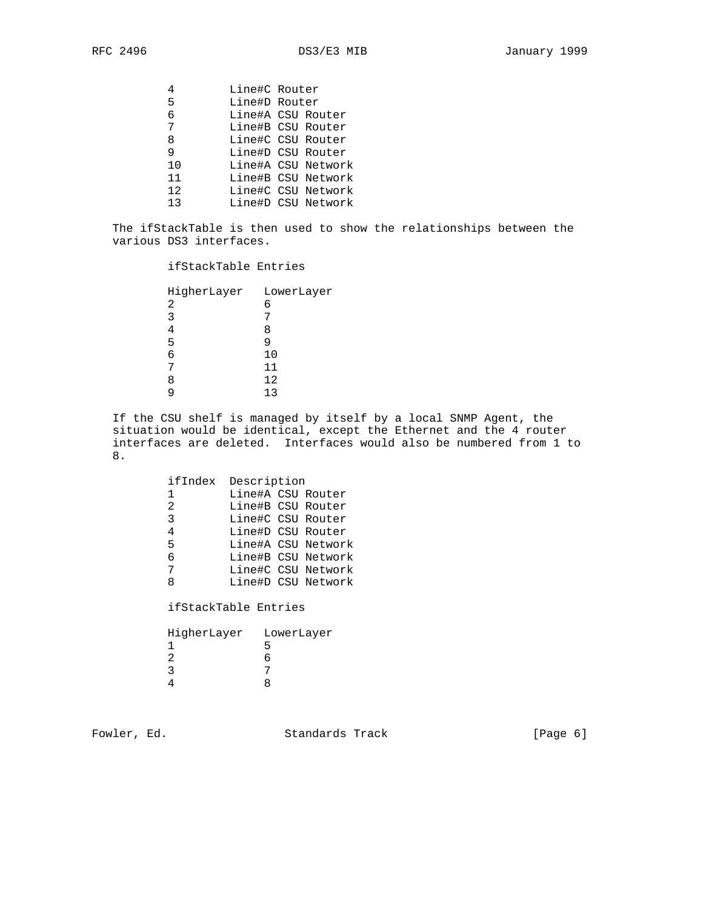| | |
|---|---|
| 4 | Line#C Router |
| 5 | Line#D Router |
| 6 | Line#A CSU Router |
| 7 | Line#B CSU Router |
| 8 | Line#C CSU Router |
| 9 | Line#D CSU Router |
| 10 | Line#A CSU Network |
| 11 | Line#B CSU Network |
| 12 | Line#C CSU Network |
| 13 | Line#D CSU Network |

The ifStackTable is then used to show the relationships between the various DS3 interfaces.

ifStackTable Entries

| HigherLayer | LowerLayer |
|---|---|
| 2 | 6 |
| 3 | 7 |
| 4 | 8 |
| 5 | 9 |
| 6 | 10 |
| 7 | 11 |
| 8 | 12 |
| 9 | 13 |

If the CSU shelf is managed by itself by a local SNMP Agent, the situation would be identical, except the Ethernet and the 4 router interfaces are deleted.  Interfaces would also be numbered from 1 to 8.

| ifIndex | Description |
|---|---|
| 1 | Line#A CSU Router |
| 2 | Line#B CSU Router |
| 3 | Line#C CSU Router |
| 4 | Line#D CSU Router |
| 5 | Line#A CSU Network |
| 6 | Line#B CSU Network |
| 7 | Line#C CSU Network |
| 8 | Line#D CSU Network |

ifStackTable Entries

| HigherLayer | LowerLayer |
|---|---|
| 1 | 5 |
| 2 | 6 |
| 3 | 7 |
| 4 | 8 |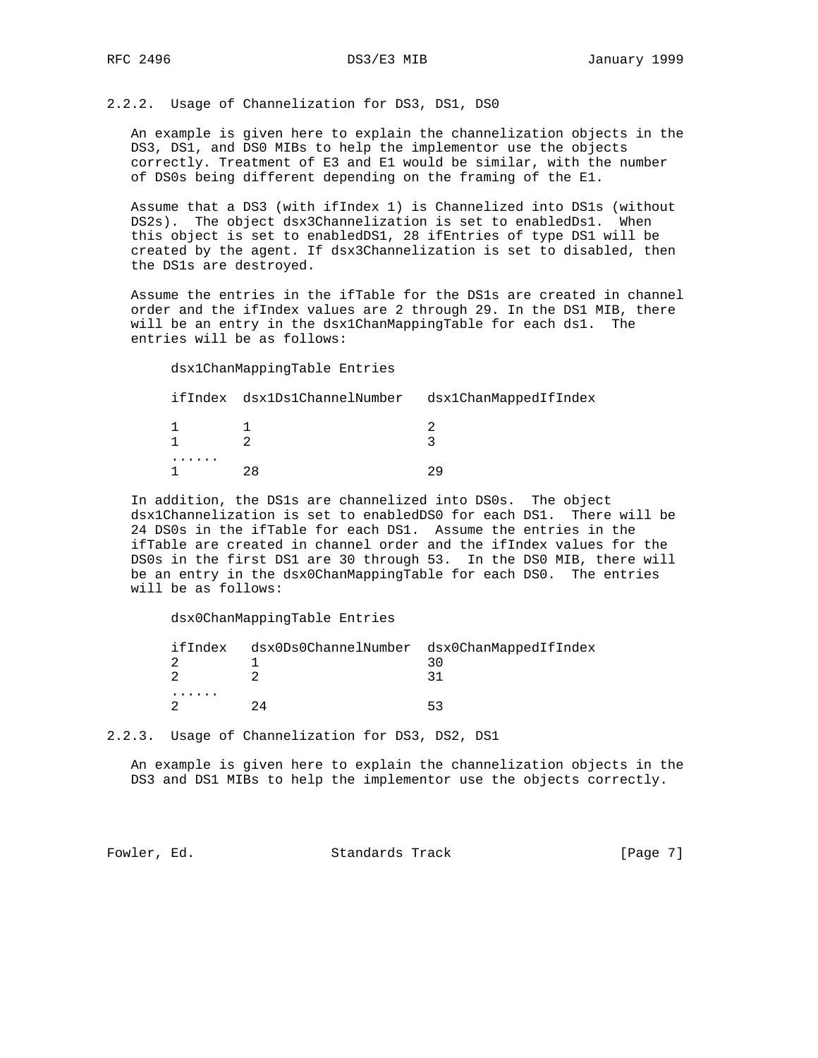### 2.2.2. Usage of Channelization for DS3, DS1, DS0

An example is given here to explain the channelization objects in the DS3, DS1, and DS0 MIBs to help the implementor use the objects correctly. Treatment of E3 and E1 would be similar, with the number of DS0s being different depending on the framing of the E1.

Assume that a DS3 (with ifIndex 1) is Channelized into DS1s (without DS2s). The object dsx3Channelization is set to enabledDs1. When this object is set to enabledDS1, 28 ifEntries of type DS1 will be created by the agent. If dsx3Channelization is set to disabled, then the DS1s are destroyed.

Assume the entries in the ifTable for the DS1s are created in channel order and the ifIndex values are 2 through 29. In the DS1 MIB, there will be an entry in the dsx1ChanMappingTable for each ds1. The entries will be as follows:

```
     dsx1ChanMappingTable Entries

     ifIndex  dsx1Ds1ChannelNumber   dsx1ChanMappedIfIndex

     1        1                      2
     1        2                      3
     ......
     1        28                     29
```

In addition, the DS1s are channelized into DS0s. The object dsx1Channelization is set to enabledDS0 for each DS1. There will be 24 DS0s in the ifTable for each DS1. Assume the entries in the ifTable are created in channel order and the ifIndex values for the DS0s in the first DS1 are 30 through 53. In the DS0 MIB, there will be an entry in the dsx0ChanMappingTable for each DS0. The entries will be as follows:

```
     dsx0ChanMappingTable Entries

     ifIndex   dsx0Ds0ChannelNumber  dsx0ChanMappedIfIndex
     2         1                     30
     2         2                     31
     ......
     2         24                    53
```

### 2.2.3. Usage of Channelization for DS3, DS2, DS1

An example is given here to explain the channelization objects in the DS3 and DS1 MIBs to help the implementor use the objects correctly.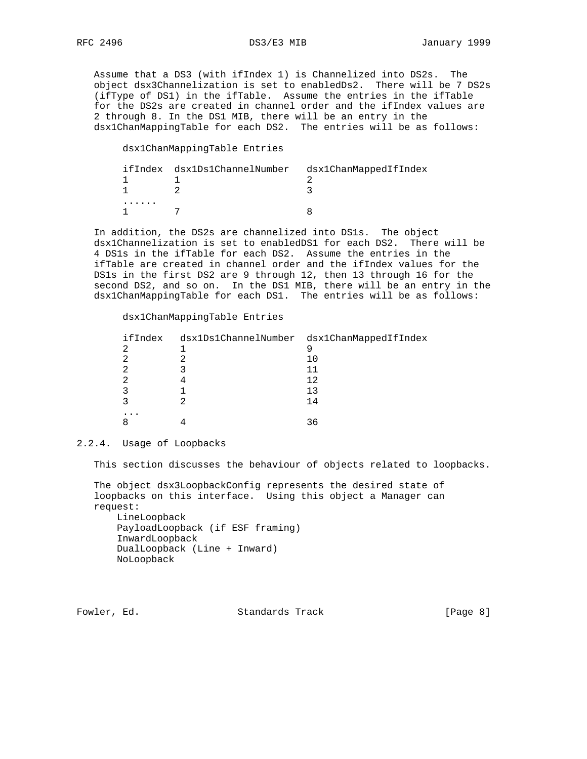Assume that a DS3 (with ifIndex 1) is Channelized into DS2s. The object dsx3Channelization is set to enabledDs2. There will be 7 DS2s (ifType of DS1) in the ifTable. Assume the entries in the ifTable for the DS2s are created in channel order and the ifIndex values are 2 through 8. In the DS1 MIB, there will be an entry in the dsx1ChanMappingTable for each DS2. The entries will be as follows:

dsx1ChanMappingTable Entries

| ifIndex | dsx1Ds1ChannelNumber | dsx1ChanMappedIfIndex |
|---|---|---|
| 1 | 1 | 2 |
| 1 | 2 | 3 |
| ...... | | |
| 1 | 7 | 8 |

In addition, the DS2s are channelized into DS1s. The object dsx1Channelization is set to enabledDS1 for each DS2. There will be 4 DS1s in the ifTable for each DS2. Assume the entries in the ifTable are created in channel order and the ifIndex values for the DS1s in the first DS2 are 9 through 12, then 13 through 16 for the second DS2, and so on. In the DS1 MIB, there will be an entry in the dsx1ChanMappingTable for each DS1. The entries will be as follows:

dsx1ChanMappingTable Entries

| ifIndex | dsx1Ds1ChannelNumber | dsx1ChanMappedIfIndex |
|---|---|---|
| 2 | 1 | 9 |
| 2 | 2 | 10 |
| 2 | 3 | 11 |
| 2 | 4 | 12 |
| 3 | 1 | 13 |
| 3 | 2 | 14 |
| ... | | |
| 8 | 4 | 36 |

### 2.2.4. Usage of Loopbacks

This section discusses the behaviour of objects related to loopbacks.

The object dsx3LoopbackConfig represents the desired state of loopbacks on this interface. Using this object a Manager can request:

- LineLoopback
- PayloadLoopback (if ESF framing)
- InwardLoopback
- DualLoopback (Line + Inward)
- NoLoopback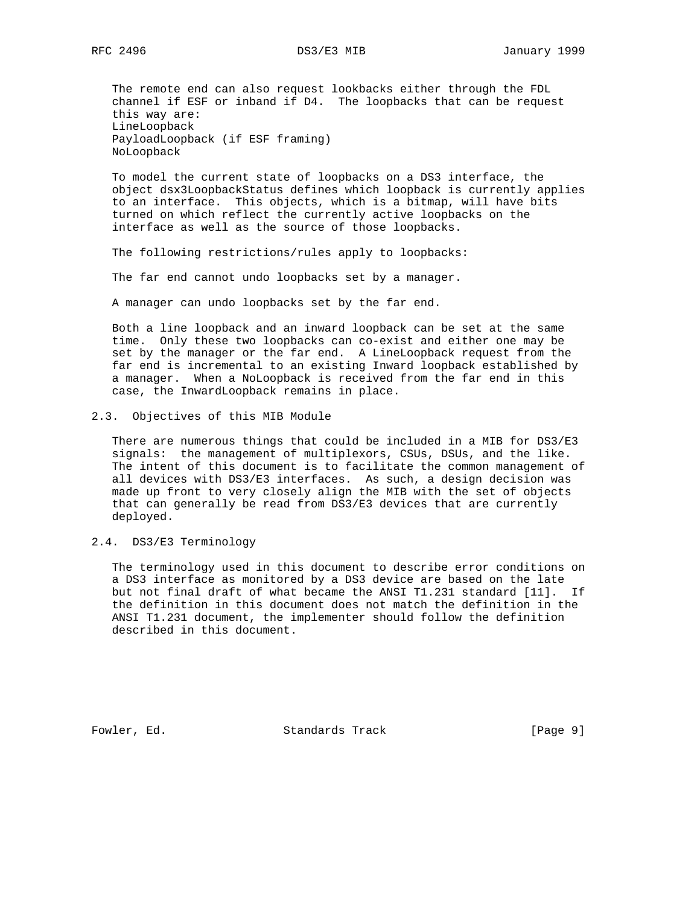The remote end can also request lookbacks either through the FDL channel if ESF or inband if D4. The loopbacks that can be request this way are:
LineLoopback
PayloadLoopback (if ESF framing)
NoLoopback

To model the current state of loopbacks on a DS3 interface, the object dsx3LoopbackStatus defines which loopback is currently applies to an interface. This objects, which is a bitmap, will have bits turned on which reflect the currently active loopbacks on the interface as well as the source of those loopbacks.

The following restrictions/rules apply to loopbacks:

The far end cannot undo loopbacks set by a manager.

A manager can undo loopbacks set by the far end.

Both a line loopback and an inward loopback can be set at the same time. Only these two loopbacks can co-exist and either one may be set by the manager or the far end. A LineLoopback request from the far end is incremental to an existing Inward loopback established by a manager. When a NoLoopback is received from the far end in this case, the InwardLoopback remains in place.

## 2.3. Objectives of this MIB Module

There are numerous things that could be included in a MIB for DS3/E3 signals: the management of multiplexors, CSUs, DSUs, and the like. The intent of this document is to facilitate the common management of all devices with DS3/E3 interfaces. As such, a design decision was made up front to very closely align the MIB with the set of objects that can generally be read from DS3/E3 devices that are currently deployed.

## 2.4. DS3/E3 Terminology

The terminology used in this document to describe error conditions on a DS3 interface as monitored by a DS3 device are based on the late but not final draft of what became the ANSI T1.231 standard [11]. If the definition in this document does not match the definition in the ANSI T1.231 document, the implementer should follow the definition described in this document.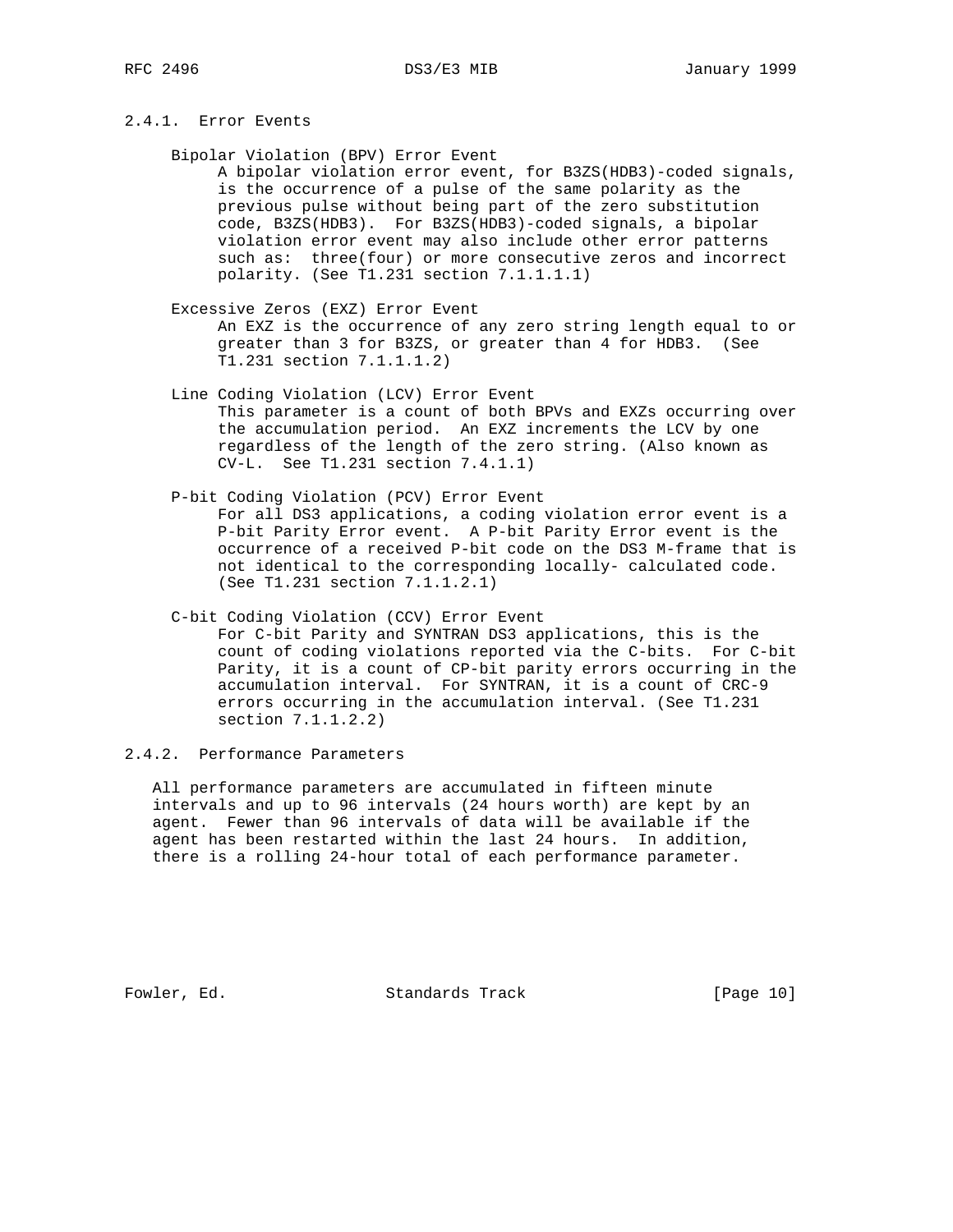### 2.4.1. Error Events

**Bipolar Violation (BPV) Error Event**

A bipolar violation error event, for B3ZS(HDB3)-coded signals, is the occurrence of a pulse of the same polarity as the previous pulse without being part of the zero substitution code, B3ZS(HDB3). For B3ZS(HDB3)-coded signals, a bipolar violation error event may also include other error patterns such as: three(four) or more consecutive zeros and incorrect polarity. (See T1.231 section 7.1.1.1.1)

**Excessive Zeros (EXZ) Error Event**

An EXZ is the occurrence of any zero string length equal to or greater than 3 for B3ZS, or greater than 4 for HDB3. (See T1.231 section 7.1.1.1.2)

**Line Coding Violation (LCV) Error Event**

This parameter is a count of both BPVs and EXZs occurring over the accumulation period. An EXZ increments the LCV by one regardless of the length of the zero string. (Also known as CV-L. See T1.231 section 7.4.1.1)

**P-bit Coding Violation (PCV) Error Event**

For all DS3 applications, a coding violation error event is a P-bit Parity Error event. A P-bit Parity Error event is the occurrence of a received P-bit code on the DS3 M-frame that is not identical to the corresponding locally- calculated code. (See T1.231 section 7.1.1.2.1)

**C-bit Coding Violation (CCV) Error Event**

For C-bit Parity and SYNTRAN DS3 applications, this is the count of coding violations reported via the C-bits. For C-bit Parity, it is a count of CP-bit parity errors occurring in the accumulation interval. For SYNTRAN, it is a count of CRC-9 errors occurring in the accumulation interval. (See T1.231 section 7.1.1.2.2)

### 2.4.2. Performance Parameters

All performance parameters are accumulated in fifteen minute intervals and up to 96 intervals (24 hours worth) are kept by an agent. Fewer than 96 intervals of data will be available if the agent has been restarted within the last 24 hours. In addition, there is a rolling 24-hour total of each performance parameter.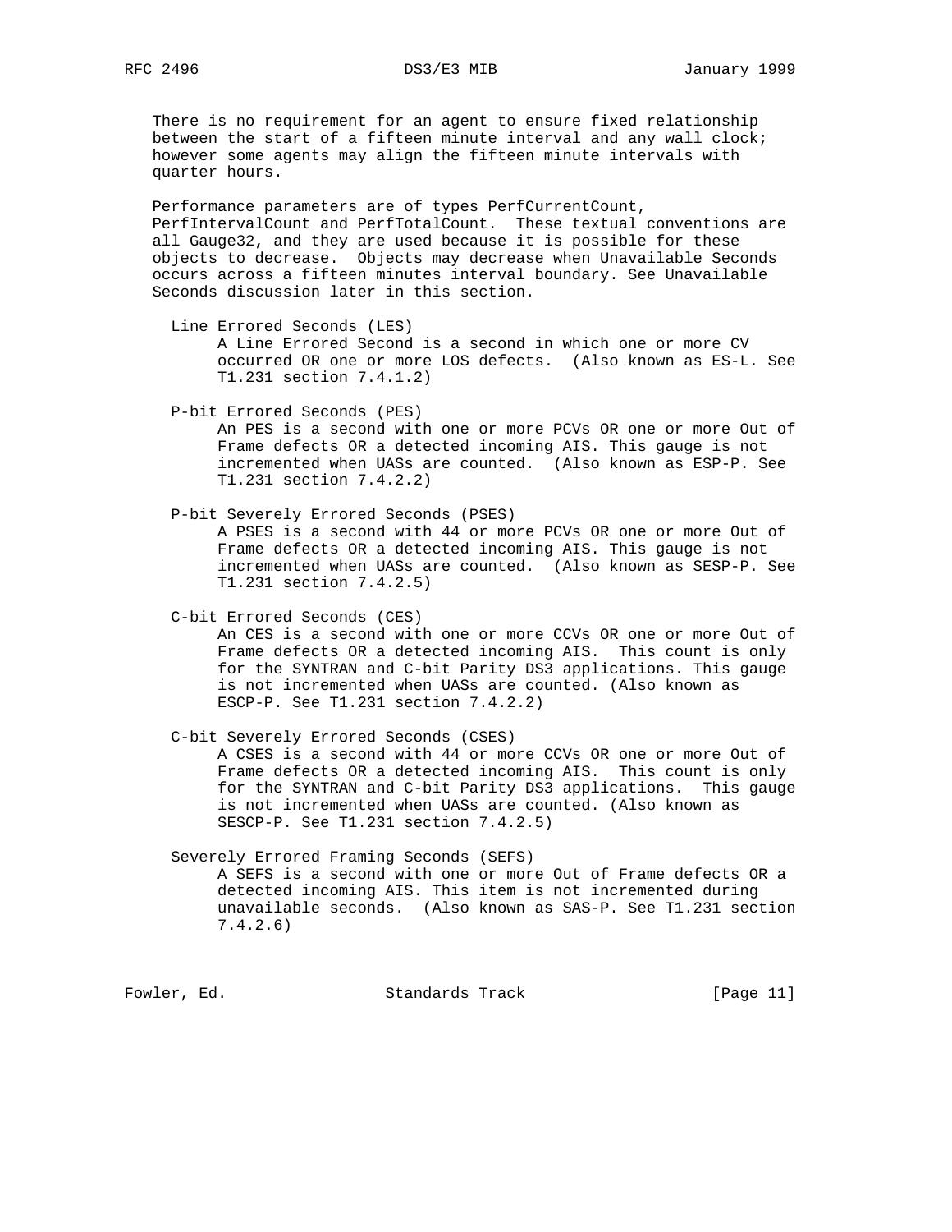There is no requirement for an agent to ensure fixed relationship between the start of a fifteen minute interval and any wall clock; however some agents may align the fifteen minute intervals with quarter hours.

Performance parameters are of types PerfCurrentCount, PerfIntervalCount and PerfTotalCount. These textual conventions are all Gauge32, and they are used because it is possible for these objects to decrease. Objects may decrease when Unavailable Seconds occurs across a fifteen minutes interval boundary. See Unavailable Seconds discussion later in this section.

Line Errored Seconds (LES)
: A Line Errored Second is a second in which one or more CV occurred OR one or more LOS defects. (Also known as ES-L. See T1.231 section 7.4.1.2)

P-bit Errored Seconds (PES)
: An PES is a second with one or more PCVs OR one or more Out of Frame defects OR a detected incoming AIS. This gauge is not incremented when UASs are counted. (Also known as ESP-P. See T1.231 section 7.4.2.2)

P-bit Severely Errored Seconds (PSES)
: A PSES is a second with 44 or more PCVs OR one or more Out of Frame defects OR a detected incoming AIS. This gauge is not incremented when UASs are counted. (Also known as SESP-P. See T1.231 section 7.4.2.5)

C-bit Errored Seconds (CES)
: An CES is a second with one or more CCVs OR one or more Out of Frame defects OR a detected incoming AIS. This count is only for the SYNTRAN and C-bit Parity DS3 applications. This gauge is not incremented when UASs are counted. (Also known as ESCP-P. See T1.231 section 7.4.2.2)

C-bit Severely Errored Seconds (CSES)
: A CSES is a second with 44 or more CCVs OR one or more Out of Frame defects OR a detected incoming AIS. This count is only for the SYNTRAN and C-bit Parity DS3 applications. This gauge is not incremented when UASs are counted. (Also known as SESCP-P. See T1.231 section 7.4.2.5)

Severely Errored Framing Seconds (SEFS)
: A SEFS is a second with one or more Out of Frame defects OR a detected incoming AIS. This item is not incremented during unavailable seconds. (Also known as SAS-P. See T1.231 section 7.4.2.6)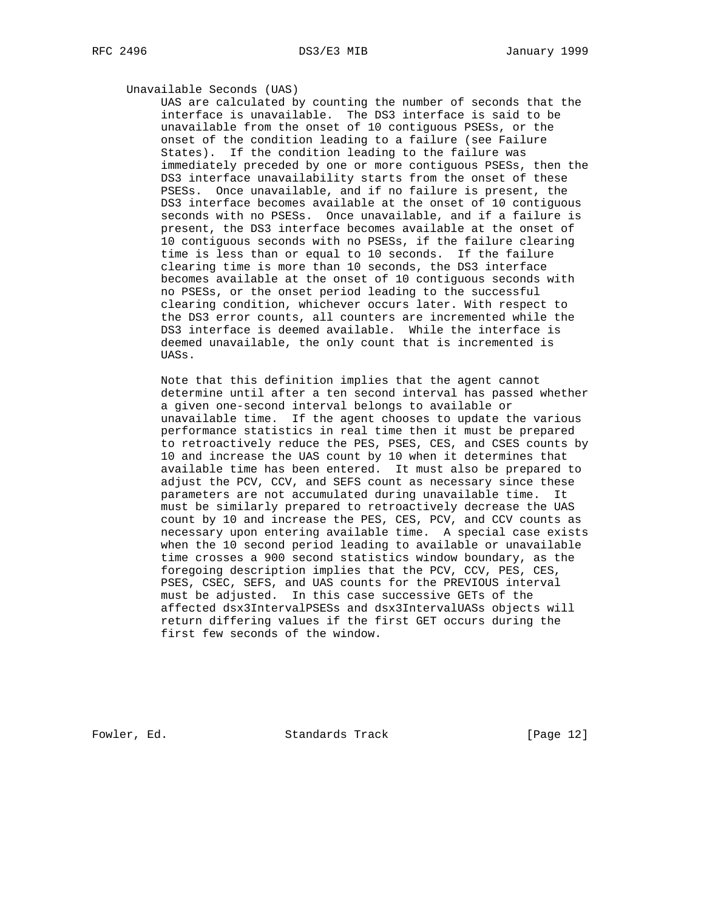Unavailable Seconds (UAS)

UAS are calculated by counting the number of seconds that the interface is unavailable. The DS3 interface is said to be unavailable from the onset of 10 contiguous PSESs, or the onset of the condition leading to a failure (see Failure States). If the condition leading to the failure was immediately preceded by one or more contiguous PSESs, then the DS3 interface unavailability starts from the onset of these PSESs. Once unavailable, and if no failure is present, the DS3 interface becomes available at the onset of 10 contiguous seconds with no PSESs. Once unavailable, and if a failure is present, the DS3 interface becomes available at the onset of 10 contiguous seconds with no PSESs, if the failure clearing time is less than or equal to 10 seconds. If the failure clearing time is more than 10 seconds, the DS3 interface becomes available at the onset of 10 contiguous seconds with no PSESs, or the onset period leading to the successful clearing condition, whichever occurs later. With respect to the DS3 error counts, all counters are incremented while the DS3 interface is deemed available. While the interface is deemed unavailable, the only count that is incremented is UASs.

Note that this definition implies that the agent cannot determine until after a ten second interval has passed whether a given one-second interval belongs to available or unavailable time. If the agent chooses to update the various performance statistics in real time then it must be prepared to retroactively reduce the PES, PSES, CES, and CSES counts by 10 and increase the UAS count by 10 when it determines that available time has been entered. It must also be prepared to adjust the PCV, CCV, and SEFS count as necessary since these parameters are not accumulated during unavailable time. It must be similarly prepared to retroactively decrease the UAS count by 10 and increase the PES, CES, PCV, and CCV counts as necessary upon entering available time. A special case exists when the 10 second period leading to available or unavailable time crosses a 900 second statistics window boundary, as the foregoing description implies that the PCV, CCV, PES, CES, PSES, CSEC, SEFS, and UAS counts for the PREVIOUS interval must be adjusted. In this case successive GETs of the affected dsx3IntervalPSESs and dsx3IntervalUASs objects will return differing values if the first GET occurs during the first few seconds of the window.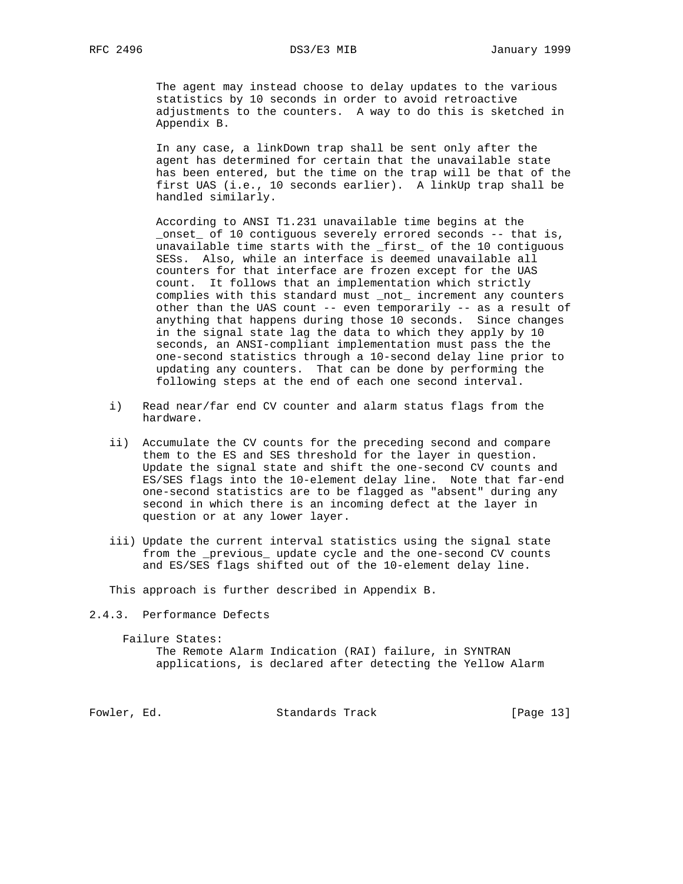The agent may instead choose to delay updates to the various statistics by 10 seconds in order to avoid retroactive adjustments to the counters. A way to do this is sketched in Appendix B.

In any case, a linkDown trap shall be sent only after the agent has determined for certain that the unavailable state has been entered, but the time on the trap will be that of the first UAS (i.e., 10 seconds earlier). A linkUp trap shall be handled similarly.

According to ANSI T1.231 unavailable time begins at the _onset_ of 10 contiguous severely errored seconds -- that is, unavailable time starts with the _first_ of the 10 contiguous SESs. Also, while an interface is deemed unavailable all counters for that interface are frozen except for the UAS count. It follows that an implementation which strictly complies with this standard must _not_ increment any counters other than the UAS count -- even temporarily -- as a result of anything that happens during those 10 seconds. Since changes in the signal state lag the data to which they apply by 10 seconds, an ANSI-compliant implementation must pass the the one-second statistics through a 10-second delay line prior to updating any counters. That can be done by performing the following steps at the end of each one second interval.

i) Read near/far end CV counter and alarm status flags from the hardware.

ii) Accumulate the CV counts for the preceding second and compare them to the ES and SES threshold for the layer in question. Update the signal state and shift the one-second CV counts and ES/SES flags into the 10-element delay line. Note that far-end one-second statistics are to be flagged as "absent" during any second in which there is an incoming defect at the layer in question or at any lower layer.

iii) Update the current interval statistics using the signal state from the _previous_ update cycle and the one-second CV counts and ES/SES flags shifted out of the 10-element delay line.

This approach is further described in Appendix B.

### 2.4.3. Performance Defects

Failure States:
The Remote Alarm Indication (RAI) failure, in SYNTRAN applications, is declared after detecting the Yellow Alarm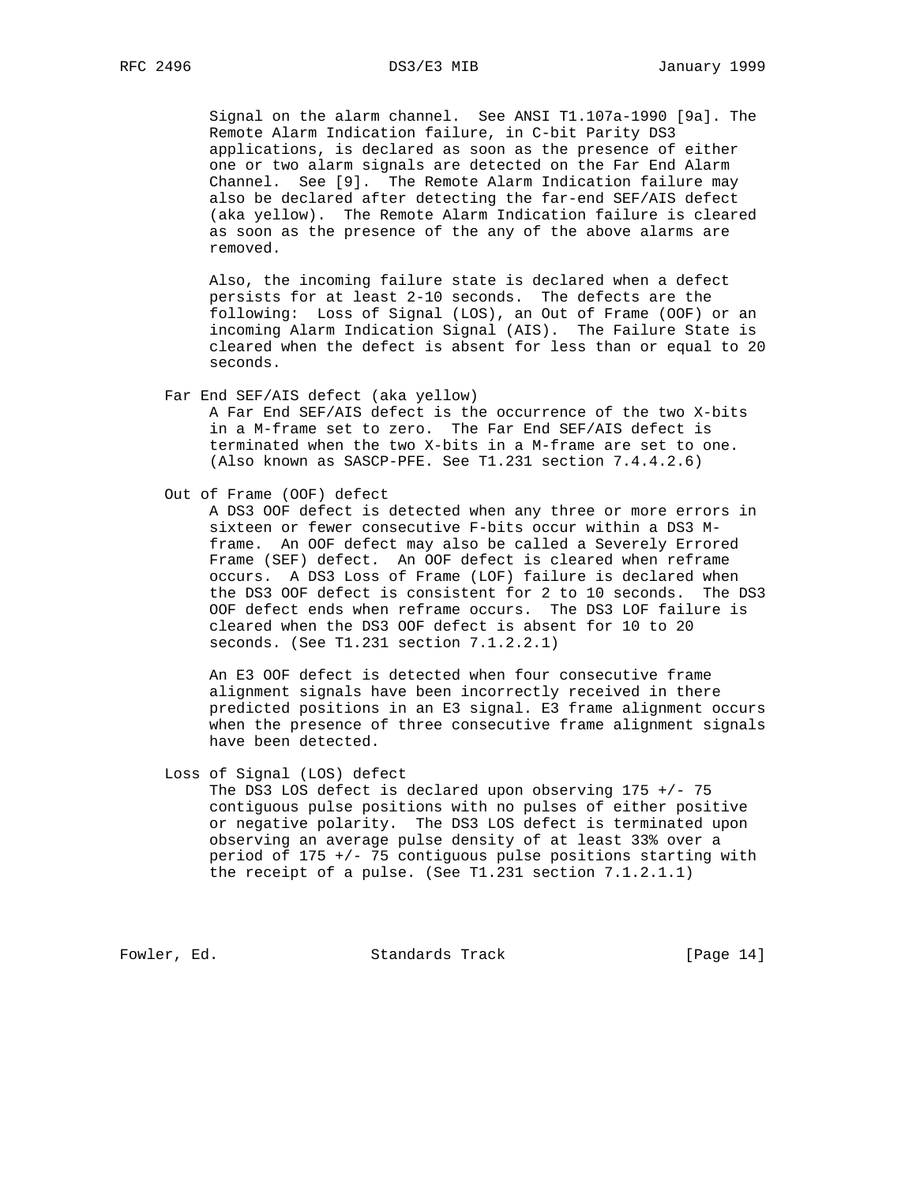Signal on the alarm channel. See ANSI T1.107a-1990 [9a]. The Remote Alarm Indication failure, in C-bit Parity DS3 applications, is declared as soon as the presence of either one or two alarm signals are detected on the Far End Alarm Channel. See [9]. The Remote Alarm Indication failure may also be declared after detecting the far-end SEF/AIS defect (aka yellow). The Remote Alarm Indication failure is cleared as soon as the presence of the any of the above alarms are removed.

Also, the incoming failure state is declared when a defect persists for at least 2-10 seconds. The defects are the following: Loss of Signal (LOS), an Out of Frame (OOF) or an incoming Alarm Indication Signal (AIS). The Failure State is cleared when the defect is absent for less than or equal to 20 seconds.

Far End SEF/AIS defect (aka yellow)

A Far End SEF/AIS defect is the occurrence of the two X-bits in a M-frame set to zero. The Far End SEF/AIS defect is terminated when the two X-bits in a M-frame are set to one. (Also known as SASCP-PFE. See T1.231 section 7.4.4.2.6)

Out of Frame (OOF) defect

A DS3 OOF defect is detected when any three or more errors in sixteen or fewer consecutive F-bits occur within a DS3 M-frame. An OOF defect may also be called a Severely Errored Frame (SEF) defect. An OOF defect is cleared when reframe occurs. A DS3 Loss of Frame (LOF) failure is declared when the DS3 OOF defect is consistent for 2 to 10 seconds. The DS3 OOF defect ends when reframe occurs. The DS3 LOF failure is cleared when the DS3 OOF defect is absent for 10 to 20 seconds. (See T1.231 section 7.1.2.2.1)

An E3 OOF defect is detected when four consecutive frame alignment signals have been incorrectly received in there predicted positions in an E3 signal. E3 frame alignment occurs when the presence of three consecutive frame alignment signals have been detected.

Loss of Signal (LOS) defect

The DS3 LOS defect is declared upon observing 175 +/- 75 contiguous pulse positions with no pulses of either positive or negative polarity. The DS3 LOS defect is terminated upon observing an average pulse density of at least 33% over a period of 175 +/- 75 contiguous pulse positions starting with the receipt of a pulse. (See T1.231 section 7.1.2.1.1)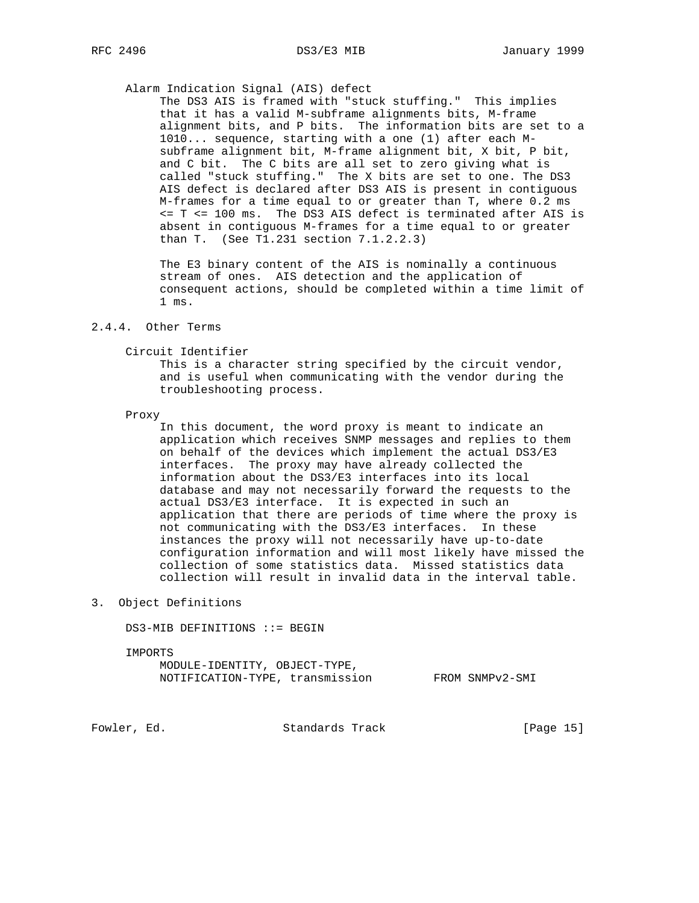Alarm Indication Signal (AIS) defect

The DS3 AIS is framed with "stuck stuffing." This implies that it has a valid M-subframe alignments bits, M-frame alignment bits, and P bits. The information bits are set to a 1010... sequence, starting with a one (1) after each M-subframe alignment bit, M-frame alignment bit, X bit, P bit, and C bit. The C bits are all set to zero giving what is called "stuck stuffing." The X bits are set to one. The DS3 AIS defect is declared after DS3 AIS is present in contiguous M-frames for a time equal to or greater than T, where 0.2 ms <= T <= 100 ms. The DS3 AIS defect is terminated after AIS is absent in contiguous M-frames for a time equal to or greater than T. (See T1.231 section 7.1.2.2.3)

The E3 binary content of the AIS is nominally a continuous stream of ones. AIS detection and the application of consequent actions, should be completed within a time limit of 1 ms.

### 2.4.4. Other Terms

Circuit Identifier

This is a character string specified by the circuit vendor, and is useful when communicating with the vendor during the troubleshooting process.

Proxy

In this document, the word proxy is meant to indicate an application which receives SNMP messages and replies to them on behalf of the devices which implement the actual DS3/E3 interfaces. The proxy may have already collected the information about the DS3/E3 interfaces into its local database and may not necessarily forward the requests to the actual DS3/E3 interface. It is expected in such an application that there are periods of time where the proxy is not communicating with the DS3/E3 interfaces. In these instances the proxy will not necessarily have up-to-date configuration information and will most likely have missed the collection of some statistics data. Missed statistics data collection will result in invalid data in the interval table.

## 3. Object Definitions

```
DS3-MIB DEFINITIONS ::= BEGIN

IMPORTS
     MODULE-IDENTITY, OBJECT-TYPE,
     NOTIFICATION-TYPE, transmission         FROM SNMPv2-SMI
```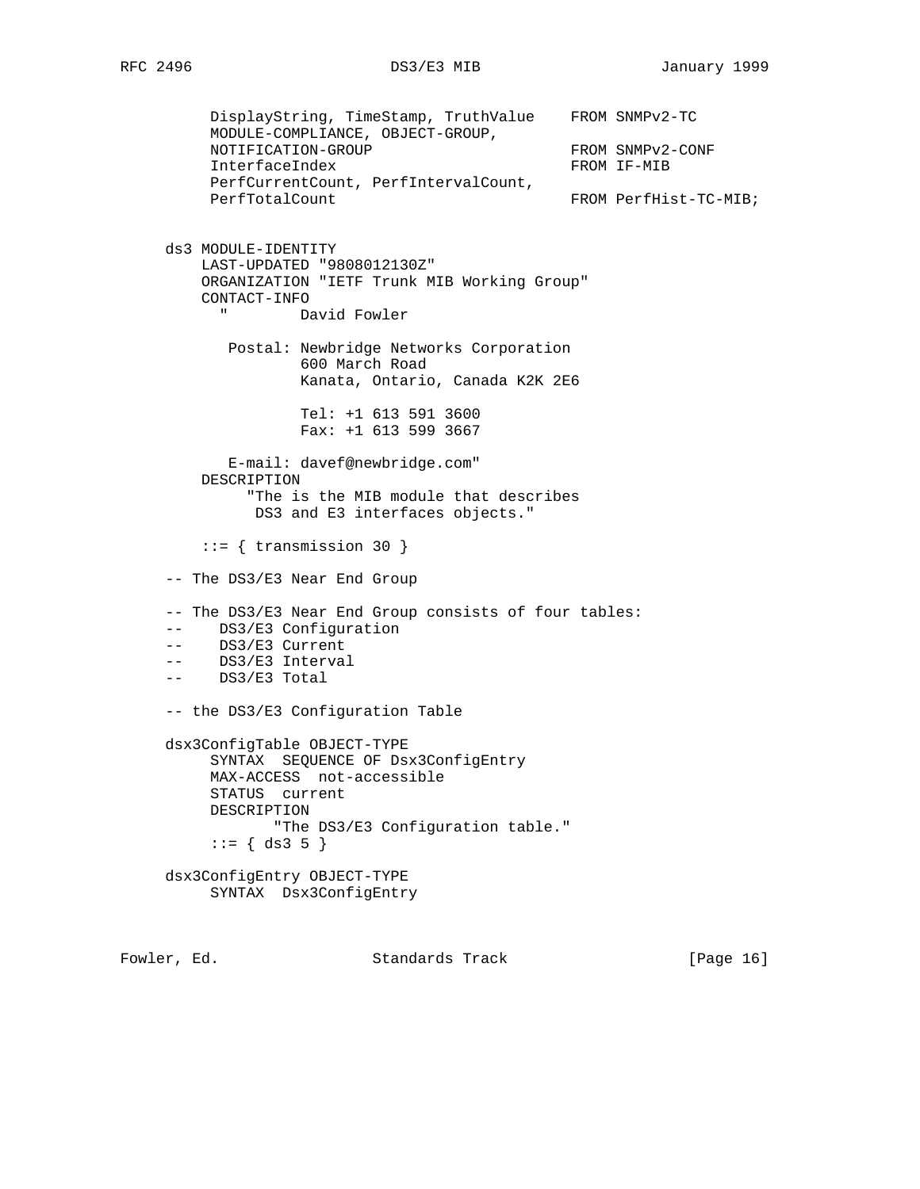```
        DisplayString, TimeStamp, TruthValue    FROM SNMPv2-TC
        MODULE-COMPLIANCE, OBJECT-GROUP,
        NOTIFICATION-GROUP                      FROM SNMPv2-CONF
        InterfaceIndex                          FROM IF-MIB
        PerfCurrentCount, PerfIntervalCount,
        PerfTotalCount                          FROM PerfHist-TC-MIB;


   ds3 MODULE-IDENTITY
       LAST-UPDATED "9808012130Z"
       ORGANIZATION "IETF Trunk MIB Working Group"
       CONTACT-INFO
         "        David Fowler

          Postal: Newbridge Networks Corporation
                  600 March Road
                  Kanata, Ontario, Canada K2K 2E6

                  Tel: +1 613 591 3600
                  Fax: +1 613 599 3667

          E-mail: davef@newbridge.com"
       DESCRIPTION
            "The is the MIB module that describes
             DS3 and E3 interfaces objects."

       ::= { transmission 30 }

   -- The DS3/E3 Near End Group

   -- The DS3/E3 Near End Group consists of four tables:
   --    DS3/E3 Configuration
   --    DS3/E3 Current
   --    DS3/E3 Interval
   --    DS3/E3 Total

   -- the DS3/E3 Configuration Table

   dsx3ConfigTable OBJECT-TYPE
        SYNTAX  SEQUENCE OF Dsx3ConfigEntry
        MAX-ACCESS  not-accessible
        STATUS  current
        DESCRIPTION
               "The DS3/E3 Configuration table."
        ::= { ds3 5 }

   dsx3ConfigEntry OBJECT-TYPE
        SYNTAX  Dsx3ConfigEntry
```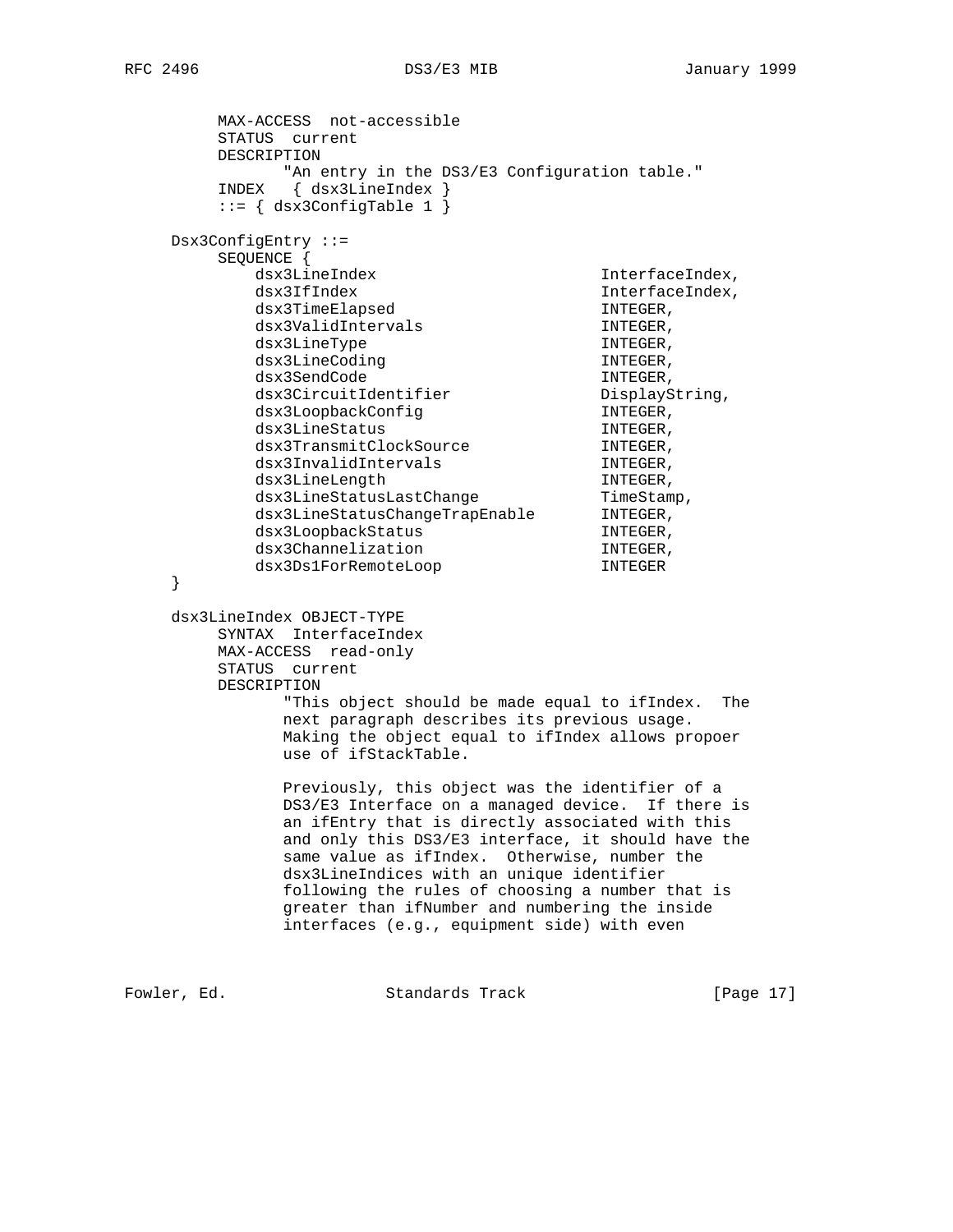```
     MAX-ACCESS  not-accessible
     STATUS  current
     DESCRIPTION
            "An entry in the DS3/E3 Configuration table."
     INDEX   { dsx3LineIndex }
     ::= { dsx3ConfigTable 1 }

Dsx3ConfigEntry ::=
     SEQUENCE {
        dsx3LineIndex                          InterfaceIndex,
        dsx3IfIndex                            InterfaceIndex,
        dsx3TimeElapsed                        INTEGER,
        dsx3ValidIntervals                     INTEGER,
        dsx3LineType                           INTEGER,
        dsx3LineCoding                         INTEGER,
        dsx3SendCode                           INTEGER,
        dsx3CircuitIdentifier                  DisplayString,
        dsx3LoopbackConfig                     INTEGER,
        dsx3LineStatus                         INTEGER,
        dsx3TransmitClockSource                INTEGER,
        dsx3InvalidIntervals                   INTEGER,
        dsx3LineLength                         INTEGER,
        dsx3LineStatusLastChange               TimeStamp,
        dsx3LineStatusChangeTrapEnable         INTEGER,
        dsx3LoopbackStatus                     INTEGER,
        dsx3Channelization                     INTEGER,
        dsx3Ds1ForRemoteLoop                   INTEGER
}

dsx3LineIndex OBJECT-TYPE
     SYNTAX  InterfaceIndex
     MAX-ACCESS  read-only
     STATUS  current
     DESCRIPTION
            "This object should be made equal to ifIndex.  The
            next paragraph describes its previous usage.
            Making the object equal to ifIndex allows propoer
            use of ifStackTable.

            Previously, this object was the identifier of a
            DS3/E3 Interface on a managed device.  If there is
            an ifEntry that is directly associated with this
            and only this DS3/E3 interface, it should have the
            same value as ifIndex.  Otherwise, number the
            dsx3LineIndices with an unique identifier
            following the rules of choosing a number that is
            greater than ifNumber and numbering the inside
            interfaces (e.g., equipment side) with even
```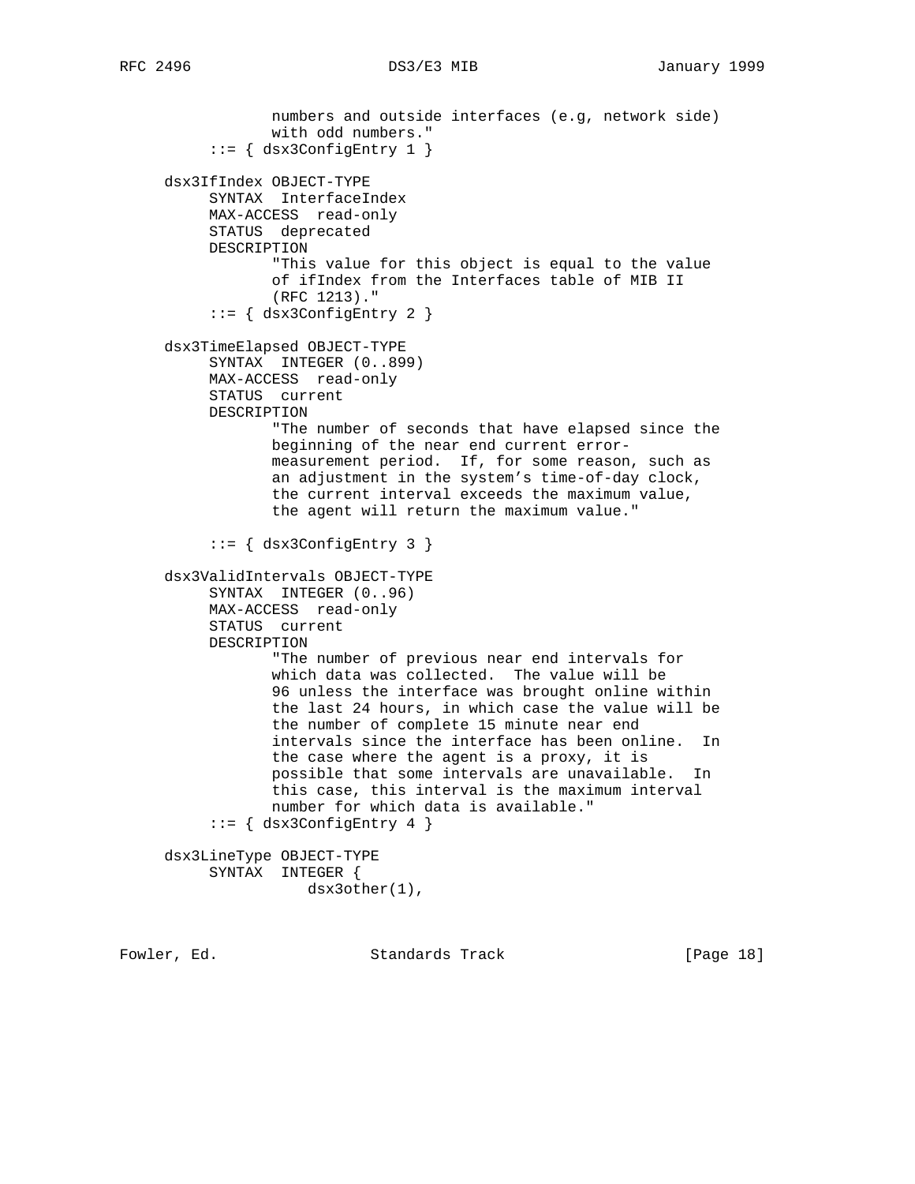```
                numbers and outside interfaces (e.g, network side)
                with odd numbers."
          ::= { dsx3ConfigEntry 1 }

     dsx3IfIndex OBJECT-TYPE
          SYNTAX  InterfaceIndex
          MAX-ACCESS  read-only
          STATUS  deprecated
          DESCRIPTION
                 "This value for this object is equal to the value
                 of ifIndex from the Interfaces table of MIB II
                 (RFC 1213)."
          ::= { dsx3ConfigEntry 2 }

     dsx3TimeElapsed OBJECT-TYPE
          SYNTAX  INTEGER (0..899)
          MAX-ACCESS  read-only
          STATUS  current
          DESCRIPTION
                 "The number of seconds that have elapsed since the
                 beginning of the near end current error-
                 measurement period.  If, for some reason, such as
                 an adjustment in the system's time-of-day clock,
                 the current interval exceeds the maximum value,
                 the agent will return the maximum value."

          ::= { dsx3ConfigEntry 3 }

     dsx3ValidIntervals OBJECT-TYPE
          SYNTAX  INTEGER (0..96)
          MAX-ACCESS  read-only
          STATUS  current
          DESCRIPTION
                 "The number of previous near end intervals for
                 which data was collected.  The value will be
                 96 unless the interface was brought online within
                 the last 24 hours, in which case the value will be
                 the number of complete 15 minute near end
                 intervals since the interface has been online.  In
                 the case where the agent is a proxy, it is
                 possible that some intervals are unavailable.  In
                 this case, this interval is the maximum interval
                 number for which data is available."
          ::= { dsx3ConfigEntry 4 }

     dsx3LineType OBJECT-TYPE
          SYNTAX  INTEGER {
                    dsx3other(1),
```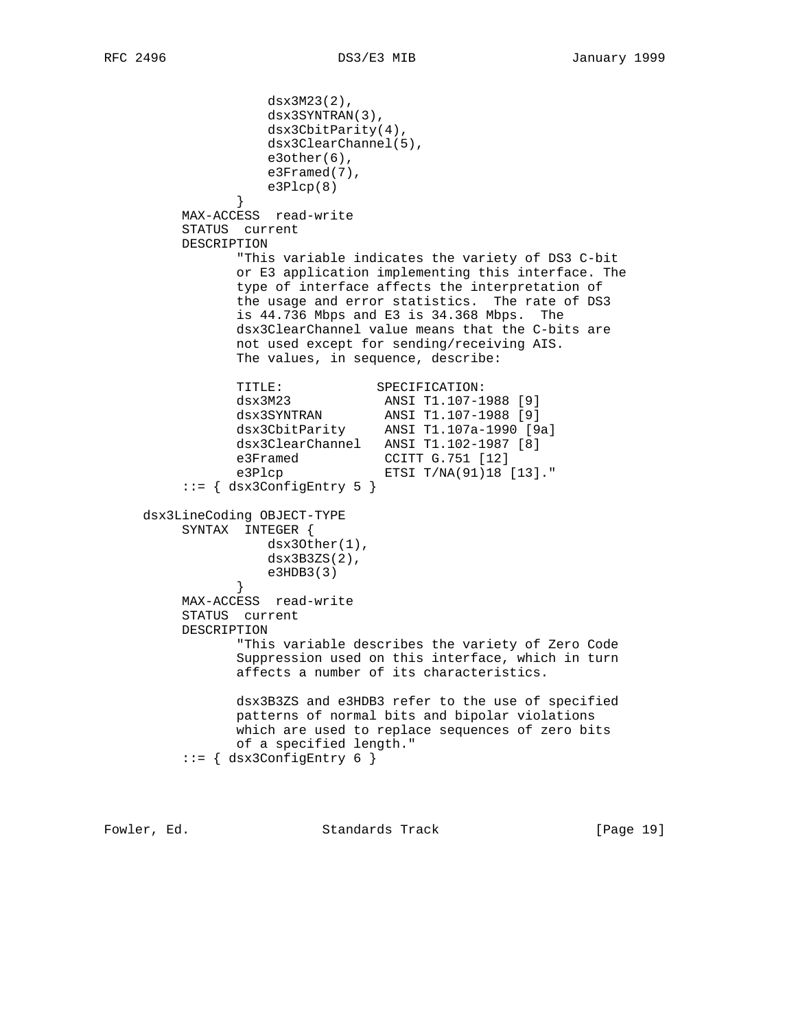```
                 dsx3M23(2),
                 dsx3SYNTRAN(3),
                 dsx3CbitParity(4),
                 dsx3ClearChannel(5),
                 e3other(6),
                 e3Framed(7),
                 e3Plcp(8)
             }
       MAX-ACCESS  read-write
       STATUS  current
       DESCRIPTION
             "This variable indicates the variety of DS3 C-bit
             or E3 application implementing this interface. The
             type of interface affects the interpretation of
             the usage and error statistics.  The rate of DS3
             is 44.736 Mbps and E3 is 34.368 Mbps.  The
             dsx3ClearChannel value means that the C-bits are
             not used except for sending/receiving AIS.
             The values, in sequence, describe:

             TITLE:            SPECIFICATION:
             dsx3M23            ANSI T1.107-1988 [9]
             dsx3SYNTRAN        ANSI T1.107-1988 [9]
             dsx3CbitParity     ANSI T1.107a-1990 [9a]
             dsx3ClearChannel   ANSI T1.102-1987 [8]
             e3Framed           CCITT G.751 [12]
             e3Plcp             ETSI T/NA(91)18 [13]."
       ::= { dsx3ConfigEntry 5 }

   dsx3LineCoding OBJECT-TYPE
       SYNTAX  INTEGER {
                 dsx3Other(1),
                 dsx3B3ZS(2),
                 e3HDB3(3)
             }
       MAX-ACCESS  read-write
       STATUS  current
       DESCRIPTION
             "This variable describes the variety of Zero Code
             Suppression used on this interface, which in turn
             affects a number of its characteristics.

             dsx3B3ZS and e3HDB3 refer to the use of specified
             patterns of normal bits and bipolar violations
             which are used to replace sequences of zero bits
             of a specified length."
       ::= { dsx3ConfigEntry 6 }
```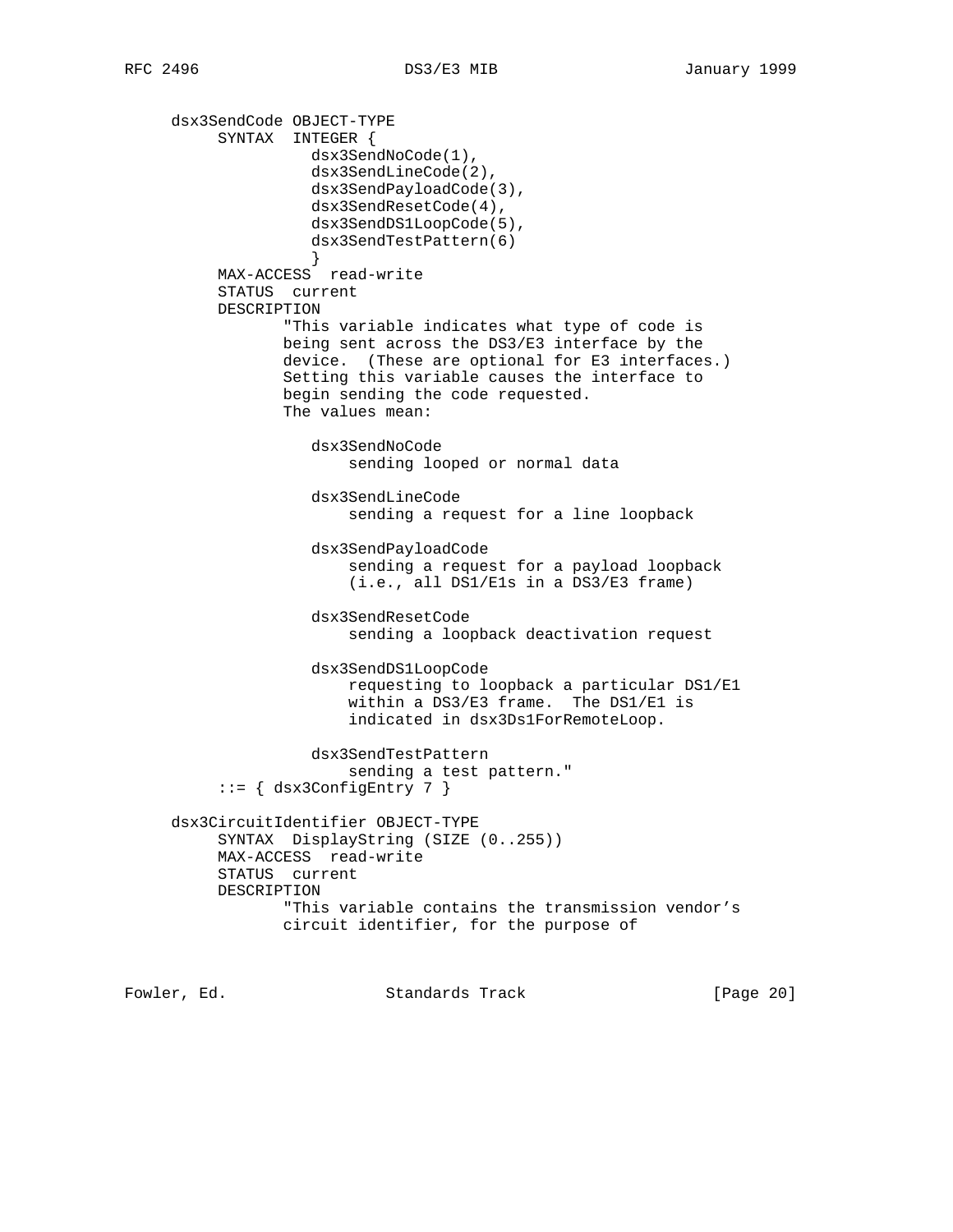```
     dsx3SendCode OBJECT-TYPE
          SYNTAX  INTEGER {
                    dsx3SendNoCode(1),
                    dsx3SendLineCode(2),
                    dsx3SendPayloadCode(3),
                    dsx3SendResetCode(4),
                    dsx3SendDS1LoopCode(5),
                    dsx3SendTestPattern(6)
                    }
          MAX-ACCESS  read-write
          STATUS  current
          DESCRIPTION
                 "This variable indicates what type of code is
                 being sent across the DS3/E3 interface by the
                 device.  (These are optional for E3 interfaces.)
                 Setting this variable causes the interface to
                 begin sending the code requested.
                 The values mean:

                    dsx3SendNoCode
                        sending looped or normal data

                    dsx3SendLineCode
                        sending a request for a line loopback

                    dsx3SendPayloadCode
                        sending a request for a payload loopback
                        (i.e., all DS1/E1s in a DS3/E3 frame)

                    dsx3SendResetCode
                        sending a loopback deactivation request

                    dsx3SendDS1LoopCode
                        requesting to loopback a particular DS1/E1
                        within a DS3/E3 frame.  The DS1/E1 is
                        indicated in dsx3Ds1ForRemoteLoop.

                    dsx3SendTestPattern
                        sending a test pattern."
          ::= { dsx3ConfigEntry 7 }

     dsx3CircuitIdentifier OBJECT-TYPE
          SYNTAX  DisplayString (SIZE (0..255))
          MAX-ACCESS  read-write
          STATUS  current
          DESCRIPTION
                 "This variable contains the transmission vendor's
                 circuit identifier, for the purpose of
```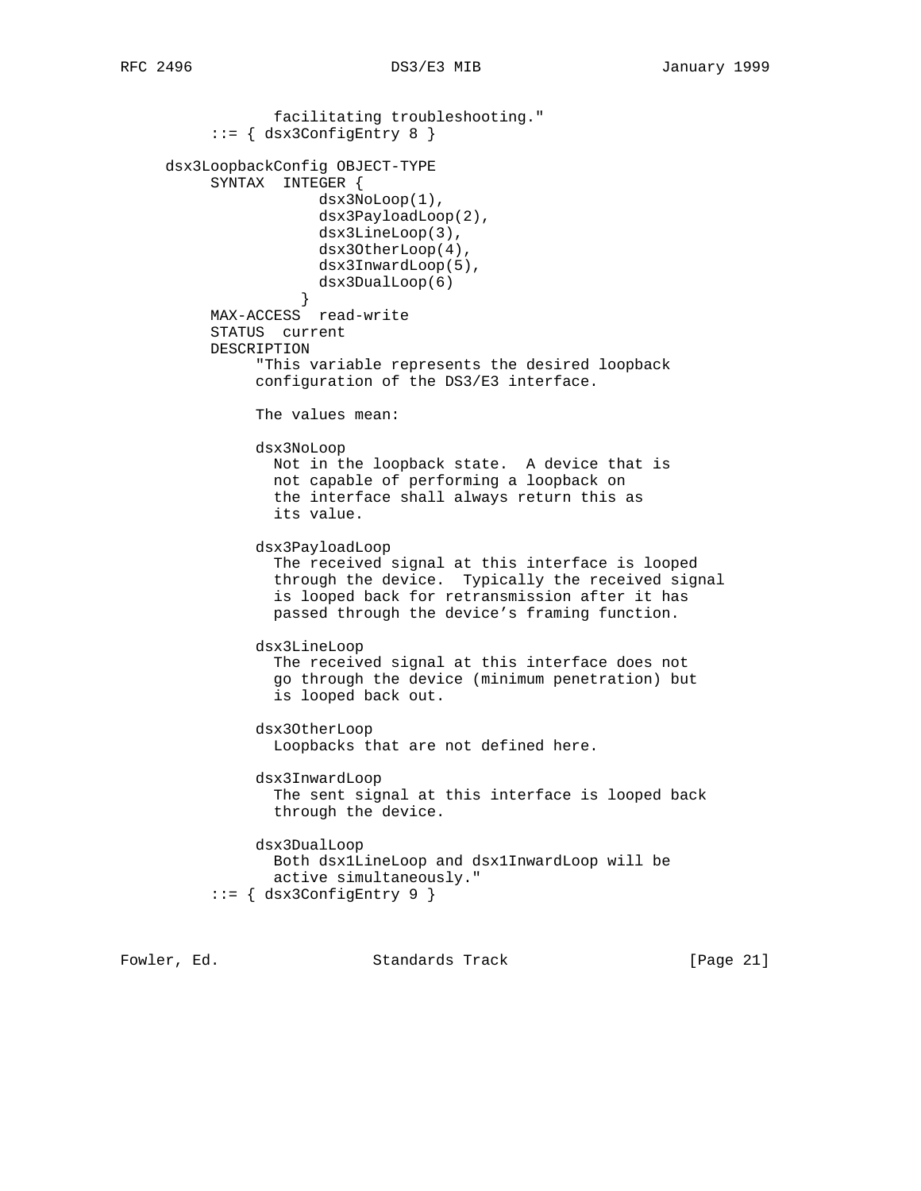```
                facilitating troubleshooting."
         ::= { dsx3ConfigEntry 8 }

     dsx3LoopbackConfig OBJECT-TYPE
          SYNTAX  INTEGER {
                     dsx3NoLoop(1),
                     dsx3PayloadLoop(2),
                     dsx3LineLoop(3),
                     dsx3OtherLoop(4),
                     dsx3InwardLoop(5),
                     dsx3DualLoop(6)
                   }
          MAX-ACCESS  read-write
          STATUS  current
          DESCRIPTION
               "This variable represents the desired loopback
               configuration of the DS3/E3 interface.

               The values mean:

               dsx3NoLoop
                 Not in the loopback state.  A device that is
                 not capable of performing a loopback on
                 the interface shall always return this as
                 its value.

               dsx3PayloadLoop
                 The received signal at this interface is looped
                 through the device.  Typically the received signal
                 is looped back for retransmission after it has
                 passed through the device's framing function.

               dsx3LineLoop
                 The received signal at this interface does not
                 go through the device (minimum penetration) but
                 is looped back out.

               dsx3OtherLoop
                 Loopbacks that are not defined here.

               dsx3InwardLoop
                 The sent signal at this interface is looped back
                 through the device.

               dsx3DualLoop
                 Both dsx1LineLoop and dsx1InwardLoop will be
                 active simultaneously."
          ::= { dsx3ConfigEntry 9 }
```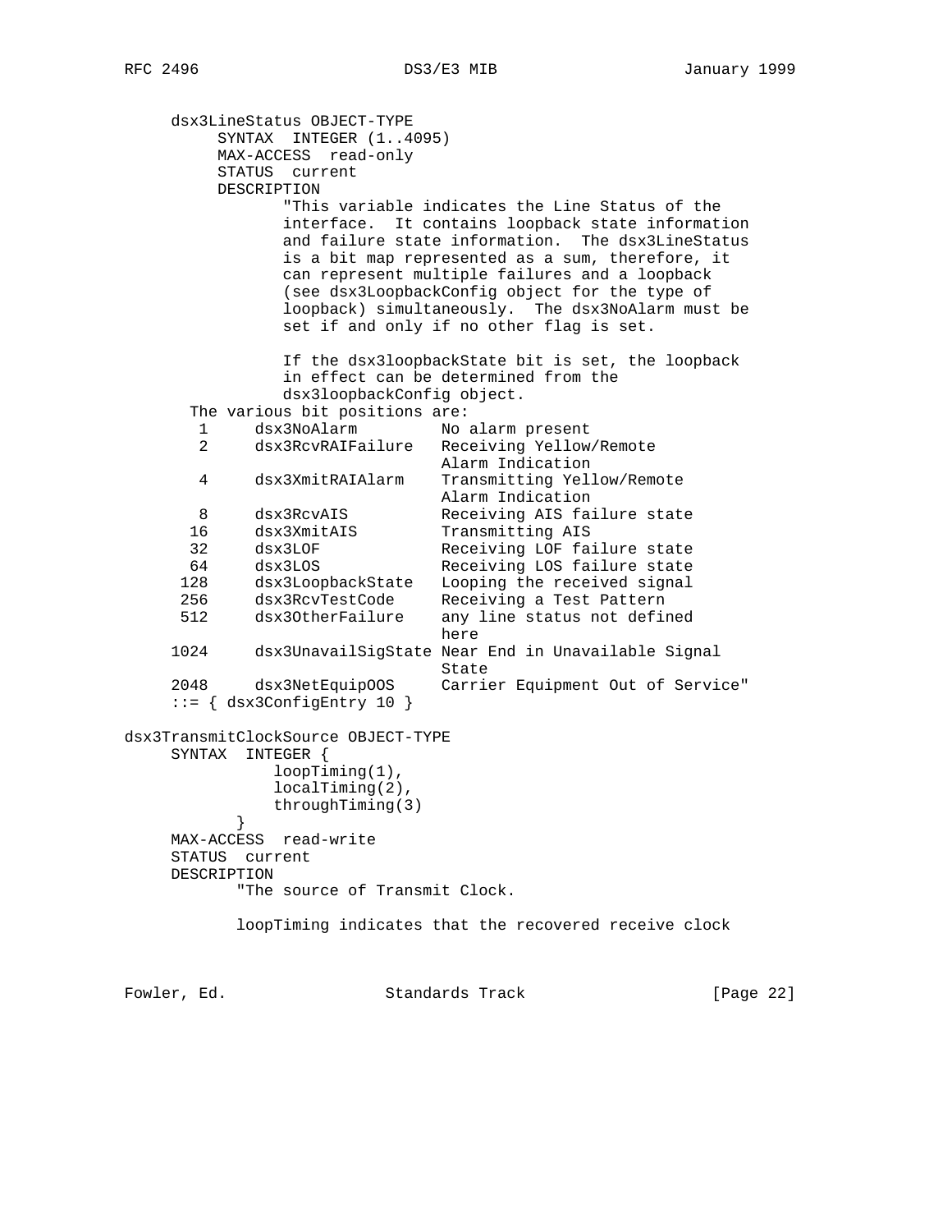```
     dsx3LineStatus OBJECT-TYPE
          SYNTAX  INTEGER (1..4095)
          MAX-ACCESS  read-only
          STATUS  current
          DESCRIPTION
                 "This variable indicates the Line Status of the
                 interface.  It contains loopback state information
                 and failure state information.  The dsx3LineStatus
                 is a bit map represented as a sum, therefore, it
                 can represent multiple failures and a loopback
                 (see dsx3LoopbackConfig object for the type of
                 loopback) simultaneously.  The dsx3NoAlarm must be
                 set if and only if no other flag is set.

                 If the dsx3loopbackState bit is set, the loopback
                 in effect can be determined from the
                 dsx3loopbackConfig object.
       The various bit positions are:
        1     dsx3NoAlarm         No alarm present
        2     dsx3RcvRAIFailure   Receiving Yellow/Remote
                                  Alarm Indication
        4     dsx3XmitRAIAlarm    Transmitting Yellow/Remote
                                  Alarm Indication
        8     dsx3RcvAIS          Receiving AIS failure state
       16     dsx3XmitAIS         Transmitting AIS
       32     dsx3LOF             Receiving LOF failure state
       64     dsx3LOS             Receiving LOS failure state
      128     dsx3LoopbackState   Looping the received signal
      256     dsx3RcvTestCode     Receiving a Test Pattern
      512     dsx3OtherFailure    any line status not defined
                                  here
     1024     dsx3UnavailSigState Near End in Unavailable Signal
                                  State
     2048     dsx3NetEquipOOS     Carrier Equipment Out of Service"
     ::= { dsx3ConfigEntry 10 }

dsx3TransmitClockSource OBJECT-TYPE
     SYNTAX  INTEGER {
               loopTiming(1),
               localTiming(2),
               throughTiming(3)
           }
     MAX-ACCESS  read-write
     STATUS  current
     DESCRIPTION
            "The source of Transmit Clock.

            loopTiming indicates that the recovered receive clock
```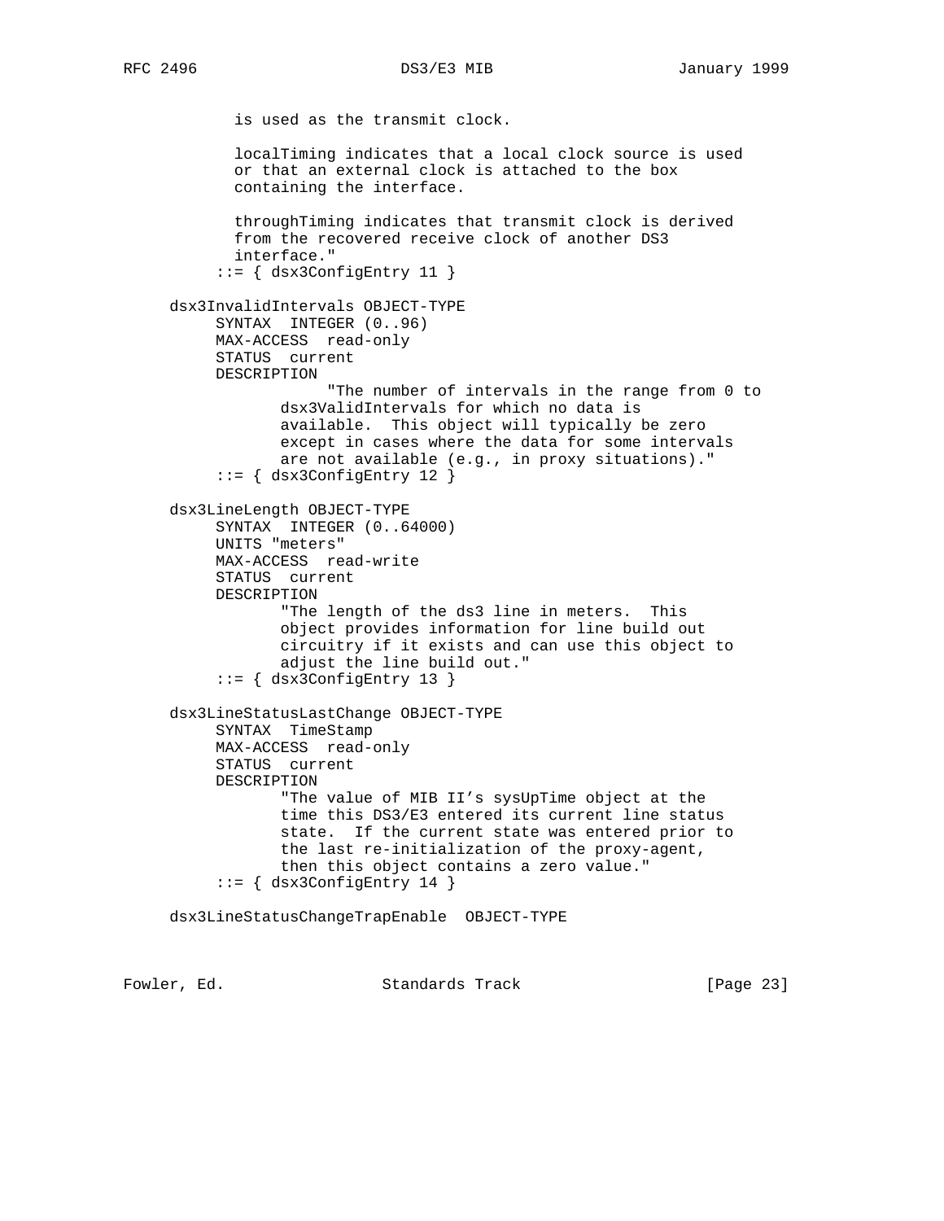```
           is used as the transmit clock.

           localTiming indicates that a local clock source is used
           or that an external clock is attached to the box
           containing the interface.

           throughTiming indicates that transmit clock is derived
           from the recovered receive clock of another DS3
           interface."
        ::= { dsx3ConfigEntry 11 }

     dsx3InvalidIntervals OBJECT-TYPE
          SYNTAX  INTEGER (0..96)
          MAX-ACCESS  read-only
          STATUS  current
          DESCRIPTION
                      "The number of intervals in the range from 0 to
                 dsx3ValidIntervals for which no data is
                 available.  This object will typically be zero
                 except in cases where the data for some intervals
                 are not available (e.g., in proxy situations)."
          ::= { dsx3ConfigEntry 12 }

     dsx3LineLength OBJECT-TYPE
          SYNTAX  INTEGER (0..64000)
          UNITS "meters"
          MAX-ACCESS  read-write
          STATUS  current
          DESCRIPTION
                 "The length of the ds3 line in meters.  This
                 object provides information for line build out
                 circuitry if it exists and can use this object to
                 adjust the line build out."
          ::= { dsx3ConfigEntry 13 }

     dsx3LineStatusLastChange OBJECT-TYPE
          SYNTAX  TimeStamp
          MAX-ACCESS  read-only
          STATUS  current
          DESCRIPTION
                 "The value of MIB II's sysUpTime object at the
                 time this DS3/E3 entered its current line status
                 state.  If the current state was entered prior to
                 the last re-initialization of the proxy-agent,
                 then this object contains a zero value."
          ::= { dsx3ConfigEntry 14 }

     dsx3LineStatusChangeTrapEnable  OBJECT-TYPE
```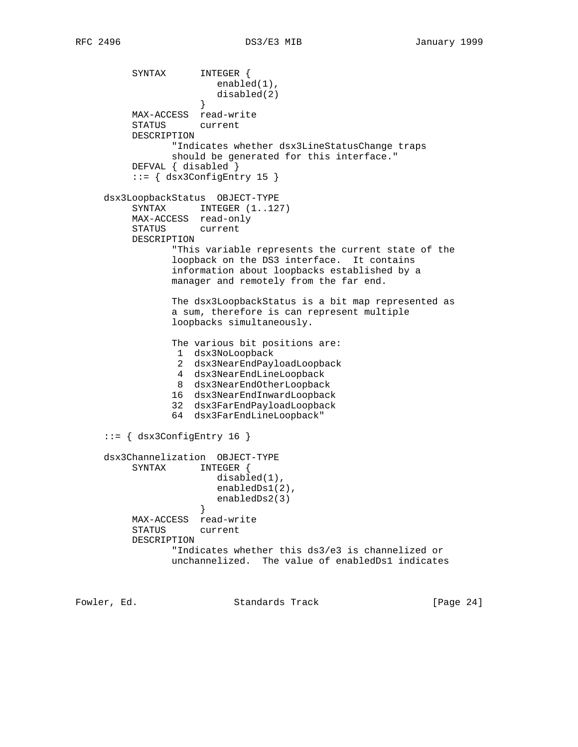```
         SYNTAX      INTEGER {
                        enabled(1),
                        disabled(2)
                     }
         MAX-ACCESS  read-write
         STATUS      current
         DESCRIPTION
                "Indicates whether dsx3LineStatusChange traps
                should be generated for this interface."
         DEFVAL { disabled }
         ::= { dsx3ConfigEntry 15 }

    dsx3LoopbackStatus  OBJECT-TYPE
         SYNTAX      INTEGER (1..127)
         MAX-ACCESS  read-only
         STATUS      current
         DESCRIPTION
                "This variable represents the current state of the
                loopback on the DS3 interface.  It contains
                information about loopbacks established by a
                manager and remotely from the far end.

                The dsx3LoopbackStatus is a bit map represented as
                a sum, therefore is can represent multiple
                loopbacks simultaneously.

                The various bit positions are:
                 1  dsx3NoLoopback
                 2  dsx3NearEndPayloadLoopback
                 4  dsx3NearEndLineLoopback
                 8  dsx3NearEndOtherLoopback
                16  dsx3NearEndInwardLoopback
                32  dsx3FarEndPayloadLoopback
                64  dsx3FarEndLineLoopback"

    ::= { dsx3ConfigEntry 16 }

    dsx3Channelization  OBJECT-TYPE
         SYNTAX      INTEGER {
                        disabled(1),
                        enabledDs1(2),
                        enabledDs2(3)
                     }
         MAX-ACCESS  read-write
         STATUS      current
         DESCRIPTION
                "Indicates whether this ds3/e3 is channelized or
                unchannelized.  The value of enabledDs1 indicates
```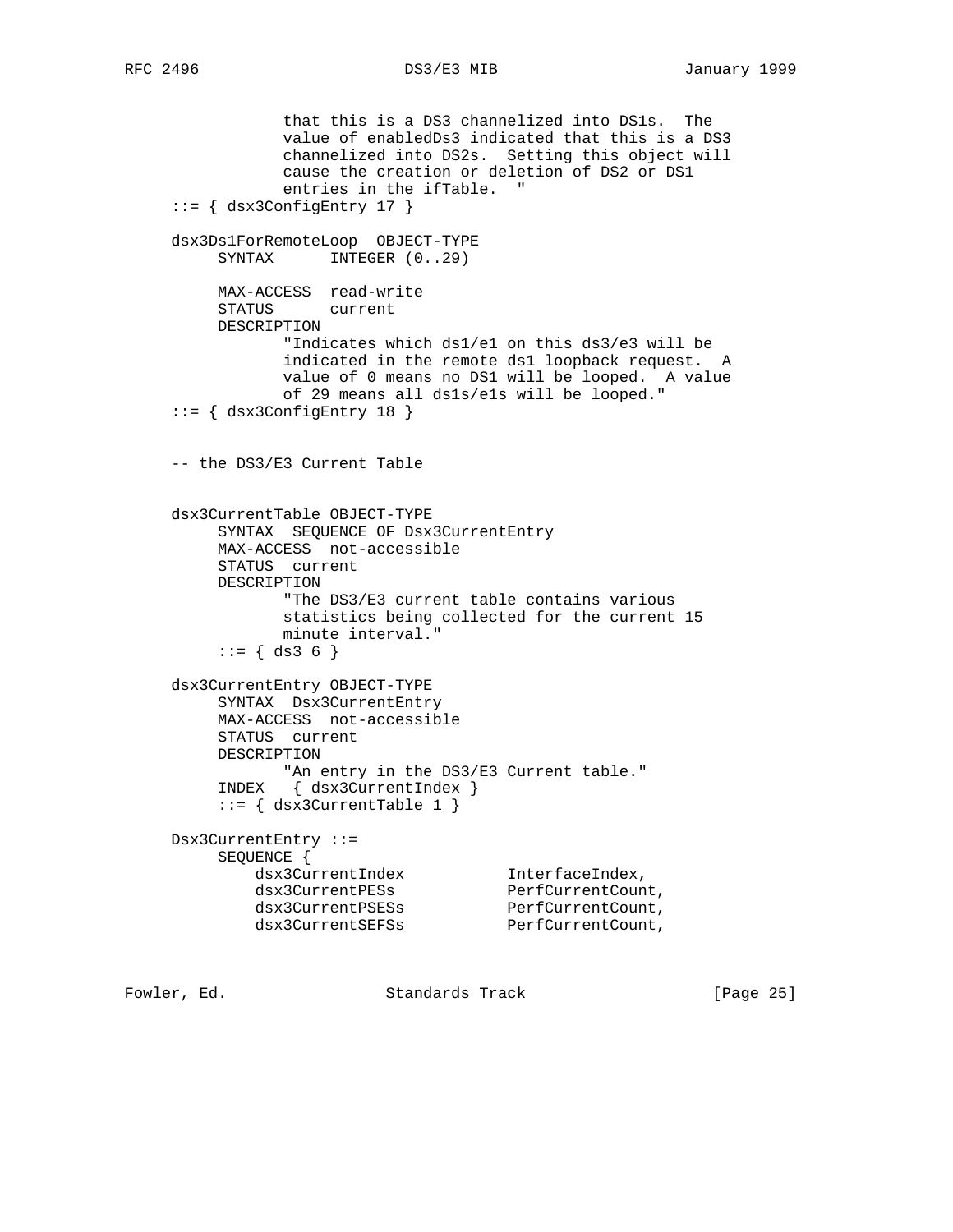```
                that this is a DS3 channelized into DS1s.  The
                value of enabledDs3 indicated that this is a DS3
                channelized into DS2s.  Setting this object will
                cause the creation or deletion of DS2 or DS1
                entries in the ifTable.  "
     ::= { dsx3ConfigEntry 17 }

     dsx3Ds1ForRemoteLoop  OBJECT-TYPE
          SYNTAX      INTEGER (0..29)

          MAX-ACCESS  read-write
          STATUS      current
          DESCRIPTION
                "Indicates which ds1/e1 on this ds3/e3 will be
                indicated in the remote ds1 loopback request.  A
                value of 0 means no DS1 will be looped.  A value
                of 29 means all ds1s/e1s will be looped."
     ::= { dsx3ConfigEntry 18 }


     -- the DS3/E3 Current Table


     dsx3CurrentTable OBJECT-TYPE
          SYNTAX  SEQUENCE OF Dsx3CurrentEntry
          MAX-ACCESS  not-accessible
          STATUS  current
          DESCRIPTION
                "The DS3/E3 current table contains various
                statistics being collected for the current 15
                minute interval."
          ::= { ds3 6 }

     dsx3CurrentEntry OBJECT-TYPE
          SYNTAX  Dsx3CurrentEntry
          MAX-ACCESS  not-accessible
          STATUS  current
          DESCRIPTION
                "An entry in the DS3/E3 Current table."
          INDEX   { dsx3CurrentIndex }
          ::= { dsx3CurrentTable 1 }

     Dsx3CurrentEntry ::=
          SEQUENCE {
              dsx3CurrentIndex           InterfaceIndex,
              dsx3CurrentPESs            PerfCurrentCount,
              dsx3CurrentPSESs           PerfCurrentCount,
              dsx3CurrentSEFSs           PerfCurrentCount,
```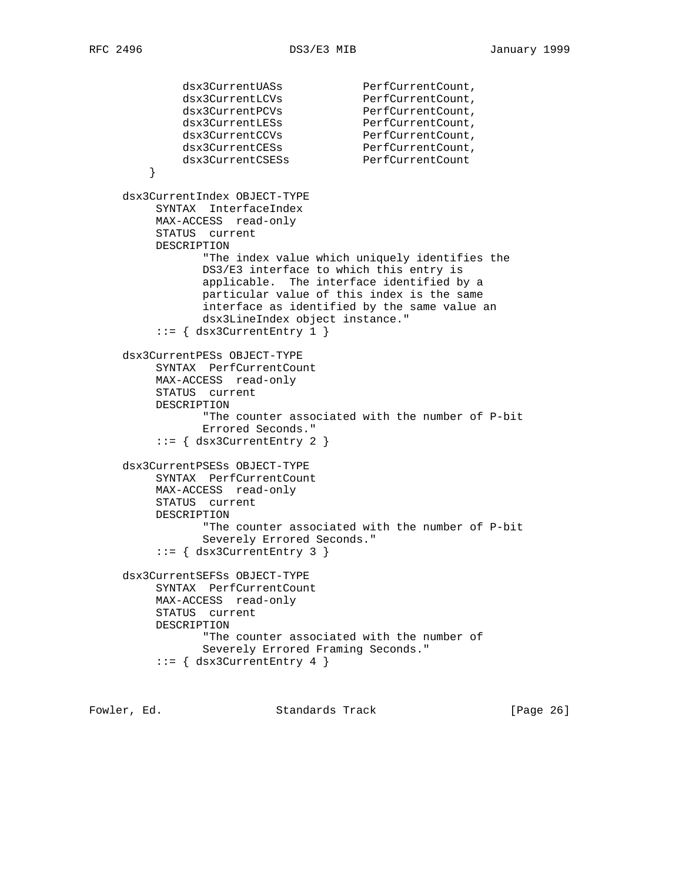```
            dsx3CurrentUASs             PerfCurrentCount,
            dsx3CurrentLCVs             PerfCurrentCount,
            dsx3CurrentPCVs             PerfCurrentCount,
            dsx3CurrentLESs             PerfCurrentCount,
            dsx3CurrentCCVs             PerfCurrentCount,
            dsx3CurrentCESs             PerfCurrentCount,
            dsx3CurrentCSESs            PerfCurrentCount
        }

     dsx3CurrentIndex OBJECT-TYPE
          SYNTAX  InterfaceIndex
          MAX-ACCESS  read-only
          STATUS  current
          DESCRIPTION
                 "The index value which uniquely identifies the
                 DS3/E3 interface to which this entry is
                 applicable.  The interface identified by a
                 particular value of this index is the same
                 interface as identified by the same value an
                 dsx3LineIndex object instance."
          ::= { dsx3CurrentEntry 1 }

     dsx3CurrentPESs OBJECT-TYPE
          SYNTAX  PerfCurrentCount
          MAX-ACCESS  read-only
          STATUS  current
          DESCRIPTION
                 "The counter associated with the number of P-bit
                 Errored Seconds."
          ::= { dsx3CurrentEntry 2 }

     dsx3CurrentPSESs OBJECT-TYPE
          SYNTAX  PerfCurrentCount
          MAX-ACCESS  read-only
          STATUS  current
          DESCRIPTION
                 "The counter associated with the number of P-bit
                 Severely Errored Seconds."
          ::= { dsx3CurrentEntry 3 }

     dsx3CurrentSEFSs OBJECT-TYPE
          SYNTAX  PerfCurrentCount
          MAX-ACCESS  read-only
          STATUS  current
          DESCRIPTION
                 "The counter associated with the number of
                 Severely Errored Framing Seconds."
          ::= { dsx3CurrentEntry 4 }
```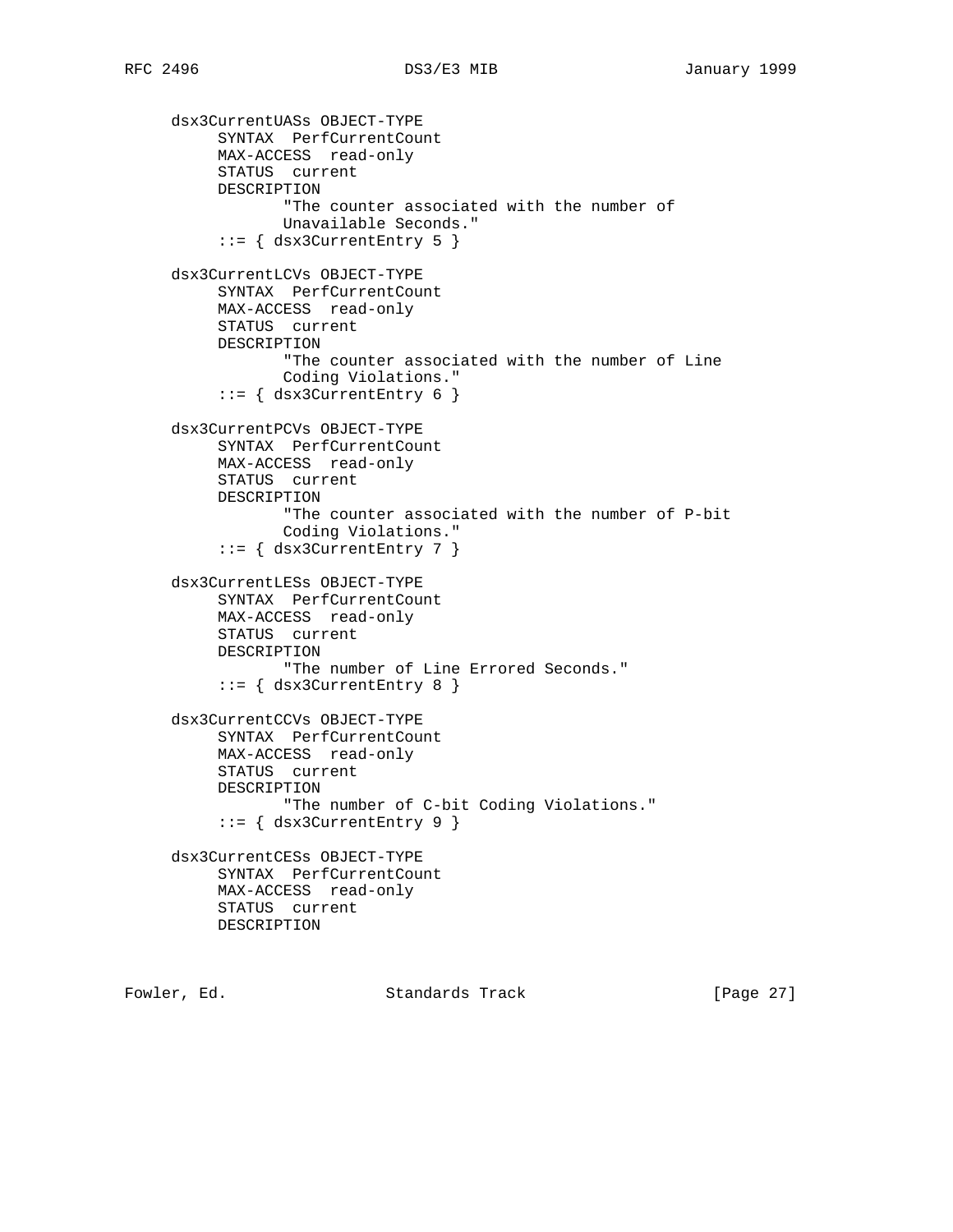```
     dsx3CurrentUASs OBJECT-TYPE
          SYNTAX  PerfCurrentCount
          MAX-ACCESS  read-only
          STATUS  current
          DESCRIPTION
                 "The counter associated with the number of
                 Unavailable Seconds."
          ::= { dsx3CurrentEntry 5 }

     dsx3CurrentLCVs OBJECT-TYPE
          SYNTAX  PerfCurrentCount
          MAX-ACCESS  read-only
          STATUS  current
          DESCRIPTION
                 "The counter associated with the number of Line
                 Coding Violations."
          ::= { dsx3CurrentEntry 6 }

     dsx3CurrentPCVs OBJECT-TYPE
          SYNTAX  PerfCurrentCount
          MAX-ACCESS  read-only
          STATUS  current
          DESCRIPTION
                 "The counter associated with the number of P-bit
                 Coding Violations."
          ::= { dsx3CurrentEntry 7 }

     dsx3CurrentLESs OBJECT-TYPE
          SYNTAX  PerfCurrentCount
          MAX-ACCESS  read-only
          STATUS  current
          DESCRIPTION
                 "The number of Line Errored Seconds."
          ::= { dsx3CurrentEntry 8 }

     dsx3CurrentCCVs OBJECT-TYPE
          SYNTAX  PerfCurrentCount
          MAX-ACCESS  read-only
          STATUS  current
          DESCRIPTION
                 "The number of C-bit Coding Violations."
          ::= { dsx3CurrentEntry 9 }

     dsx3CurrentCESs OBJECT-TYPE
          SYNTAX  PerfCurrentCount
          MAX-ACCESS  read-only
          STATUS  current
          DESCRIPTION
```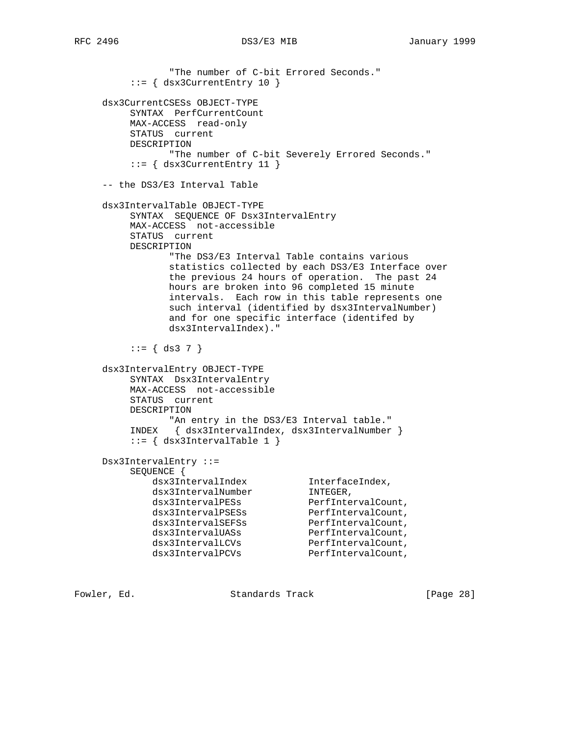```
               "The number of C-bit Errored Seconds."
          ::= { dsx3CurrentEntry 10 }

     dsx3CurrentCSESs OBJECT-TYPE
          SYNTAX  PerfCurrentCount
          MAX-ACCESS  read-only
          STATUS  current
          DESCRIPTION
                 "The number of C-bit Severely Errored Seconds."
          ::= { dsx3CurrentEntry 11 }

     -- the DS3/E3 Interval Table

     dsx3IntervalTable OBJECT-TYPE
          SYNTAX  SEQUENCE OF Dsx3IntervalEntry
          MAX-ACCESS  not-accessible
          STATUS  current
          DESCRIPTION
                 "The DS3/E3 Interval Table contains various
                 statistics collected by each DS3/E3 Interface over
                 the previous 24 hours of operation.  The past 24
                 hours are broken into 96 completed 15 minute
                 intervals.  Each row in this table represents one
                 such interval (identified by dsx3IntervalNumber)
                 and for one specific interface (identifed by
                 dsx3IntervalIndex)."

          ::= { ds3 7 }

     dsx3IntervalEntry OBJECT-TYPE
          SYNTAX  Dsx3IntervalEntry
          MAX-ACCESS  not-accessible
          STATUS  current
          DESCRIPTION
                 "An entry in the DS3/E3 Interval table."
          INDEX   { dsx3IntervalIndex, dsx3IntervalNumber }
          ::= { dsx3IntervalTable 1 }

     Dsx3IntervalEntry ::=
          SEQUENCE {
              dsx3IntervalIndex           InterfaceIndex,
              dsx3IntervalNumber          INTEGER,
              dsx3IntervalPESs            PerfIntervalCount,
              dsx3IntervalPSESs           PerfIntervalCount,
              dsx3IntervalSEFSs           PerfIntervalCount,
              dsx3IntervalUASs            PerfIntervalCount,
              dsx3IntervalLCVs            PerfIntervalCount,
              dsx3IntervalPCVs            PerfIntervalCount,
```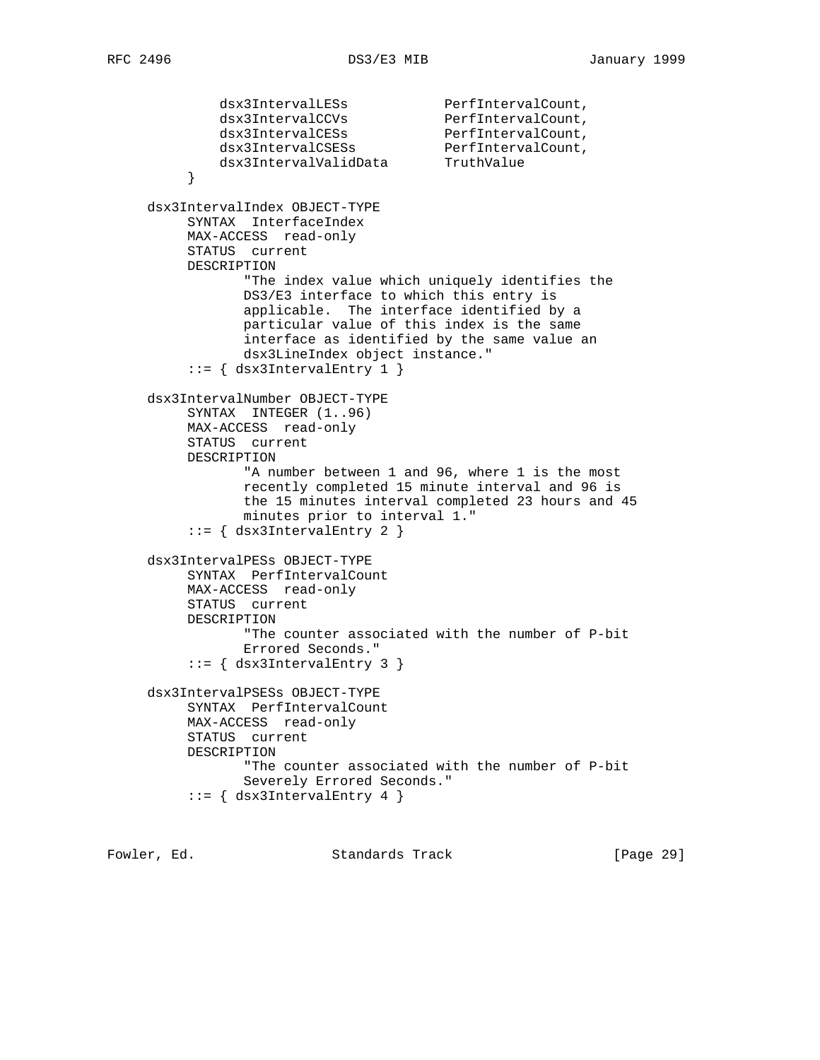```
            dsx3IntervalLESs            PerfIntervalCount,
            dsx3IntervalCCVs            PerfIntervalCount,
            dsx3IntervalCESs            PerfIntervalCount,
            dsx3IntervalCSESs           PerfIntervalCount,
            dsx3IntervalValidData       TruthValue
        }

    dsx3IntervalIndex OBJECT-TYPE
         SYNTAX  InterfaceIndex
         MAX-ACCESS  read-only
         STATUS  current
         DESCRIPTION
                "The index value which uniquely identifies the
                DS3/E3 interface to which this entry is
                applicable.  The interface identified by a
                particular value of this index is the same
                interface as identified by the same value an
                dsx3LineIndex object instance."
         ::= { dsx3IntervalEntry 1 }

    dsx3IntervalNumber OBJECT-TYPE
         SYNTAX  INTEGER (1..96)
         MAX-ACCESS  read-only
         STATUS  current
         DESCRIPTION
                "A number between 1 and 96, where 1 is the most
                recently completed 15 minute interval and 96 is
                the 15 minutes interval completed 23 hours and 45
                minutes prior to interval 1."
         ::= { dsx3IntervalEntry 2 }

    dsx3IntervalPESs OBJECT-TYPE
         SYNTAX  PerfIntervalCount
         MAX-ACCESS  read-only
         STATUS  current
         DESCRIPTION
                "The counter associated with the number of P-bit
                Errored Seconds."
         ::= { dsx3IntervalEntry 3 }

    dsx3IntervalPSESs OBJECT-TYPE
         SYNTAX  PerfIntervalCount
         MAX-ACCESS  read-only
         STATUS  current
         DESCRIPTION
                "The counter associated with the number of P-bit
                Severely Errored Seconds."
         ::= { dsx3IntervalEntry 4 }
```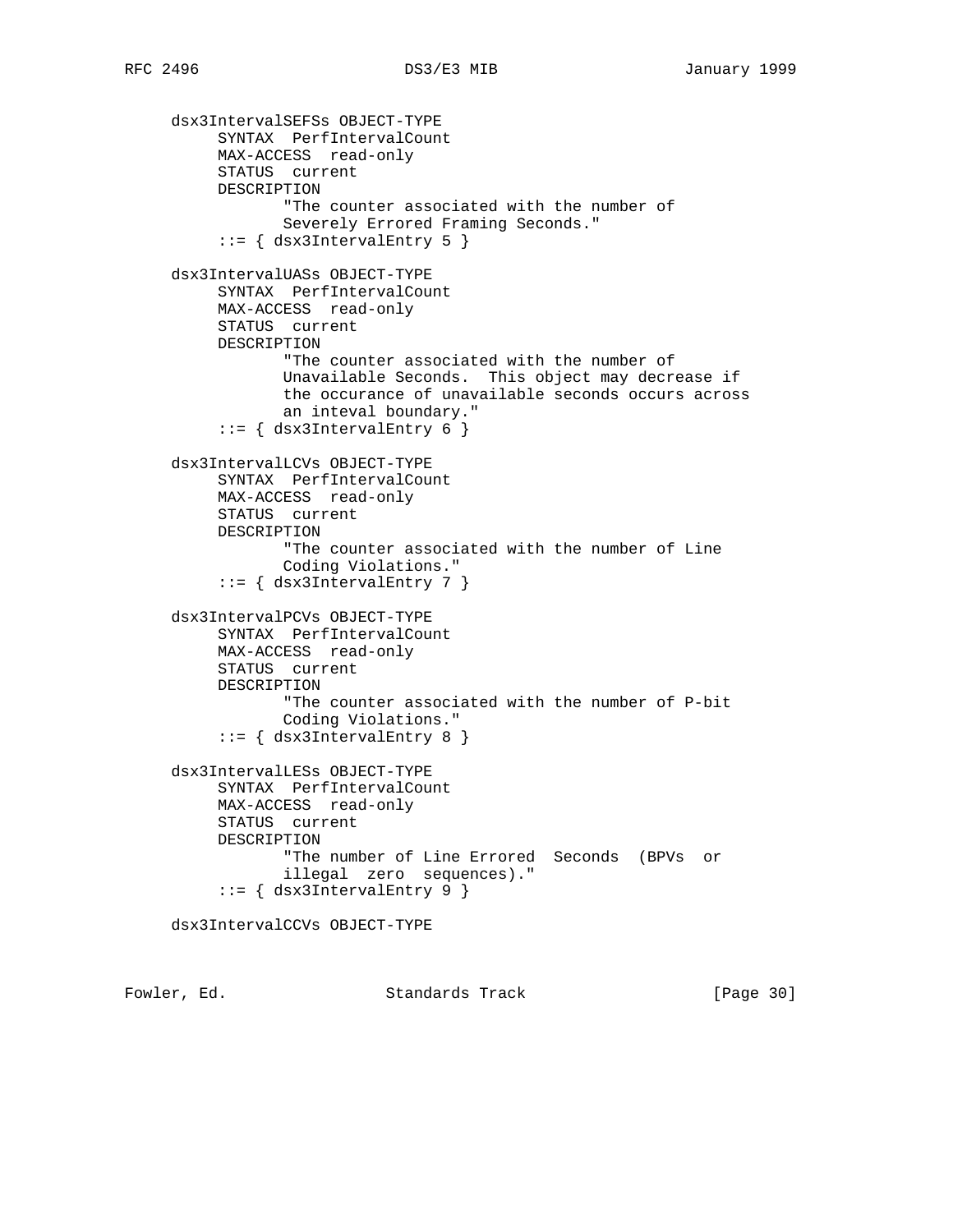```
     dsx3IntervalSEFSs OBJECT-TYPE
          SYNTAX  PerfIntervalCount
          MAX-ACCESS  read-only
          STATUS  current
          DESCRIPTION
                 "The counter associated with the number of
                 Severely Errored Framing Seconds."
          ::= { dsx3IntervalEntry 5 }

     dsx3IntervalUASs OBJECT-TYPE
          SYNTAX  PerfIntervalCount
          MAX-ACCESS  read-only
          STATUS  current
          DESCRIPTION
                 "The counter associated with the number of
                 Unavailable Seconds.  This object may decrease if
                 the occurance of unavailable seconds occurs across
                 an inteval boundary."
          ::= { dsx3IntervalEntry 6 }

     dsx3IntervalLCVs OBJECT-TYPE
          SYNTAX  PerfIntervalCount
          MAX-ACCESS  read-only
          STATUS  current
          DESCRIPTION
                 "The counter associated with the number of Line
                 Coding Violations."
          ::= { dsx3IntervalEntry 7 }

     dsx3IntervalPCVs OBJECT-TYPE
          SYNTAX  PerfIntervalCount
          MAX-ACCESS  read-only
          STATUS  current
          DESCRIPTION
                 "The counter associated with the number of P-bit
                 Coding Violations."
          ::= { dsx3IntervalEntry 8 }

     dsx3IntervalLESs OBJECT-TYPE
          SYNTAX  PerfIntervalCount
          MAX-ACCESS  read-only
          STATUS  current
          DESCRIPTION
                 "The number of Line Errored  Seconds  (BPVs  or
                 illegal  zero  sequences)."
          ::= { dsx3IntervalEntry 9 }

     dsx3IntervalCCVs OBJECT-TYPE
```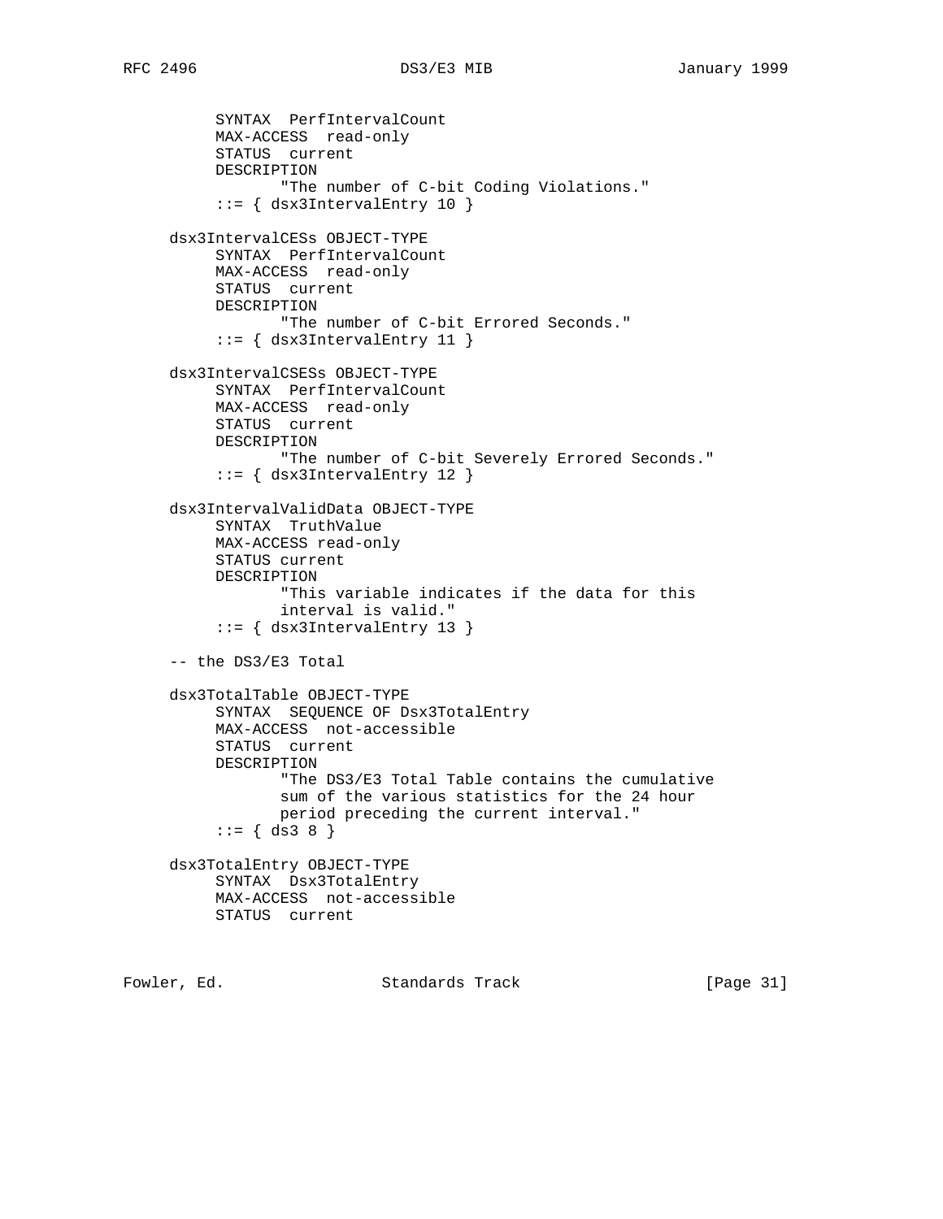```
          SYNTAX  PerfIntervalCount
          MAX-ACCESS  read-only
          STATUS  current
          DESCRIPTION
                 "The number of C-bit Coding Violations."
          ::= { dsx3IntervalEntry 10 }

     dsx3IntervalCESs OBJECT-TYPE
          SYNTAX  PerfIntervalCount
          MAX-ACCESS  read-only
          STATUS  current
          DESCRIPTION
                 "The number of C-bit Errored Seconds."
          ::= { dsx3IntervalEntry 11 }

     dsx3IntervalCSESs OBJECT-TYPE
          SYNTAX  PerfIntervalCount
          MAX-ACCESS  read-only
          STATUS  current
          DESCRIPTION
                 "The number of C-bit Severely Errored Seconds."
          ::= { dsx3IntervalEntry 12 }

     dsx3IntervalValidData OBJECT-TYPE
          SYNTAX  TruthValue
          MAX-ACCESS read-only
          STATUS current
          DESCRIPTION
                 "This variable indicates if the data for this
                 interval is valid."
          ::= { dsx3IntervalEntry 13 }

     -- the DS3/E3 Total

     dsx3TotalTable OBJECT-TYPE
          SYNTAX  SEQUENCE OF Dsx3TotalEntry
          MAX-ACCESS  not-accessible
          STATUS  current
          DESCRIPTION
                 "The DS3/E3 Total Table contains the cumulative
                 sum of the various statistics for the 24 hour
                 period preceding the current interval."
          ::= { ds3 8 }

     dsx3TotalEntry OBJECT-TYPE
          SYNTAX  Dsx3TotalEntry
          MAX-ACCESS  not-accessible
          STATUS  current
```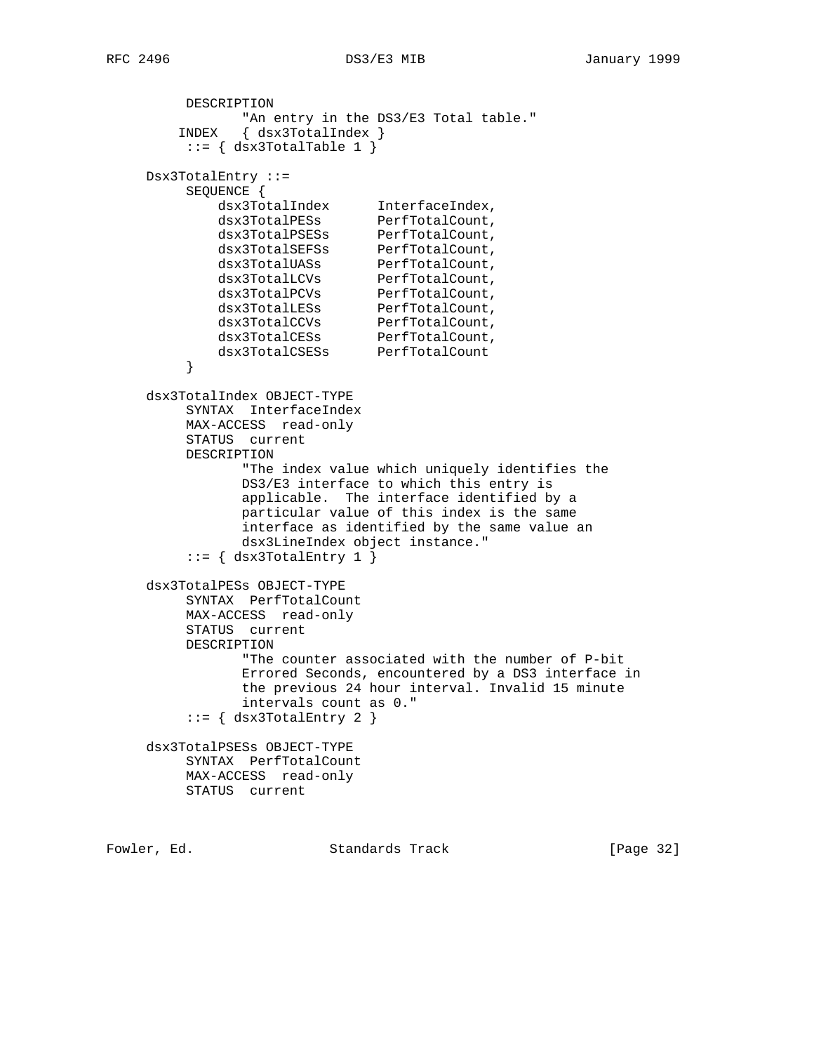```
          DESCRIPTION
                 "An entry in the DS3/E3 Total table."
         INDEX   { dsx3TotalIndex }
          ::= { dsx3TotalTable 1 }

     Dsx3TotalEntry ::=
          SEQUENCE {
              dsx3TotalIndex      InterfaceIndex,
              dsx3TotalPESs       PerfTotalCount,
              dsx3TotalPSESs      PerfTotalCount,
              dsx3TotalSEFSs      PerfTotalCount,
              dsx3TotalUASs       PerfTotalCount,
              dsx3TotalLCVs       PerfTotalCount,
              dsx3TotalPCVs       PerfTotalCount,
              dsx3TotalLESs       PerfTotalCount,
              dsx3TotalCCVs       PerfTotalCount,
              dsx3TotalCESs       PerfTotalCount,
              dsx3TotalCSESs      PerfTotalCount
          }

     dsx3TotalIndex OBJECT-TYPE
          SYNTAX  InterfaceIndex
          MAX-ACCESS  read-only
          STATUS  current
          DESCRIPTION
                 "The index value which uniquely identifies the
                 DS3/E3 interface to which this entry is
                 applicable.  The interface identified by a
                 particular value of this index is the same
                 interface as identified by the same value an
                 dsx3LineIndex object instance."
          ::= { dsx3TotalEntry 1 }

     dsx3TotalPESs OBJECT-TYPE
          SYNTAX  PerfTotalCount
          MAX-ACCESS  read-only
          STATUS  current
          DESCRIPTION
                 "The counter associated with the number of P-bit
                 Errored Seconds, encountered by a DS3 interface in
                 the previous 24 hour interval. Invalid 15 minute
                 intervals count as 0."
          ::= { dsx3TotalEntry 2 }

     dsx3TotalPSESs OBJECT-TYPE
          SYNTAX  PerfTotalCount
          MAX-ACCESS  read-only
          STATUS  current
```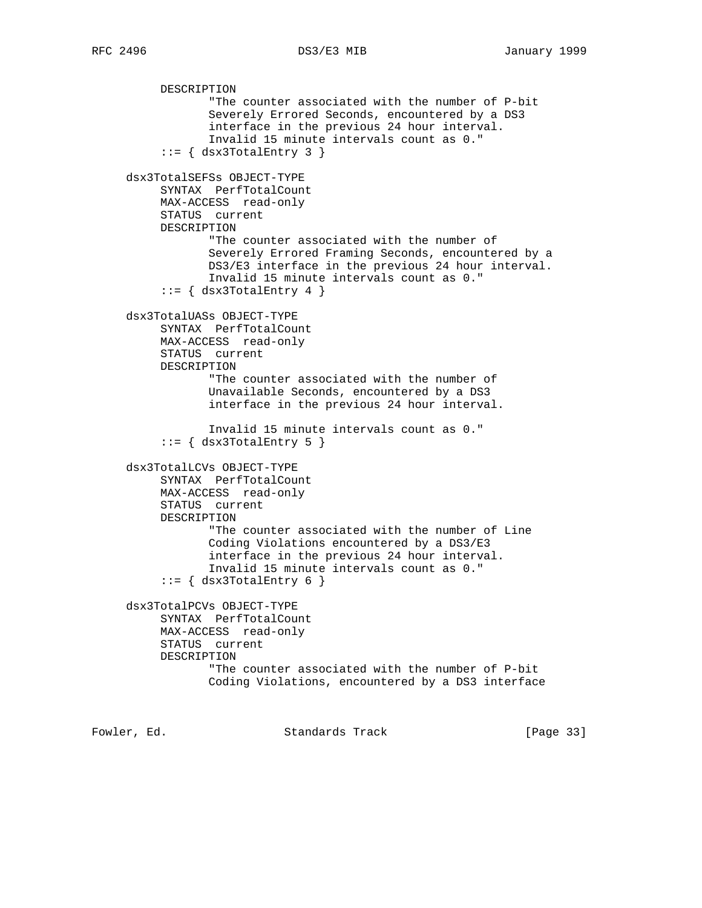```
          DESCRIPTION
                 "The counter associated with the number of P-bit
                 Severely Errored Seconds, encountered by a DS3
                 interface in the previous 24 hour interval.
                 Invalid 15 minute intervals count as 0."
          ::= { dsx3TotalEntry 3 }

     dsx3TotalSEFSs OBJECT-TYPE
          SYNTAX  PerfTotalCount
          MAX-ACCESS  read-only
          STATUS  current
          DESCRIPTION
                 "The counter associated with the number of
                 Severely Errored Framing Seconds, encountered by a
                 DS3/E3 interface in the previous 24 hour interval.
                 Invalid 15 minute intervals count as 0."
          ::= { dsx3TotalEntry 4 }

     dsx3TotalUASs OBJECT-TYPE
          SYNTAX  PerfTotalCount
          MAX-ACCESS  read-only
          STATUS  current
          DESCRIPTION
                 "The counter associated with the number of
                 Unavailable Seconds, encountered by a DS3
                 interface in the previous 24 hour interval.

                 Invalid 15 minute intervals count as 0."
          ::= { dsx3TotalEntry 5 }

     dsx3TotalLCVs OBJECT-TYPE
          SYNTAX  PerfTotalCount
          MAX-ACCESS  read-only
          STATUS  current
          DESCRIPTION
                 "The counter associated with the number of Line
                 Coding Violations encountered by a DS3/E3
                 interface in the previous 24 hour interval.
                 Invalid 15 minute intervals count as 0."
          ::= { dsx3TotalEntry 6 }

     dsx3TotalPCVs OBJECT-TYPE
          SYNTAX  PerfTotalCount
          MAX-ACCESS  read-only
          STATUS  current
          DESCRIPTION
                 "The counter associated with the number of P-bit
                 Coding Violations, encountered by a DS3 interface
```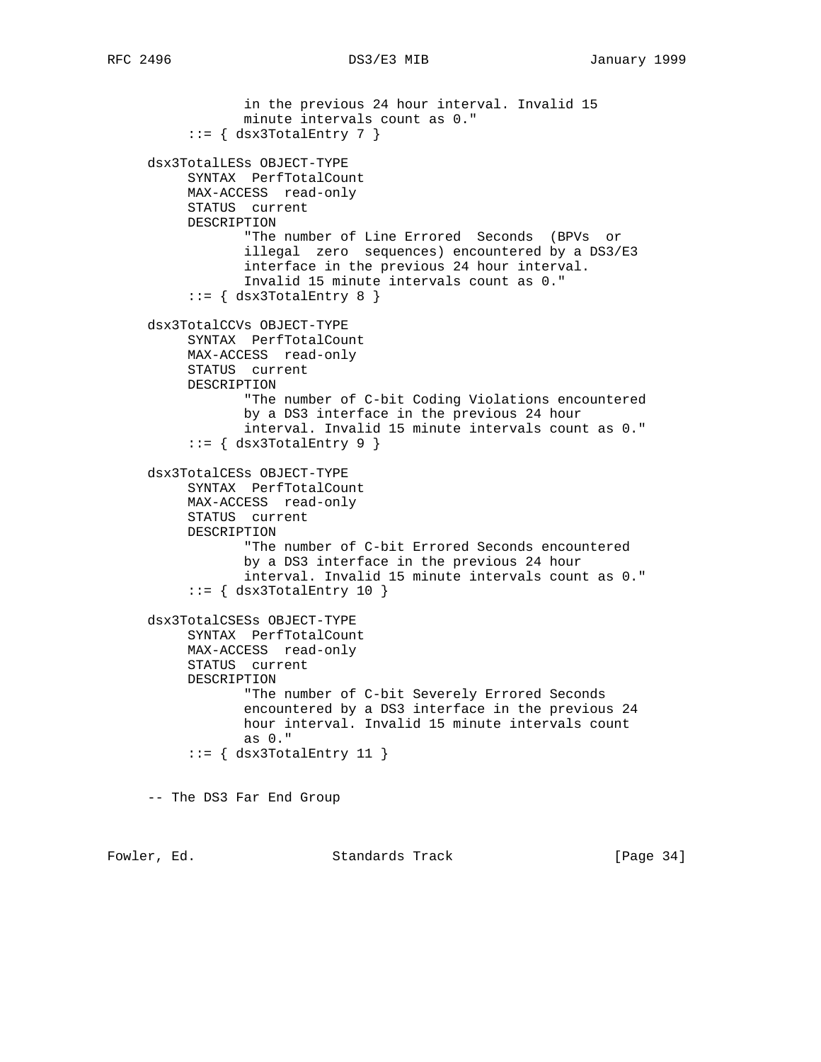```
                in the previous 24 hour interval. Invalid 15
                minute intervals count as 0."
         ::= { dsx3TotalEntry 7 }

    dsx3TotalLESs OBJECT-TYPE
         SYNTAX  PerfTotalCount
         MAX-ACCESS  read-only
         STATUS  current
         DESCRIPTION
                "The number of Line Errored  Seconds  (BPVs  or
                illegal  zero  sequences) encountered by a DS3/E3
                interface in the previous 24 hour interval.
                Invalid 15 minute intervals count as 0."
         ::= { dsx3TotalEntry 8 }

    dsx3TotalCCVs OBJECT-TYPE
         SYNTAX  PerfTotalCount
         MAX-ACCESS  read-only
         STATUS  current
         DESCRIPTION
                "The number of C-bit Coding Violations encountered
                by a DS3 interface in the previous 24 hour
                interval. Invalid 15 minute intervals count as 0."
         ::= { dsx3TotalEntry 9 }

    dsx3TotalCESs OBJECT-TYPE
         SYNTAX  PerfTotalCount
         MAX-ACCESS  read-only
         STATUS  current
         DESCRIPTION
                "The number of C-bit Errored Seconds encountered
                by a DS3 interface in the previous 24 hour
                interval. Invalid 15 minute intervals count as 0."
         ::= { dsx3TotalEntry 10 }

    dsx3TotalCSESs OBJECT-TYPE
         SYNTAX  PerfTotalCount
         MAX-ACCESS  read-only
         STATUS  current
         DESCRIPTION
                "The number of C-bit Severely Errored Seconds
                encountered by a DS3 interface in the previous 24
                hour interval. Invalid 15 minute intervals count
                as 0."
         ::= { dsx3TotalEntry 11 }


    -- The DS3 Far End Group
```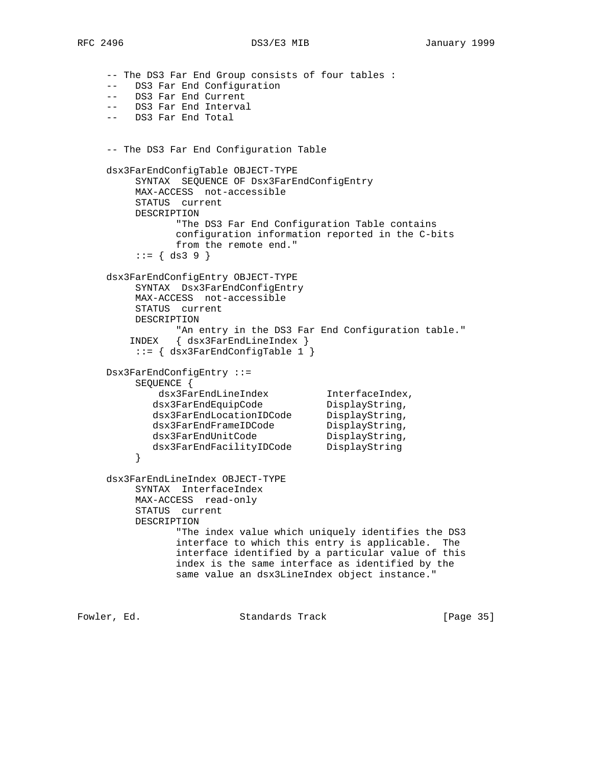```
-- The DS3 Far End Group consists of four tables :
--   DS3 Far End Configuration
--   DS3 Far End Current
--   DS3 Far End Interval
--   DS3 Far End Total


-- The DS3 Far End Configuration Table

dsx3FarEndConfigTable OBJECT-TYPE
     SYNTAX  SEQUENCE OF Dsx3FarEndConfigEntry
     MAX-ACCESS  not-accessible
     STATUS  current
     DESCRIPTION
            "The DS3 Far End Configuration Table contains
            configuration information reported in the C-bits
            from the remote end."
     ::= { ds3 9 }

dsx3FarEndConfigEntry OBJECT-TYPE
     SYNTAX  Dsx3FarEndConfigEntry
     MAX-ACCESS  not-accessible
     STATUS  current
     DESCRIPTION
            "An entry in the DS3 Far End Configuration table."
    INDEX   { dsx3FarEndLineIndex }
     ::= { dsx3FarEndConfigTable 1 }

Dsx3FarEndConfigEntry ::=
     SEQUENCE {
         dsx3FarEndLineIndex           InterfaceIndex,
        dsx3FarEndEquipCode            DisplayString,
        dsx3FarEndLocationIDCode       DisplayString,
        dsx3FarEndFrameIDCode          DisplayString,
        dsx3FarEndUnitCode             DisplayString,
        dsx3FarEndFacilityIDCode       DisplayString
     }

dsx3FarEndLineIndex OBJECT-TYPE
     SYNTAX  InterfaceIndex
     MAX-ACCESS  read-only
     STATUS  current
     DESCRIPTION
            "The index value which uniquely identifies the DS3
            interface to which this entry is applicable.  The
            interface identified by a particular value of this
            index is the same interface as identified by the
            same value an dsx3LineIndex object instance."
```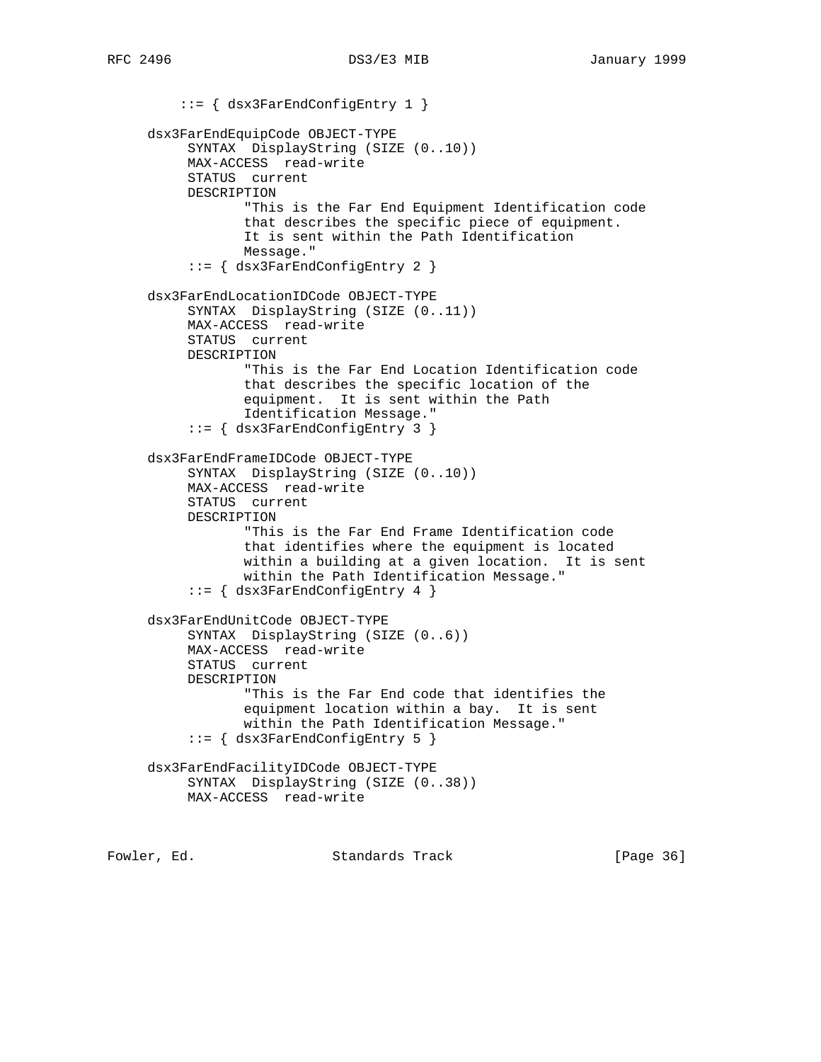```
         ::= { dsx3FarEndConfigEntry 1 }

     dsx3FarEndEquipCode OBJECT-TYPE
          SYNTAX  DisplayString (SIZE (0..10))
          MAX-ACCESS  read-write
          STATUS  current
          DESCRIPTION
                 "This is the Far End Equipment Identification code
                 that describes the specific piece of equipment.
                 It is sent within the Path Identification
                 Message."
          ::= { dsx3FarEndConfigEntry 2 }

     dsx3FarEndLocationIDCode OBJECT-TYPE
          SYNTAX  DisplayString (SIZE (0..11))
          MAX-ACCESS  read-write
          STATUS  current
          DESCRIPTION
                 "This is the Far End Location Identification code
                 that describes the specific location of the
                 equipment.  It is sent within the Path
                 Identification Message."
          ::= { dsx3FarEndConfigEntry 3 }

     dsx3FarEndFrameIDCode OBJECT-TYPE
          SYNTAX  DisplayString (SIZE (0..10))
          MAX-ACCESS  read-write
          STATUS  current
          DESCRIPTION
                 "This is the Far End Frame Identification code
                 that identifies where the equipment is located
                 within a building at a given location.  It is sent
                 within the Path Identification Message."
          ::= { dsx3FarEndConfigEntry 4 }

     dsx3FarEndUnitCode OBJECT-TYPE
          SYNTAX  DisplayString (SIZE (0..6))
          MAX-ACCESS  read-write
          STATUS  current
          DESCRIPTION
                 "This is the Far End code that identifies the
                 equipment location within a bay.  It is sent
                 within the Path Identification Message."
          ::= { dsx3FarEndConfigEntry 5 }

     dsx3FarEndFacilityIDCode OBJECT-TYPE
          SYNTAX  DisplayString (SIZE (0..38))
          MAX-ACCESS  read-write
```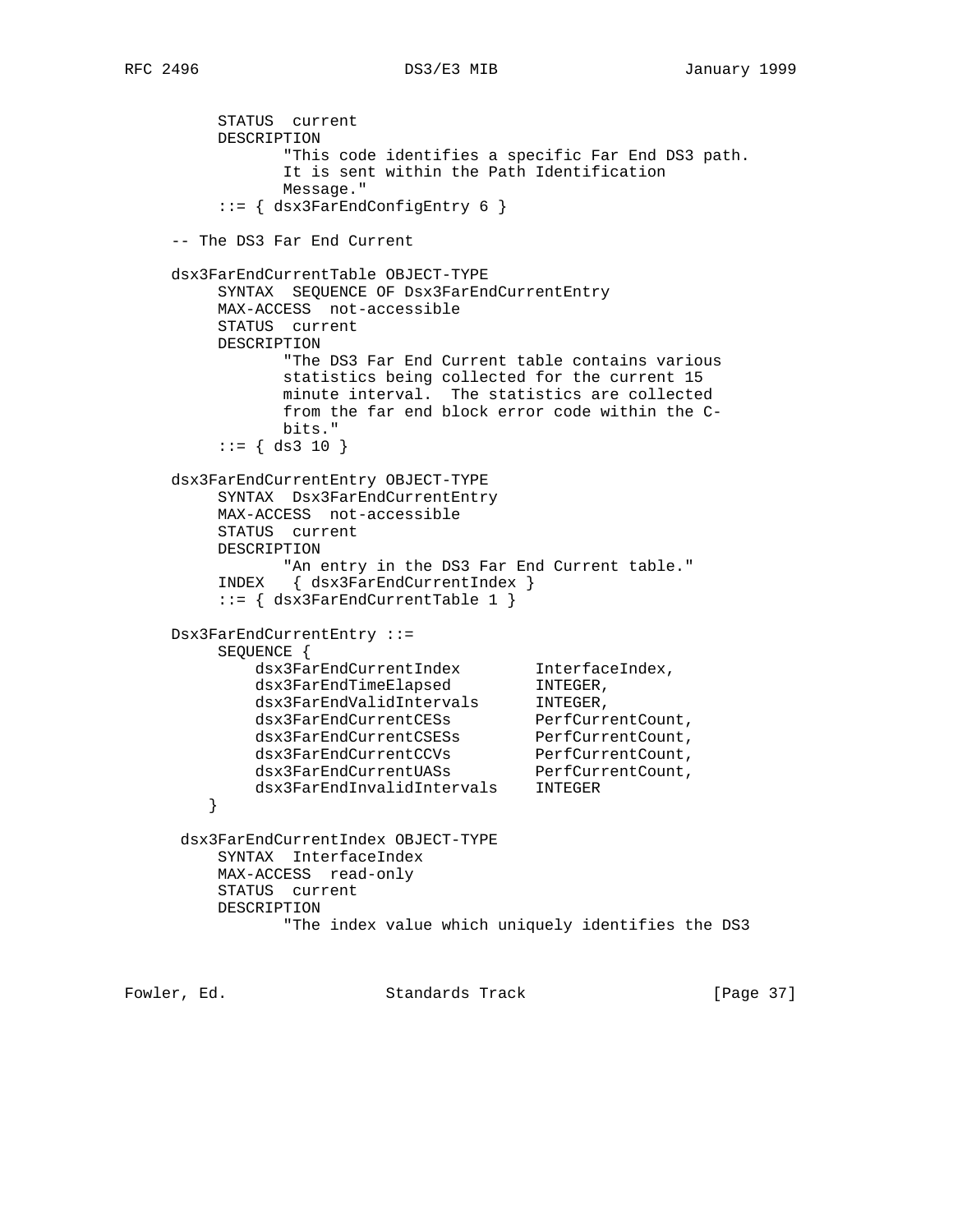```
          STATUS  current
          DESCRIPTION
                 "This code identifies a specific Far End DS3 path.
                 It is sent within the Path Identification
                 Message."
          ::= { dsx3FarEndConfigEntry 6 }

     -- The DS3 Far End Current

     dsx3FarEndCurrentTable OBJECT-TYPE
          SYNTAX  SEQUENCE OF Dsx3FarEndCurrentEntry
          MAX-ACCESS  not-accessible
          STATUS  current
          DESCRIPTION
                 "The DS3 Far End Current table contains various
                 statistics being collected for the current 15
                 minute interval.  The statistics are collected
                 from the far end block error code within the C-
                 bits."
          ::= { ds3 10 }

     dsx3FarEndCurrentEntry OBJECT-TYPE
          SYNTAX  Dsx3FarEndCurrentEntry
          MAX-ACCESS  not-accessible
          STATUS  current
          DESCRIPTION
                 "An entry in the DS3 Far End Current table."
          INDEX   { dsx3FarEndCurrentIndex }
          ::= { dsx3FarEndCurrentTable 1 }

     Dsx3FarEndCurrentEntry ::=
          SEQUENCE {
              dsx3FarEndCurrentIndex        InterfaceIndex,
              dsx3FarEndTimeElapsed         INTEGER,
              dsx3FarEndValidIntervals      INTEGER,
              dsx3FarEndCurrentCESs         PerfCurrentCount,
              dsx3FarEndCurrentCSESs        PerfCurrentCount,
              dsx3FarEndCurrentCCVs         PerfCurrentCount,
              dsx3FarEndCurrentUASs         PerfCurrentCount,
              dsx3FarEndInvalidIntervals    INTEGER
         }

      dsx3FarEndCurrentIndex OBJECT-TYPE
          SYNTAX  InterfaceIndex
          MAX-ACCESS  read-only
          STATUS  current
          DESCRIPTION
                 "The index value which uniquely identifies the DS3
```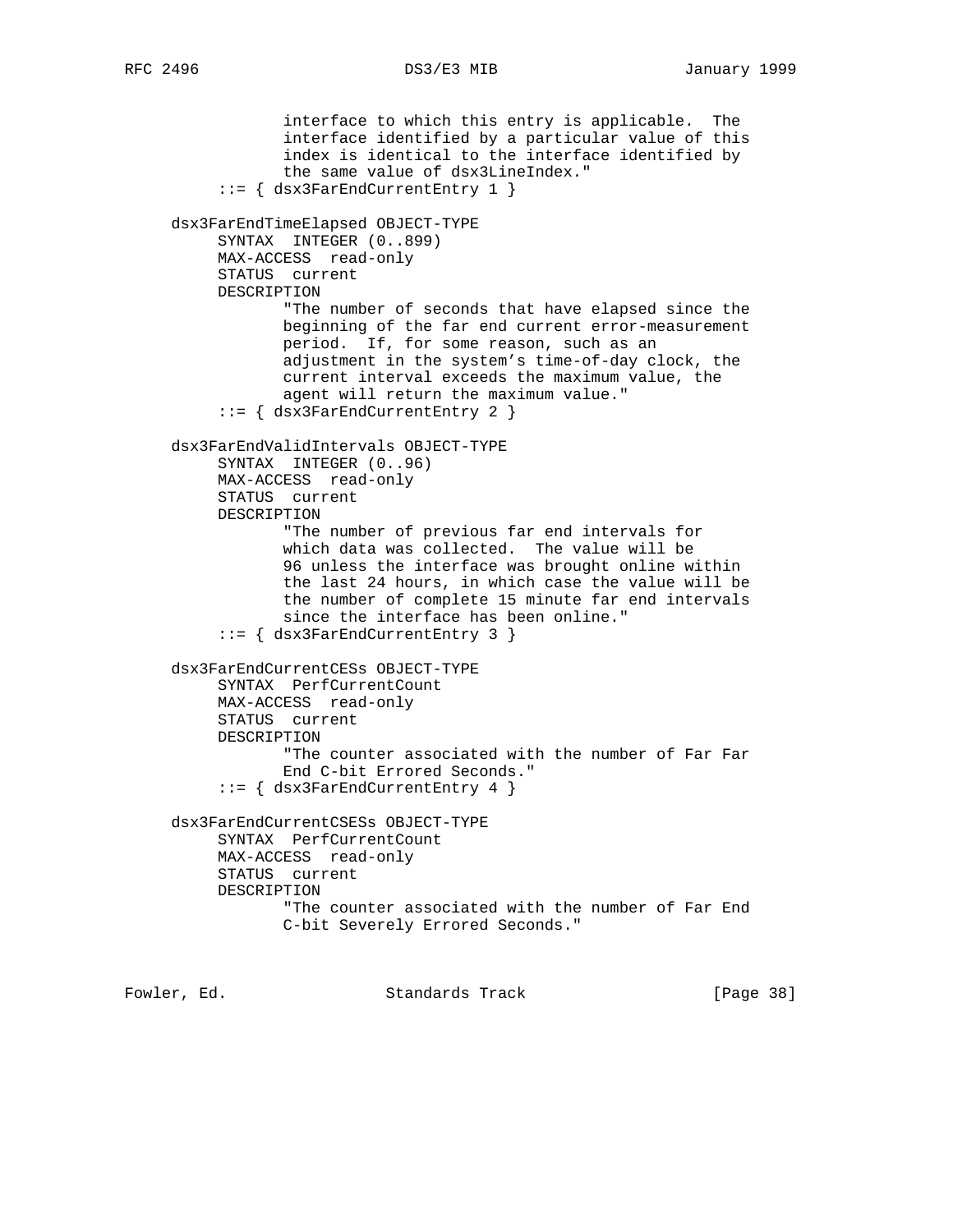```
                interface to which this entry is applicable.  The
                interface identified by a particular value of this
                index is identical to the interface identified by
                the same value of dsx3LineIndex."
          ::= { dsx3FarEndCurrentEntry 1 }

     dsx3FarEndTimeElapsed OBJECT-TYPE
          SYNTAX  INTEGER (0..899)
          MAX-ACCESS  read-only
          STATUS  current
          DESCRIPTION
                 "The number of seconds that have elapsed since the
                 beginning of the far end current error-measurement
                 period.  If, for some reason, such as an
                 adjustment in the system's time-of-day clock, the
                 current interval exceeds the maximum value, the
                 agent will return the maximum value."
          ::= { dsx3FarEndCurrentEntry 2 }

     dsx3FarEndValidIntervals OBJECT-TYPE
          SYNTAX  INTEGER (0..96)
          MAX-ACCESS  read-only
          STATUS  current
          DESCRIPTION
                 "The number of previous far end intervals for
                 which data was collected.  The value will be
                 96 unless the interface was brought online within
                 the last 24 hours, in which case the value will be
                 the number of complete 15 minute far end intervals
                 since the interface has been online."
          ::= { dsx3FarEndCurrentEntry 3 }

     dsx3FarEndCurrentCESs OBJECT-TYPE
          SYNTAX  PerfCurrentCount
          MAX-ACCESS  read-only
          STATUS  current
          DESCRIPTION
                 "The counter associated with the number of Far Far
                 End C-bit Errored Seconds."
          ::= { dsx3FarEndCurrentEntry 4 }

     dsx3FarEndCurrentCSESs OBJECT-TYPE
          SYNTAX  PerfCurrentCount
          MAX-ACCESS  read-only
          STATUS  current
          DESCRIPTION
                 "The counter associated with the number of Far End
                 C-bit Severely Errored Seconds."
```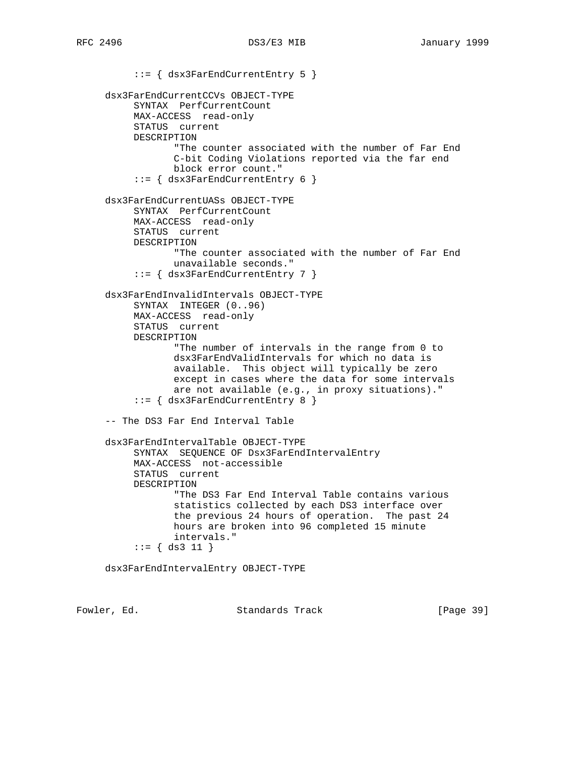```
          ::= { dsx3FarEndCurrentEntry 5 }

     dsx3FarEndCurrentCCVs OBJECT-TYPE
          SYNTAX  PerfCurrentCount
          MAX-ACCESS  read-only
          STATUS  current
          DESCRIPTION
                 "The counter associated with the number of Far End
                 C-bit Coding Violations reported via the far end
                 block error count."
          ::= { dsx3FarEndCurrentEntry 6 }

     dsx3FarEndCurrentUASs OBJECT-TYPE
          SYNTAX  PerfCurrentCount
          MAX-ACCESS  read-only
          STATUS  current
          DESCRIPTION
                 "The counter associated with the number of Far End
                 unavailable seconds."
          ::= { dsx3FarEndCurrentEntry 7 }

     dsx3FarEndInvalidIntervals OBJECT-TYPE
          SYNTAX  INTEGER (0..96)
          MAX-ACCESS  read-only
          STATUS  current
          DESCRIPTION
                 "The number of intervals in the range from 0 to
                 dsx3FarEndValidIntervals for which no data is
                 available.  This object will typically be zero
                 except in cases where the data for some intervals
                 are not available (e.g., in proxy situations)."
          ::= { dsx3FarEndCurrentEntry 8 }

     -- The DS3 Far End Interval Table

     dsx3FarEndIntervalTable OBJECT-TYPE
          SYNTAX  SEQUENCE OF Dsx3FarEndIntervalEntry
          MAX-ACCESS  not-accessible
          STATUS  current
          DESCRIPTION
                 "The DS3 Far End Interval Table contains various
                 statistics collected by each DS3 interface over
                 the previous 24 hours of operation.  The past 24
                 hours are broken into 96 completed 15 minute
                 intervals."
          ::= { ds3 11 }

     dsx3FarEndIntervalEntry OBJECT-TYPE
```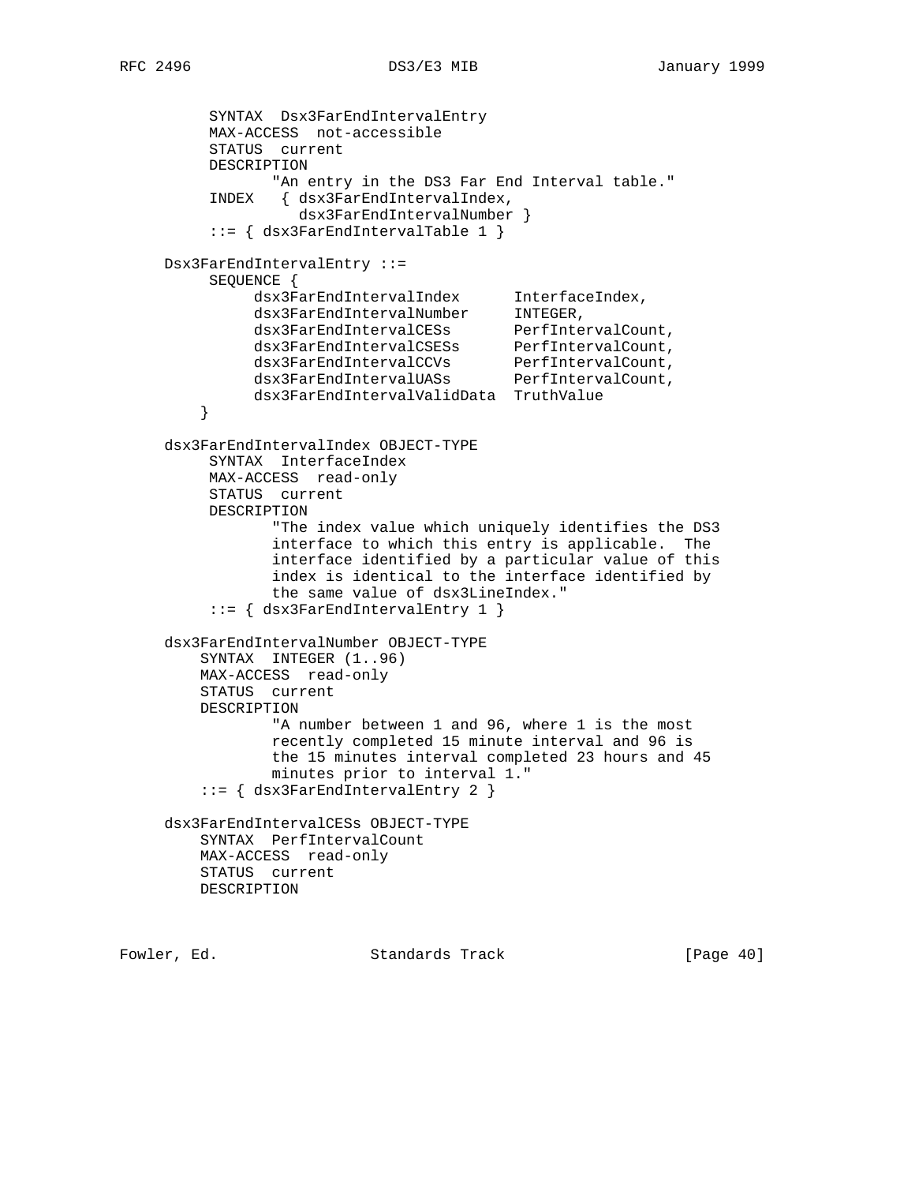```
          SYNTAX  Dsx3FarEndIntervalEntry
          MAX-ACCESS  not-accessible
          STATUS  current
          DESCRIPTION
                 "An entry in the DS3 Far End Interval table."
          INDEX   { dsx3FarEndIntervalIndex,
                    dsx3FarEndIntervalNumber }
          ::= { dsx3FarEndIntervalTable 1 }

     Dsx3FarEndIntervalEntry ::=
          SEQUENCE {
               dsx3FarEndIntervalIndex      InterfaceIndex,
               dsx3FarEndIntervalNumber     INTEGER,
               dsx3FarEndIntervalCESs       PerfIntervalCount,
               dsx3FarEndIntervalCSESs      PerfIntervalCount,
               dsx3FarEndIntervalCCVs       PerfIntervalCount,
               dsx3FarEndIntervalUASs       PerfIntervalCount,
               dsx3FarEndIntervalValidData  TruthValue
         }

     dsx3FarEndIntervalIndex OBJECT-TYPE
          SYNTAX  InterfaceIndex
          MAX-ACCESS  read-only
          STATUS  current
          DESCRIPTION
                 "The index value which uniquely identifies the DS3
                 interface to which this entry is applicable.  The
                 interface identified by a particular value of this
                 index is identical to the interface identified by
                 the same value of dsx3LineIndex."
          ::= { dsx3FarEndIntervalEntry 1 }

     dsx3FarEndIntervalNumber OBJECT-TYPE
         SYNTAX  INTEGER (1..96)
         MAX-ACCESS  read-only
         STATUS  current
         DESCRIPTION
                 "A number between 1 and 96, where 1 is the most
                 recently completed 15 minute interval and 96 is
                 the 15 minutes interval completed 23 hours and 45
                 minutes prior to interval 1."
         ::= { dsx3FarEndIntervalEntry 2 }

     dsx3FarEndIntervalCESs OBJECT-TYPE
         SYNTAX  PerfIntervalCount
         MAX-ACCESS  read-only
         STATUS  current
         DESCRIPTION
```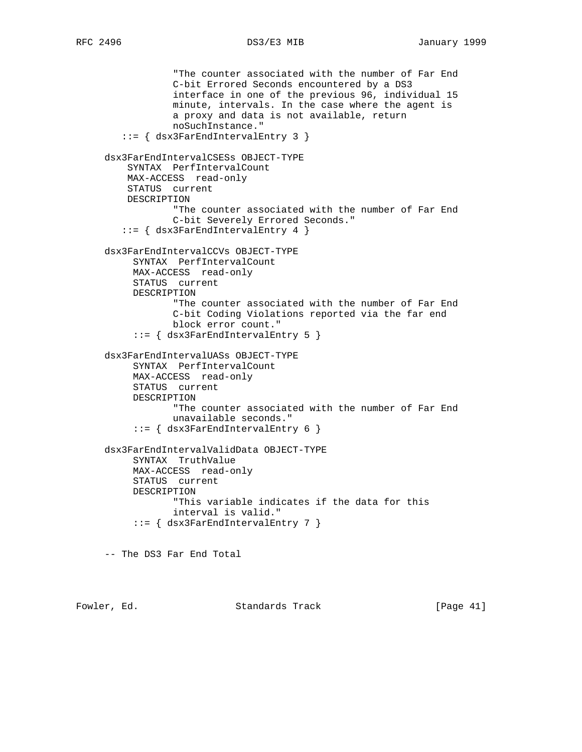```
                "The counter associated with the number of Far End
                C-bit Errored Seconds encountered by a DS3
                interface in one of the previous 96, individual 15
                minute, intervals. In the case where the agent is
                a proxy and data is not available, return
                noSuchInstance."
        ::= { dsx3FarEndIntervalEntry 3 }

     dsx3FarEndIntervalCSESs OBJECT-TYPE
         SYNTAX  PerfIntervalCount
         MAX-ACCESS  read-only
         STATUS  current
         DESCRIPTION
                "The counter associated with the number of Far End
                C-bit Severely Errored Seconds."
        ::= { dsx3FarEndIntervalEntry 4 }

     dsx3FarEndIntervalCCVs OBJECT-TYPE
          SYNTAX  PerfIntervalCount
          MAX-ACCESS  read-only
          STATUS  current
          DESCRIPTION
                "The counter associated with the number of Far End
                C-bit Coding Violations reported via the far end
                block error count."
          ::= { dsx3FarEndIntervalEntry 5 }

     dsx3FarEndIntervalUASs OBJECT-TYPE
          SYNTAX  PerfIntervalCount
          MAX-ACCESS  read-only
          STATUS  current
          DESCRIPTION
                "The counter associated with the number of Far End
                unavailable seconds."
          ::= { dsx3FarEndIntervalEntry 6 }

     dsx3FarEndIntervalValidData OBJECT-TYPE
          SYNTAX  TruthValue
          MAX-ACCESS  read-only
          STATUS  current
          DESCRIPTION
                "This variable indicates if the data for this
                interval is valid."
          ::= { dsx3FarEndIntervalEntry 7 }


     -- The DS3 Far End Total
```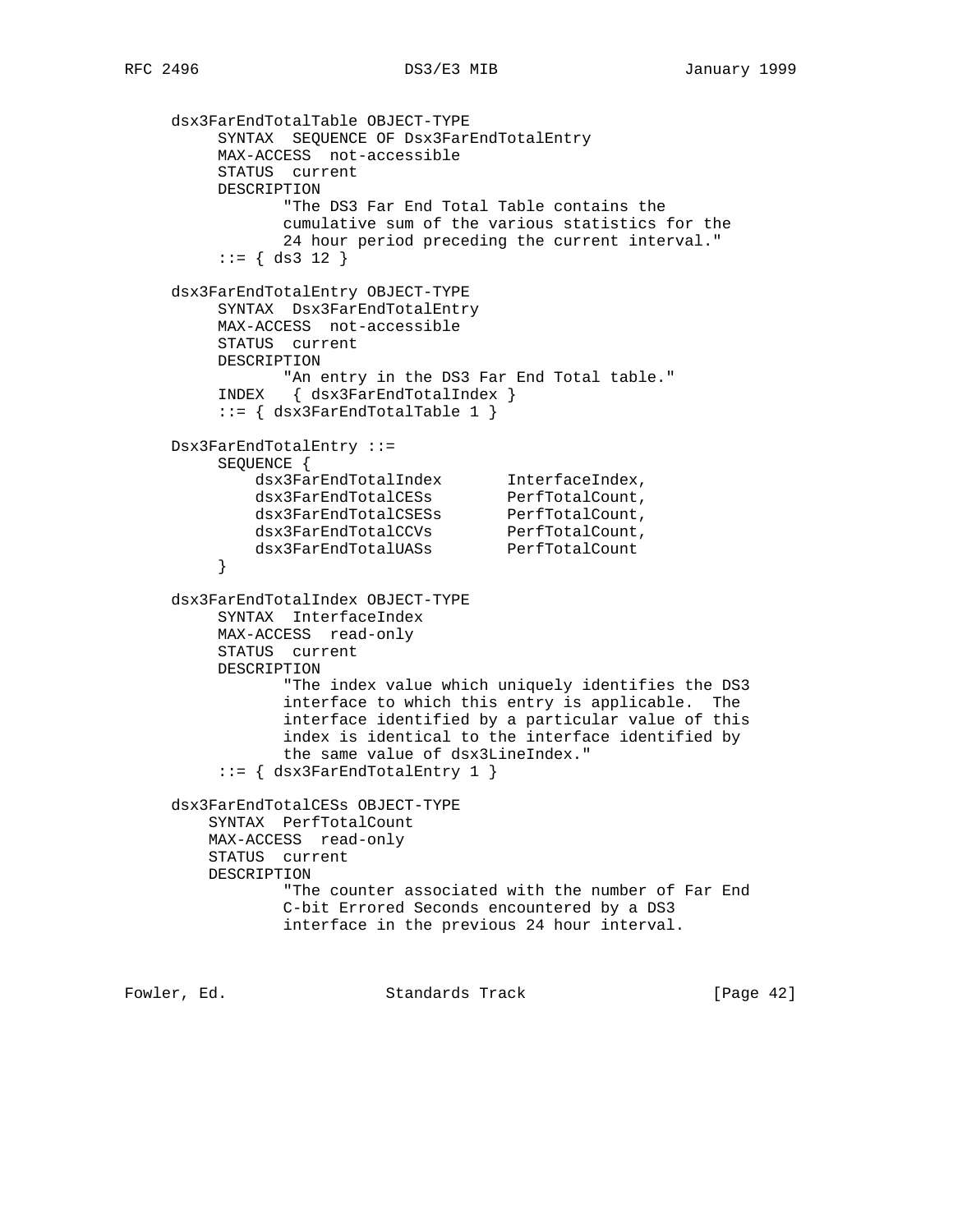```
     dsx3FarEndTotalTable OBJECT-TYPE
          SYNTAX  SEQUENCE OF Dsx3FarEndTotalEntry
          MAX-ACCESS  not-accessible
          STATUS  current
          DESCRIPTION
                 "The DS3 Far End Total Table contains the
                 cumulative sum of the various statistics for the
                 24 hour period preceding the current interval."
          ::= { ds3 12 }

     dsx3FarEndTotalEntry OBJECT-TYPE
          SYNTAX  Dsx3FarEndTotalEntry
          MAX-ACCESS  not-accessible
          STATUS  current
          DESCRIPTION
                 "An entry in the DS3 Far End Total table."
          INDEX   { dsx3FarEndTotalIndex }
          ::= { dsx3FarEndTotalTable 1 }

     Dsx3FarEndTotalEntry ::=
          SEQUENCE {
              dsx3FarEndTotalIndex       InterfaceIndex,
              dsx3FarEndTotalCESs        PerfTotalCount,
              dsx3FarEndTotalCSESs       PerfTotalCount,
              dsx3FarEndTotalCCVs        PerfTotalCount,
              dsx3FarEndTotalUASs        PerfTotalCount
          }

     dsx3FarEndTotalIndex OBJECT-TYPE
          SYNTAX  InterfaceIndex
          MAX-ACCESS  read-only
          STATUS  current
          DESCRIPTION
                 "The index value which uniquely identifies the DS3
                 interface to which this entry is applicable.  The
                 interface identified by a particular value of this
                 index is identical to the interface identified by
                 the same value of dsx3LineIndex."
          ::= { dsx3FarEndTotalEntry 1 }

     dsx3FarEndTotalCESs OBJECT-TYPE
         SYNTAX  PerfTotalCount
         MAX-ACCESS  read-only
         STATUS  current
         DESCRIPTION
                 "The counter associated with the number of Far End
                 C-bit Errored Seconds encountered by a DS3
                 interface in the previous 24 hour interval.
```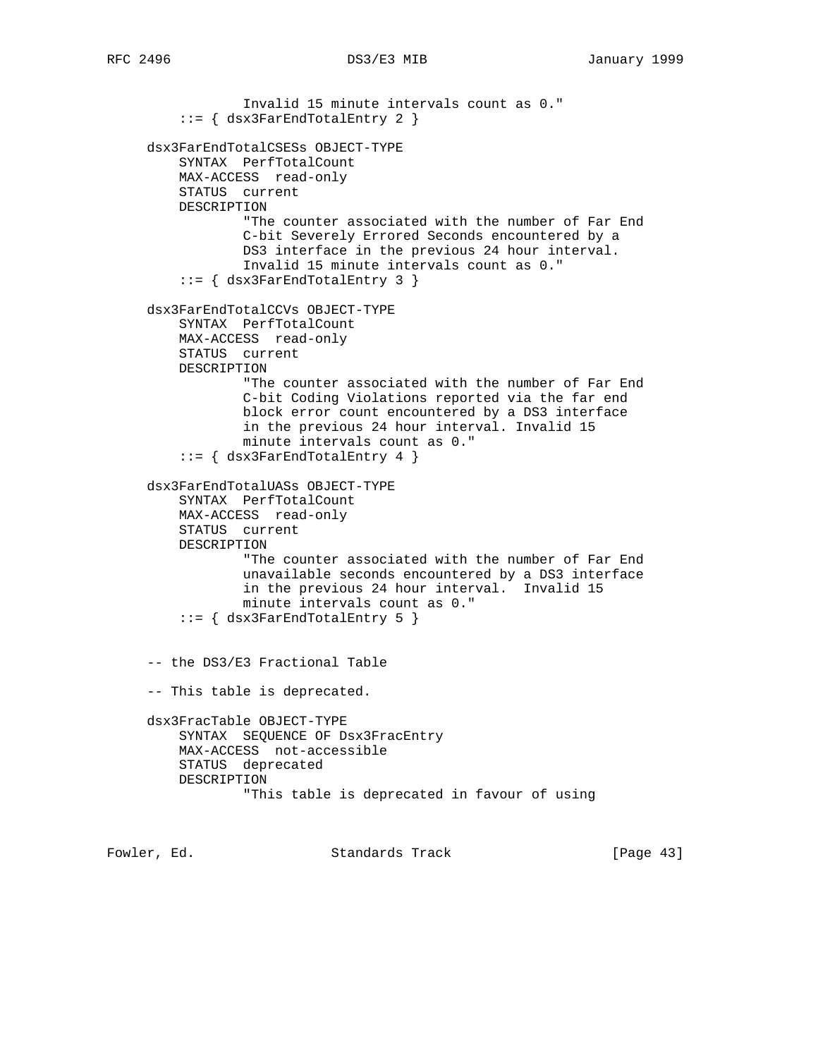```
                 Invalid 15 minute intervals count as 0."
         ::= { dsx3FarEndTotalEntry 2 }

     dsx3FarEndTotalCSESs OBJECT-TYPE
         SYNTAX  PerfTotalCount
         MAX-ACCESS  read-only
         STATUS  current
         DESCRIPTION
                 "The counter associated with the number of Far End
                 C-bit Severely Errored Seconds encountered by a
                 DS3 interface in the previous 24 hour interval.
                 Invalid 15 minute intervals count as 0."
         ::= { dsx3FarEndTotalEntry 3 }

     dsx3FarEndTotalCCVs OBJECT-TYPE
         SYNTAX  PerfTotalCount
         MAX-ACCESS  read-only
         STATUS  current
         DESCRIPTION
                 "The counter associated with the number of Far End
                 C-bit Coding Violations reported via the far end
                 block error count encountered by a DS3 interface
                 in the previous 24 hour interval. Invalid 15
                 minute intervals count as 0."
         ::= { dsx3FarEndTotalEntry 4 }

     dsx3FarEndTotalUASs OBJECT-TYPE
         SYNTAX  PerfTotalCount
         MAX-ACCESS  read-only
         STATUS  current
         DESCRIPTION
                 "The counter associated with the number of Far End
                 unavailable seconds encountered by a DS3 interface
                 in the previous 24 hour interval.  Invalid 15
                 minute intervals count as 0."
         ::= { dsx3FarEndTotalEntry 5 }


     -- the DS3/E3 Fractional Table

     -- This table is deprecated.

     dsx3FracTable OBJECT-TYPE
         SYNTAX  SEQUENCE OF Dsx3FracEntry
         MAX-ACCESS  not-accessible
         STATUS  deprecated
         DESCRIPTION
                 "This table is deprecated in favour of using
```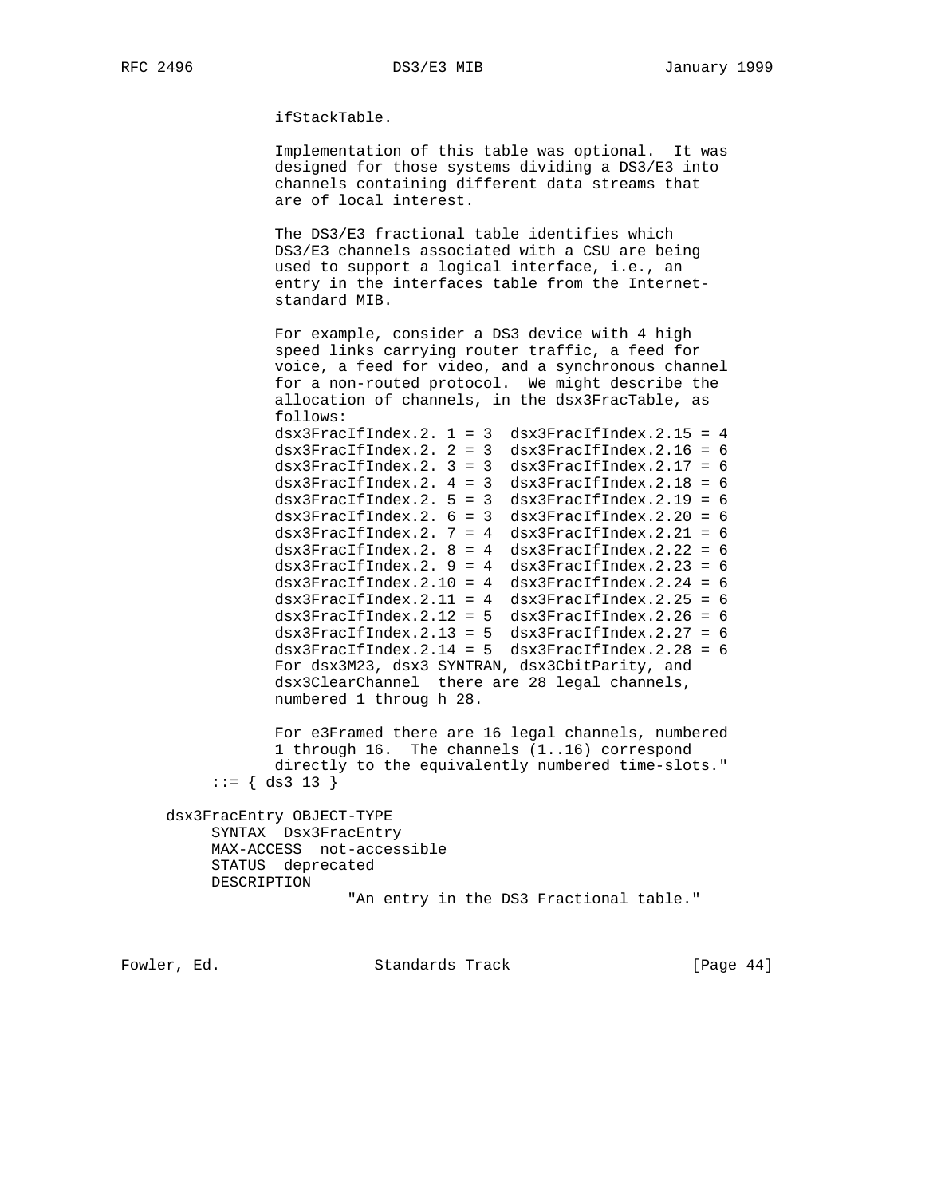```
                ifStackTable.

                Implementation of this table was optional.  It was
                designed for those systems dividing a DS3/E3 into
                channels containing different data streams that
                are of local interest.

                The DS3/E3 fractional table identifies which
                DS3/E3 channels associated with a CSU are being
                used to support a logical interface, i.e., an
                entry in the interfaces table from the Internet-
                standard MIB.

                For example, consider a DS3 device with 4 high
                speed links carrying router traffic, a feed for
                voice, a feed for video, and a synchronous channel
                for a non-routed protocol.  We might describe the
                allocation of channels, in the dsx3FracTable, as
                follows:
                dsx3FracIfIndex.2. 1 = 3  dsx3FracIfIndex.2.15 = 4
                dsx3FracIfIndex.2. 2 = 3  dsx3FracIfIndex.2.16 = 6
                dsx3FracIfIndex.2. 3 = 3  dsx3FracIfIndex.2.17 = 6
                dsx3FracIfIndex.2. 4 = 3  dsx3FracIfIndex.2.18 = 6
                dsx3FracIfIndex.2. 5 = 3  dsx3FracIfIndex.2.19 = 6
                dsx3FracIfIndex.2. 6 = 3  dsx3FracIfIndex.2.20 = 6
                dsx3FracIfIndex.2. 7 = 4  dsx3FracIfIndex.2.21 = 6
                dsx3FracIfIndex.2. 8 = 4  dsx3FracIfIndex.2.22 = 6
                dsx3FracIfIndex.2. 9 = 4  dsx3FracIfIndex.2.23 = 6
                dsx3FracIfIndex.2.10 = 4  dsx3FracIfIndex.2.24 = 6
                dsx3FracIfIndex.2.11 = 4  dsx3FracIfIndex.2.25 = 6
                dsx3FracIfIndex.2.12 = 5  dsx3FracIfIndex.2.26 = 6
                dsx3FracIfIndex.2.13 = 5  dsx3FracIfIndex.2.27 = 6
                dsx3FracIfIndex.2.14 = 5  dsx3FracIfIndex.2.28 = 6
                For dsx3M23, dsx3 SYNTRAN, dsx3CbitParity, and
                dsx3ClearChannel  there are 28 legal channels,
                numbered 1 throug h 28.

                For e3Framed there are 16 legal channels, numbered
                1 through 16.  The channels (1..16) correspond
                directly to the equivalently numbered time-slots."
        ::= { ds3 13 }

    dsx3FracEntry OBJECT-TYPE
        SYNTAX  Dsx3FracEntry
        MAX-ACCESS  not-accessible
        STATUS  deprecated
        DESCRIPTION
                   "An entry in the DS3 Fractional table."
```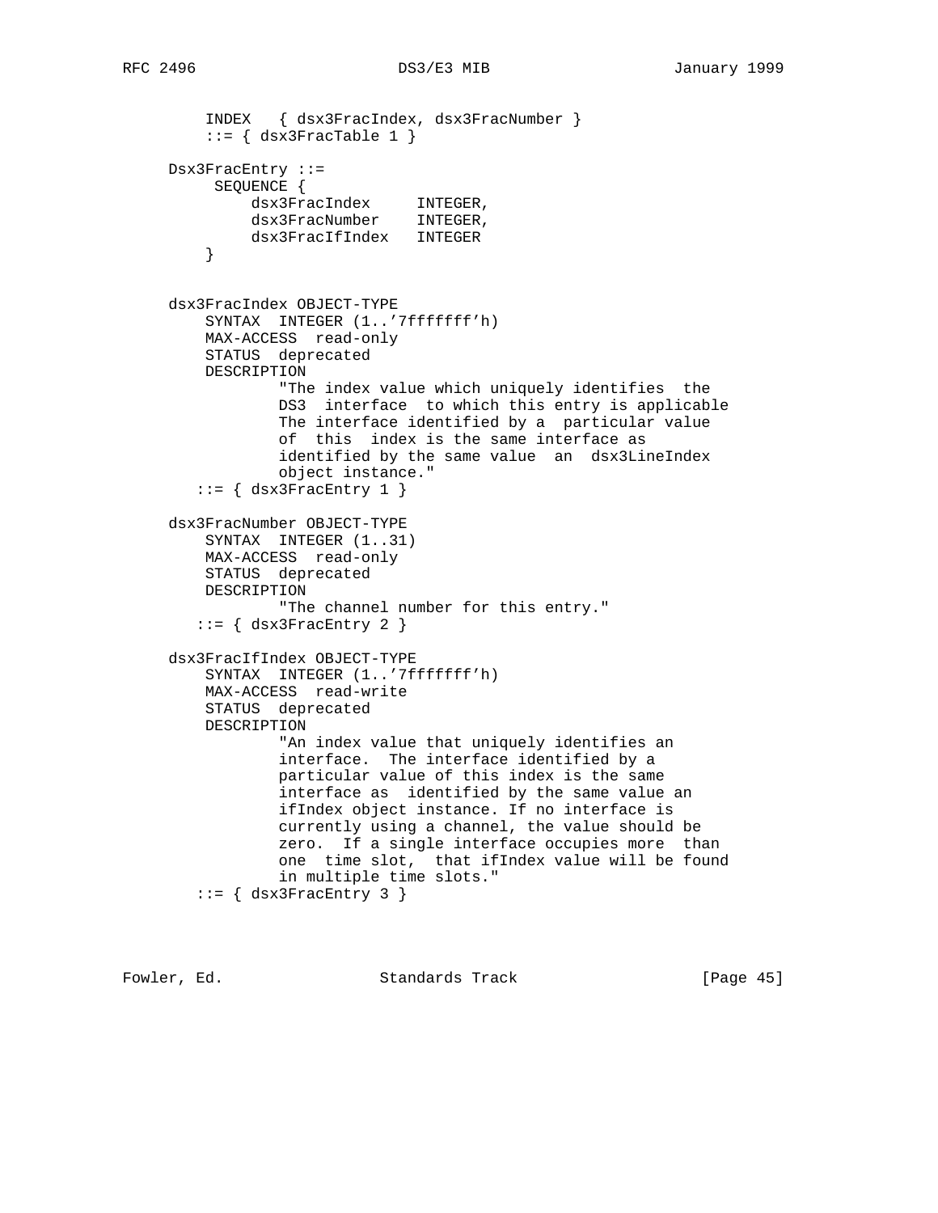```
        INDEX   { dsx3FracIndex, dsx3FracNumber }
        ::= { dsx3FracTable 1 }

    Dsx3FracEntry ::=
         SEQUENCE {
             dsx3FracIndex     INTEGER,
             dsx3FracNumber    INTEGER,
             dsx3FracIfIndex   INTEGER
        }


    dsx3FracIndex OBJECT-TYPE
        SYNTAX  INTEGER (1..'7fffffff'h)
        MAX-ACCESS  read-only
        STATUS  deprecated
        DESCRIPTION
                "The index value which uniquely identifies  the
                DS3  interface  to which this entry is applicable
                The interface identified by a  particular value
                of  this  index is the same interface as
                identified by the same value  an  dsx3LineIndex
                object instance."
       ::= { dsx3FracEntry 1 }

    dsx3FracNumber OBJECT-TYPE
        SYNTAX  INTEGER (1..31)
        MAX-ACCESS  read-only
        STATUS  deprecated
        DESCRIPTION
                "The channel number for this entry."
       ::= { dsx3FracEntry 2 }

    dsx3FracIfIndex OBJECT-TYPE
        SYNTAX  INTEGER (1..'7fffffff'h)
        MAX-ACCESS  read-write
        STATUS  deprecated
        DESCRIPTION
                "An index value that uniquely identifies an
                interface.  The interface identified by a
                particular value of this index is the same
                interface as  identified by the same value an
                ifIndex object instance. If no interface is
                currently using a channel, the value should be
                zero.  If a single interface occupies more  than
                one  time slot,  that ifIndex value will be found
                in multiple time slots."
       ::= { dsx3FracEntry 3 }
```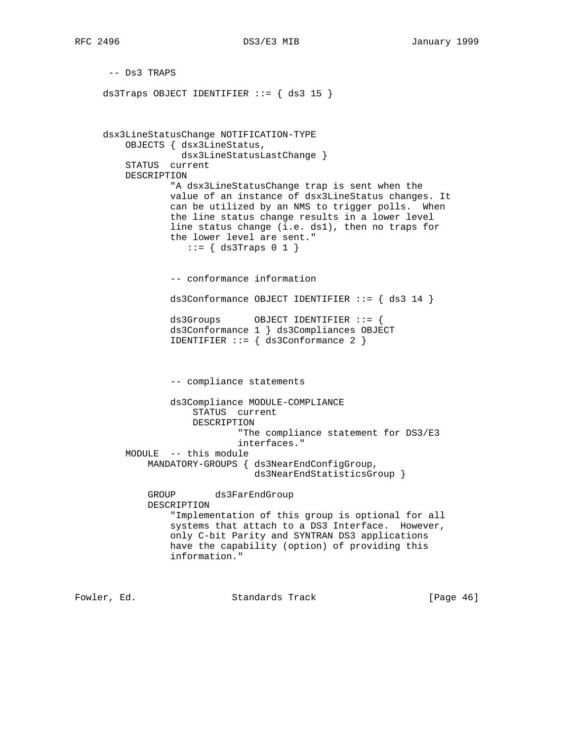```
     -- Ds3 TRAPS

     ds3Traps OBJECT IDENTIFIER ::= { ds3 15 }



     dsx3LineStatusChange NOTIFICATION-TYPE
         OBJECTS { dsx3LineStatus,
                   dsx3LineStatusLastChange }
         STATUS  current
         DESCRIPTION
                 "A dsx3LineStatusChange trap is sent when the
                 value of an instance of dsx3LineStatus changes. It
                 can be utilized by an NMS to trigger polls.  When
                 the line status change results in a lower level
                 line status change (i.e. ds1), then no traps for
                 the lower level are sent."
                    ::= { ds3Traps 0 1 }


                 -- conformance information

                 ds3Conformance OBJECT IDENTIFIER ::= { ds3 14 }

                 ds3Groups      OBJECT IDENTIFIER ::= {
                 ds3Conformance 1 } ds3Compliances OBJECT
                 IDENTIFIER ::= { ds3Conformance 2 }



                 -- compliance statements

                 ds3Compliance MODULE-COMPLIANCE
                     STATUS  current
                     DESCRIPTION
                             "The compliance statement for DS3/E3
                             interfaces."
         MODULE  -- this module
             MANDATORY-GROUPS { ds3NearEndConfigGroup,
                                ds3NearEndStatisticsGroup }

             GROUP       ds3FarEndGroup
             DESCRIPTION
                 "Implementation of this group is optional for all
                 systems that attach to a DS3 Interface.  However,
                 only C-bit Parity and SYNTRAN DS3 applications
                 have the capability (option) of providing this
                 information."
```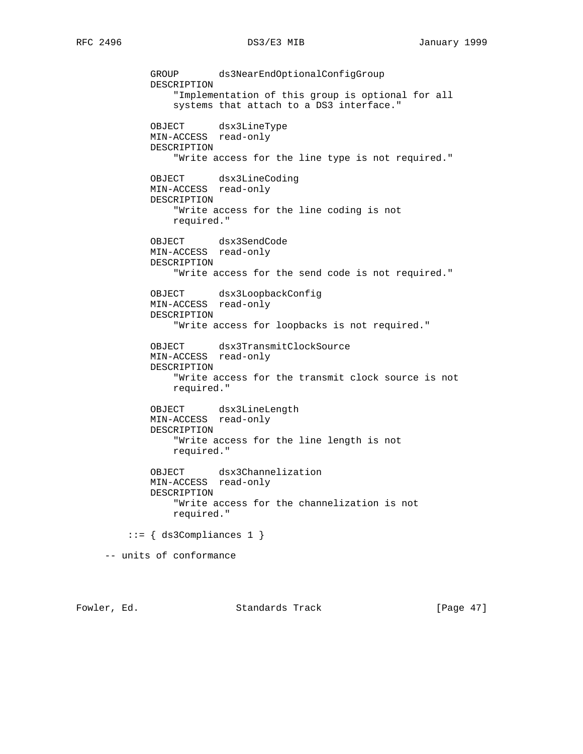```
          GROUP       ds3NearEndOptionalConfigGroup
          DESCRIPTION
              "Implementation of this group is optional for all
              systems that attach to a DS3 interface."

          OBJECT      dsx3LineType
          MIN-ACCESS  read-only
          DESCRIPTION
              "Write access for the line type is not required."

          OBJECT      dsx3LineCoding
          MIN-ACCESS  read-only
          DESCRIPTION
              "Write access for the line coding is not
              required."

          OBJECT      dsx3SendCode
          MIN-ACCESS  read-only
          DESCRIPTION
              "Write access for the send code is not required."

          OBJECT      dsx3LoopbackConfig
          MIN-ACCESS  read-only
          DESCRIPTION
              "Write access for loopbacks is not required."

          OBJECT      dsx3TransmitClockSource
          MIN-ACCESS  read-only
          DESCRIPTION
              "Write access for the transmit clock source is not
              required."

          OBJECT      dsx3LineLength
          MIN-ACCESS  read-only
          DESCRIPTION
              "Write access for the line length is not
              required."

          OBJECT      dsx3Channelization
          MIN-ACCESS  read-only
          DESCRIPTION
              "Write access for the channelization is not
              required."

      ::= { ds3Compliances 1 }

  -- units of conformance
```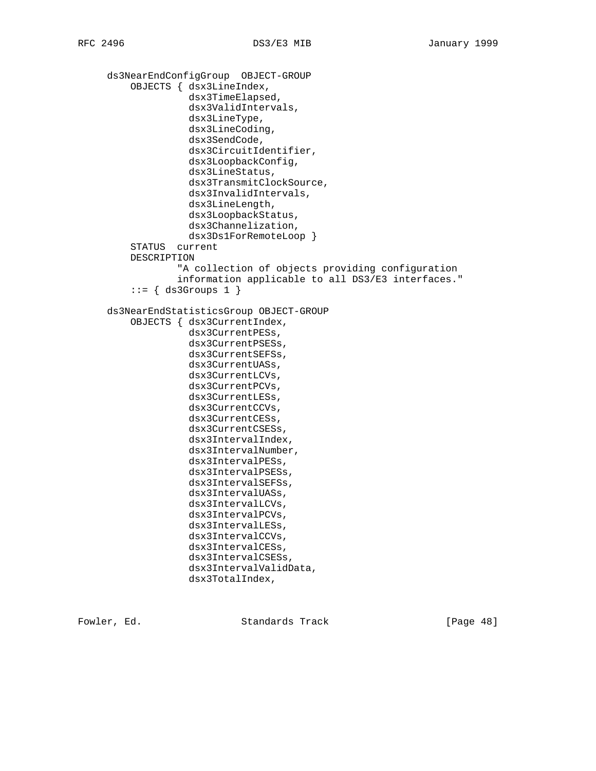```
   ds3NearEndConfigGroup  OBJECT-GROUP
       OBJECTS { dsx3LineIndex,
                 dsx3TimeElapsed,
                 dsx3ValidIntervals,
                 dsx3LineType,
                 dsx3LineCoding,
                 dsx3SendCode,
                 dsx3CircuitIdentifier,
                 dsx3LoopbackConfig,
                 dsx3LineStatus,
                 dsx3TransmitClockSource,
                 dsx3InvalidIntervals,
                 dsx3LineLength,
                 dsx3LoopbackStatus,
                 dsx3Channelization,
                 dsx3Ds1ForRemoteLoop }
       STATUS  current
       DESCRIPTION
               "A collection of objects providing configuration
               information applicable to all DS3/E3 interfaces."
       ::= { ds3Groups 1 }

   ds3NearEndStatisticsGroup OBJECT-GROUP
       OBJECTS { dsx3CurrentIndex,
                 dsx3CurrentPESs,
                 dsx3CurrentPSESs,
                 dsx3CurrentSEFSs,
                 dsx3CurrentUASs,
                 dsx3CurrentLCVs,
                 dsx3CurrentPCVs,
                 dsx3CurrentLESs,
                 dsx3CurrentCCVs,
                 dsx3CurrentCESs,
                 dsx3CurrentCSESs,
                 dsx3IntervalIndex,
                 dsx3IntervalNumber,
                 dsx3IntervalPESs,
                 dsx3IntervalPSESs,
                 dsx3IntervalSEFSs,
                 dsx3IntervalUASs,
                 dsx3IntervalLCVs,
                 dsx3IntervalPCVs,
                 dsx3IntervalLESs,
                 dsx3IntervalCCVs,
                 dsx3IntervalCESs,
                 dsx3IntervalCSESs,
                 dsx3IntervalValidData,
                 dsx3TotalIndex,
```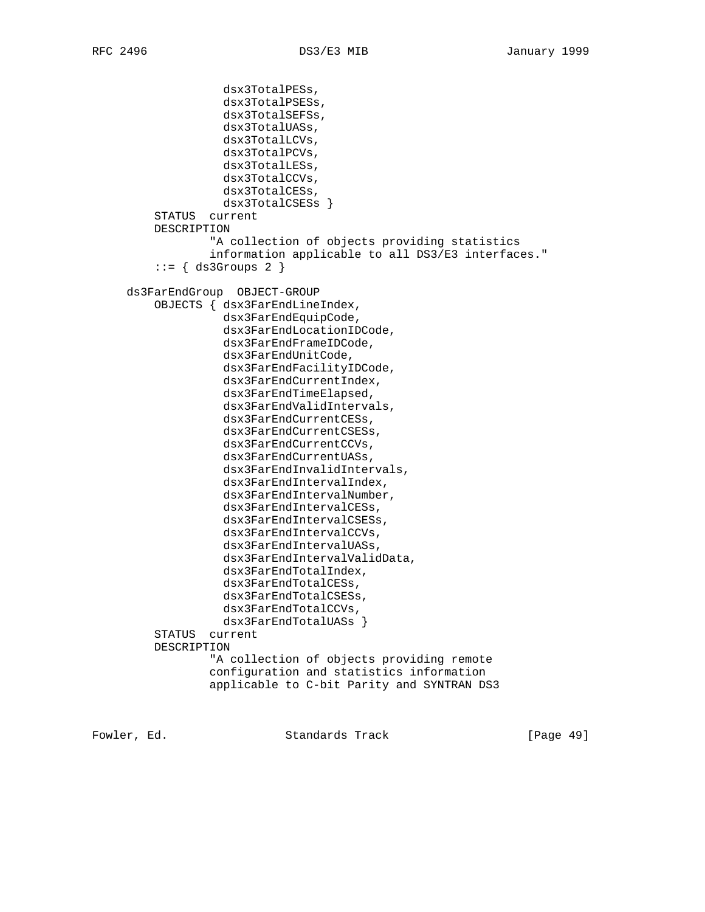```
                 dsx3TotalPESs,
                 dsx3TotalPSESs,
                 dsx3TotalSEFSs,
                 dsx3TotalUASs,
                 dsx3TotalLCVs,
                 dsx3TotalPCVs,
                 dsx3TotalLESs,
                 dsx3TotalCCVs,
                 dsx3TotalCESs,
                 dsx3TotalCSESs }
         STATUS  current
         DESCRIPTION
                "A collection of objects providing statistics
                information applicable to all DS3/E3 interfaces."
         ::= { ds3Groups 2 }

     ds3FarEndGroup  OBJECT-GROUP
         OBJECTS { dsx3FarEndLineIndex,
                 dsx3FarEndEquipCode,
                 dsx3FarEndLocationIDCode,
                 dsx3FarEndFrameIDCode,
                 dsx3FarEndUnitCode,
                 dsx3FarEndFacilityIDCode,
                 dsx3FarEndCurrentIndex,
                 dsx3FarEndTimeElapsed,
                 dsx3FarEndValidIntervals,
                 dsx3FarEndCurrentCESs,
                 dsx3FarEndCurrentCSESs,
                 dsx3FarEndCurrentCCVs,
                 dsx3FarEndCurrentUASs,
                 dsx3FarEndInvalidIntervals,
                 dsx3FarEndIntervalIndex,
                 dsx3FarEndIntervalNumber,
                 dsx3FarEndIntervalCESs,
                 dsx3FarEndIntervalCSESs,
                 dsx3FarEndIntervalCCVs,
                 dsx3FarEndIntervalUASs,
                 dsx3FarEndIntervalValidData,
                 dsx3FarEndTotalIndex,
                 dsx3FarEndTotalCESs,
                 dsx3FarEndTotalCSESs,
                 dsx3FarEndTotalCCVs,
                 dsx3FarEndTotalUASs }
         STATUS  current
         DESCRIPTION
                "A collection of objects providing remote
                configuration and statistics information
                applicable to C-bit Parity and SYNTRAN DS3
```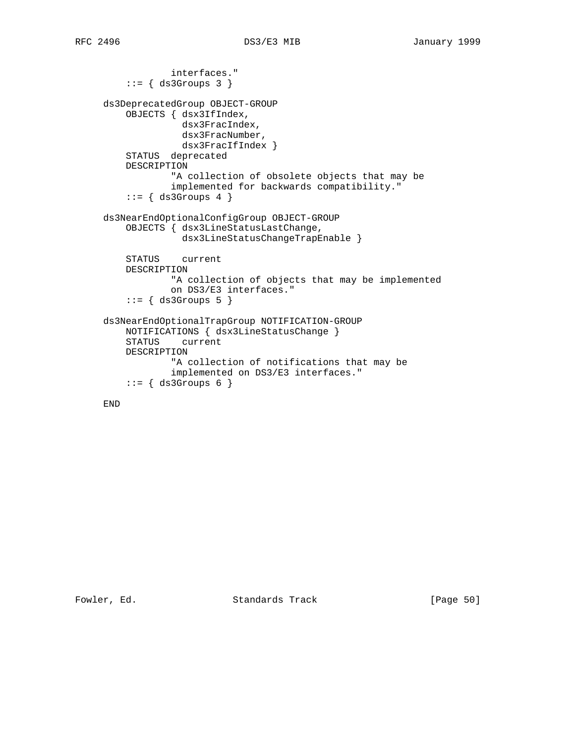```
               interfaces."
         ::= { ds3Groups 3 }

     ds3DeprecatedGroup OBJECT-GROUP
         OBJECTS { dsx3IfIndex,
                   dsx3FracIndex,
                   dsx3FracNumber,
                   dsx3FracIfIndex }
         STATUS  deprecated
         DESCRIPTION
                 "A collection of obsolete objects that may be
                 implemented for backwards compatibility."
         ::= { ds3Groups 4 }

     ds3NearEndOptionalConfigGroup OBJECT-GROUP
         OBJECTS { dsx3LineStatusLastChange,
                   dsx3LineStatusChangeTrapEnable }

         STATUS    current
         DESCRIPTION
                 "A collection of objects that may be implemented
                 on DS3/E3 interfaces."
         ::= { ds3Groups 5 }

     ds3NearEndOptionalTrapGroup NOTIFICATION-GROUP
         NOTIFICATIONS { dsx3LineStatusChange }
         STATUS    current
         DESCRIPTION
                 "A collection of notifications that may be
                 implemented on DS3/E3 interfaces."
         ::= { ds3Groups 6 }

     END
```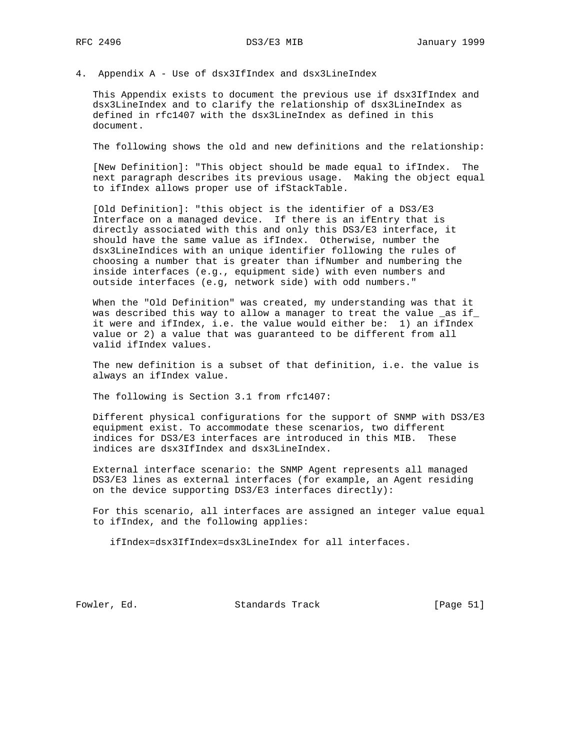## 4. Appendix A - Use of dsx3IfIndex and dsx3LineIndex

This Appendix exists to document the previous use if dsx3IfIndex and dsx3LineIndex and to clarify the relationship of dsx3LineIndex as defined in rfc1407 with the dsx3LineIndex as defined in this document.

The following shows the old and new definitions and the relationship:

[New Definition]: "This object should be made equal to ifIndex. The next paragraph describes its previous usage. Making the object equal to ifIndex allows proper use of ifStackTable.

[Old Definition]: "this object is the identifier of a DS3/E3 Interface on a managed device. If there is an ifEntry that is directly associated with this and only this DS3/E3 interface, it should have the same value as ifIndex. Otherwise, number the dsx3LineIndices with an unique identifier following the rules of choosing a number that is greater than ifNumber and numbering the inside interfaces (e.g., equipment side) with even numbers and outside interfaces (e.g, network side) with odd numbers."

When the "Old Definition" was created, my understanding was that it was described this way to allow a manager to treat the value _as if_ it were and ifIndex, i.e. the value would either be: 1) an ifIndex value or 2) a value that was guaranteed to be different from all valid ifIndex values.

The new definition is a subset of that definition, i.e. the value is always an ifIndex value.

The following is Section 3.1 from rfc1407:

Different physical configurations for the support of SNMP with DS3/E3 equipment exist. To accommodate these scenarios, two different indices for DS3/E3 interfaces are introduced in this MIB. These indices are dsx3IfIndex and dsx3LineIndex.

External interface scenario: the SNMP Agent represents all managed DS3/E3 lines as external interfaces (for example, an Agent residing on the device supporting DS3/E3 interfaces directly):

For this scenario, all interfaces are assigned an integer value equal to ifIndex, and the following applies:

```
ifIndex=dsx3IfIndex=dsx3LineIndex for all interfaces.
```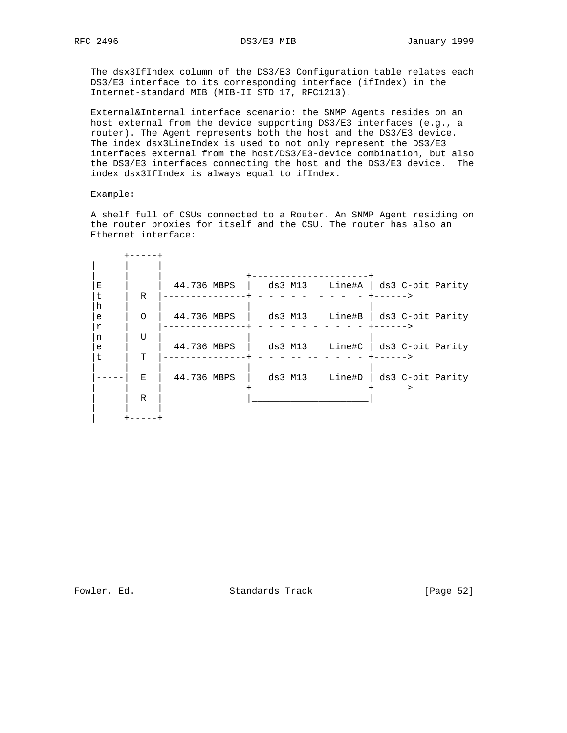The dsx3IfIndex column of the DS3/E3 Configuration table relates each DS3/E3 interface to its corresponding interface (ifIndex) in the Internet-standard MIB (MIB-II STD 17, RFC1213).

External&Internal interface scenario: the SNMP Agents resides on an host external from the device supporting DS3/E3 interfaces (e.g., a router). The Agent represents both the host and the DS3/E3 device. The index dsx3LineIndex is used to not only represent the DS3/E3 interfaces external from the host/DS3/E3-device combination, but also the DS3/E3 interfaces connecting the host and the DS3/E3 device. The index dsx3IfIndex is always equal to ifIndex.

Example:

A shelf full of CSUs connected to a Router. An SNMP Agent residing on the router proxies for itself and the CSU. The router has also an Ethernet interface:

```
          +-----+
    |     |     |
    |     |     |                +---------------------+
    |E    |     |  44.736 MBPS   |   ds3 M13    Line#A | ds3 C-bit Parity
    |t    |  R  |---------------+ - - - - -  - - -  - +------>
    |h    |     |                |                     |
    |e    |  O  |  44.736 MBPS   |   ds3 M13    Line#B | ds3 C-bit Parity
    |r    |     |---------------+ - - - - - - - - - - +------>
    |n    |  U  |                |                     |
    |e    |     |  44.736 MBPS   |   ds3 M13    Line#C | ds3 C-bit Parity
    |t    |  T  |---------------+ - - - -- -- - - - - +------>
    |     |     |                |                     |
    |-----|  E  |  44.736 MBPS   |   ds3 M13    Line#D | ds3 C-bit Parity
    |     |     |---------------+ -  - - - -- - - - - +------>
    |     |  R  |                |_____________________|
    |     |     |
    |     +-----+
```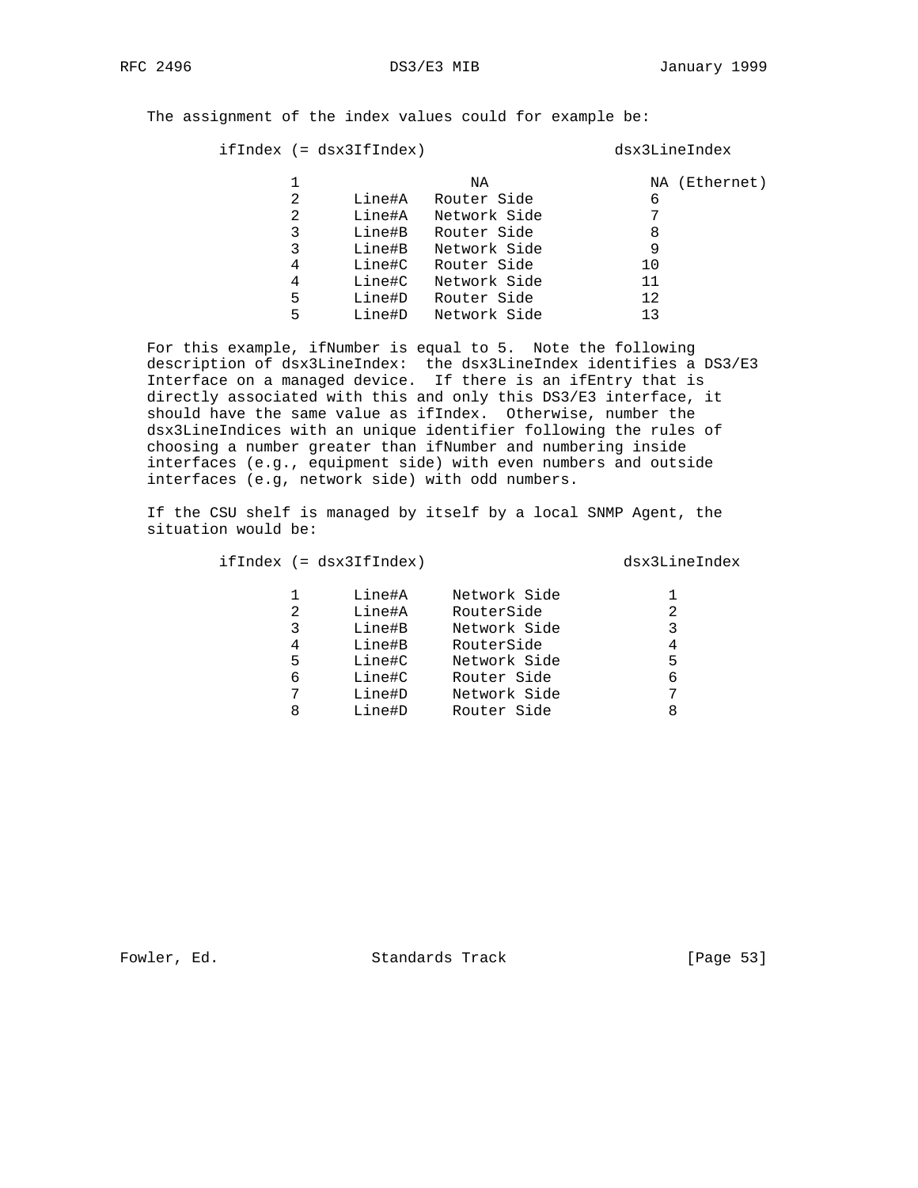The assignment of the index values could for example be:

| ifIndex (= dsx3IfIndex) | | | dsx3LineIndex |
|---|---|---|---|
| 1 | | NA | NA (Ethernet) |
| 2 | Line#A | Router Side | 6 |
| 2 | Line#A | Network Side | 7 |
| 3 | Line#B | Router Side | 8 |
| 3 | Line#B | Network Side | 9 |
| 4 | Line#C | Router Side | 10 |
| 4 | Line#C | Network Side | 11 |
| 5 | Line#D | Router Side | 12 |
| 5 | Line#D | Network Side | 13 |

For this example, ifNumber is equal to 5. Note the following description of dsx3LineIndex: the dsx3LineIndex identifies a DS3/E3 Interface on a managed device. If there is an ifEntry that is directly associated with this and only this DS3/E3 interface, it should have the same value as ifIndex. Otherwise, number the dsx3LineIndices with an unique identifier following the rules of choosing a number greater than ifNumber and numbering inside interfaces (e.g., equipment side) with even numbers and outside interfaces (e.g, network side) with odd numbers.

If the CSU shelf is managed by itself by a local SNMP Agent, the situation would be:

| ifIndex (= dsx3IfIndex) | | | dsx3LineIndex |
|---|---|---|---|
| 1 | Line#A | Network Side | 1 |
| 2 | Line#A | RouterSide | 2 |
| 3 | Line#B | Network Side | 3 |
| 4 | Line#B | RouterSide | 4 |
| 5 | Line#C | Network Side | 5 |
| 6 | Line#C | Router Side | 6 |
| 7 | Line#D | Network Side | 7 |
| 8 | Line#D | Router Side | 8 |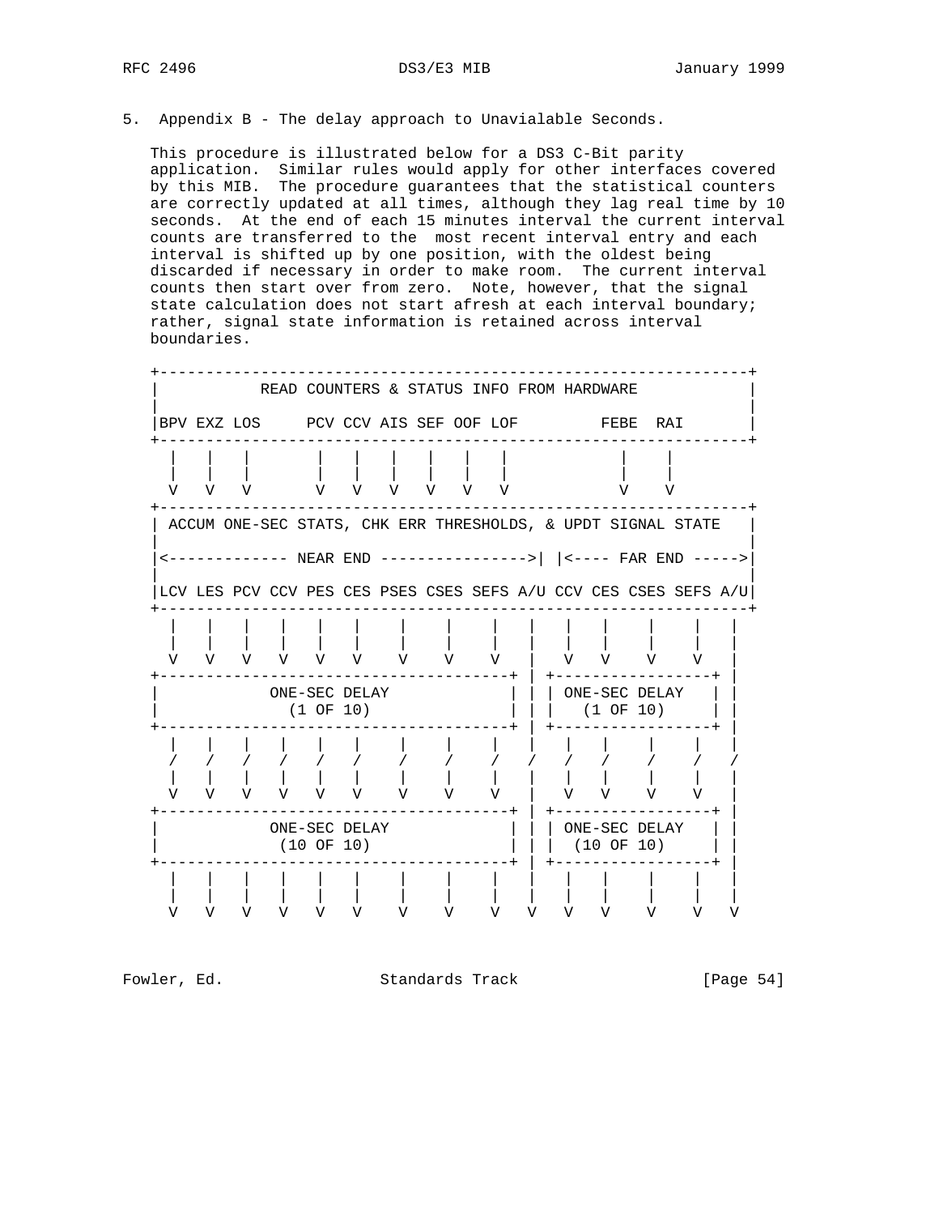## 5. Appendix B - The delay approach to Unavialable Seconds.

This procedure is illustrated below for a DS3 C-Bit parity application. Similar rules would apply for other interfaces covered by this MIB. The procedure guarantees that the statistical counters are correctly updated at all times, although they lag real time by 10 seconds. At the end of each 15 minutes interval the current interval counts are transferred to the most recent interval entry and each interval is shifted up by one position, with the oldest being discarded if necessary in order to make room. The current interval counts then start over from zero. Note, however, that the signal state calculation does not start afresh at each interval boundary; rather, signal state information is retained across interval boundaries.

```
+----------------------------------------------------------------+
|           READ COUNTERS & STATUS INFO FROM HARDWARE            |
|                                                                |
|BPV EXZ LOS     PCV CCV AIS SEF OOF LOF         FEBE  RAI       |
+----------------------------------------------------------------+
  |   |   |       |   |   |   |   |   |           |    |
  |   |   |       |   |   |   |   |   |           |    |
  V   V   V       V   V   V   V   V   V           V    V
+----------------------------------------------------------------+
| ACCUM ONE-SEC STATS, CHK ERR THRESHOLDS, & UPDT SIGNAL STATE   |
|                                                                |
|<------------- NEAR END ---------------->| |<---- FAR END ----->|
|                                                                |
|LCV LES PCV CCV PES CES PSES CSES SEFS A/U CCV CES CSES SEFS A/U|
+----------------------------------------------------------------+
  |   |   |   |   |   |    |    |    |   |   |   |    |    |   |
  |   |   |   |   |   |    |    |    |   |   |   |    |    |   |
  V   V   V   V   V   V    V    V    V   |   V   V    V    V   |
+--------------------------------------+ | +-----------------+ |
|            ONE-SEC DELAY             | | | ONE-SEC DELAY   | |
|              (1 OF 10)               | | |   (1 OF 10)     | |
+--------------------------------------+ | +-----------------+ |
  |   |   |   |   |   |    |    |    |   |   |   |    |    |   |
  /   /   /   /   /   /    /    /    /   /   /   /    /    /   /
  |   |   |   |   |   |    |    |    |   |   |   |    |    |   |
  V   V   V   V   V   V    V    V    V   |   V   V    V    V   |
+--------------------------------------+ | +-----------------+ |
|            ONE-SEC DELAY             | | | ONE-SEC DELAY   | |
|              (10 OF 10)              | | |  (10 OF 10)     | |
+--------------------------------------+ | +-----------------+ |
  |   |   |   |   |   |    |    |    |   |   |   |    |    |   |
  |   |   |   |   |   |    |    |    |   |   |   |    |    |   |
  V   V   V   V   V   V    V    V    V   V   V   V    V    V   V
```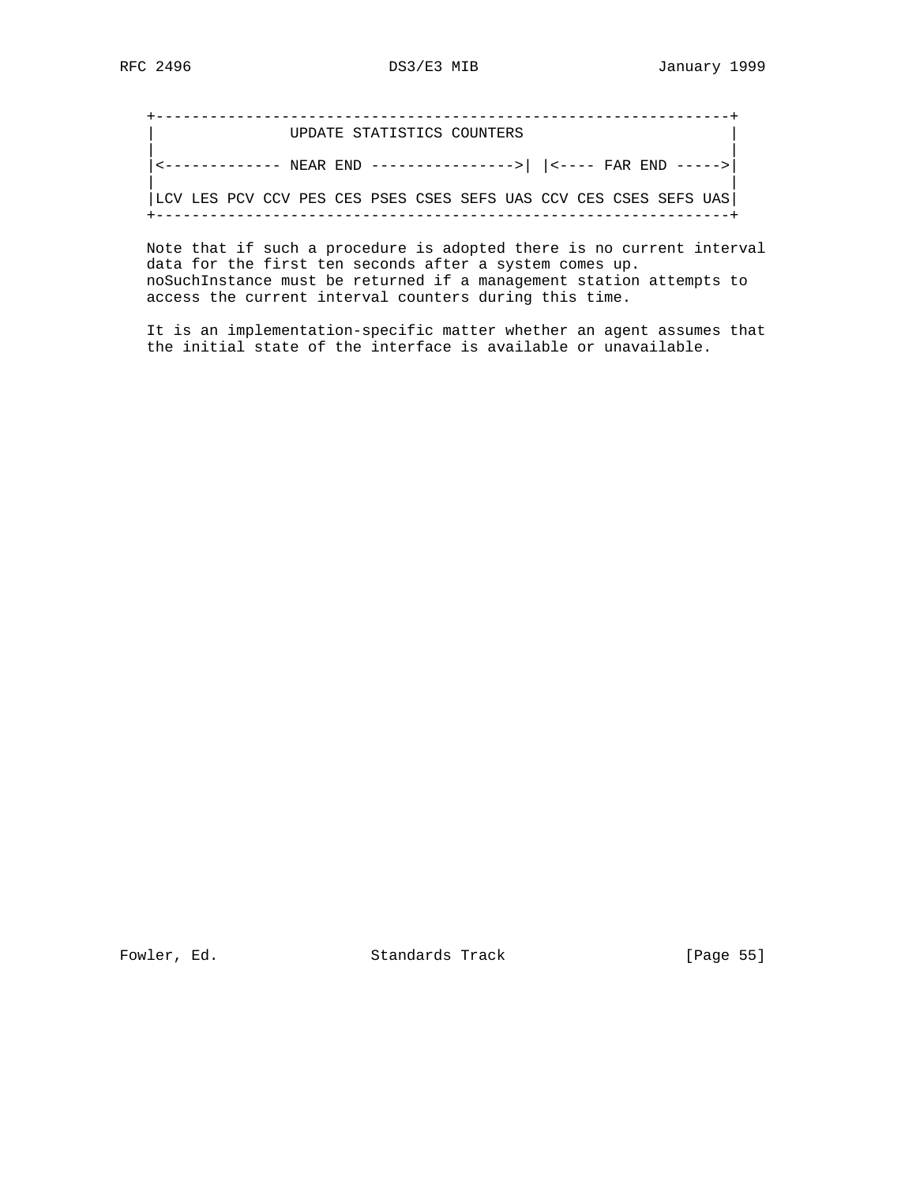```
+--------------------------------------------------------------+
|               UPDATE STATISTICS COUNTERS                     |
|                                                              |
|<------------- NEAR END ---------------->| |<---- FAR END ----->|
|                                                              |
|LCV LES PCV CCV PES CES PSES CSES SEFS UAS CCV CES CSES SEFS UAS|
+--------------------------------------------------------------+
```

Note that if such a procedure is adopted there is no current interval data for the first ten seconds after a system comes up. noSuchInstance must be returned if a management station attempts to access the current interval counters during this time.

It is an implementation-specific matter whether an agent assumes that the initial state of the interface is available or unavailable.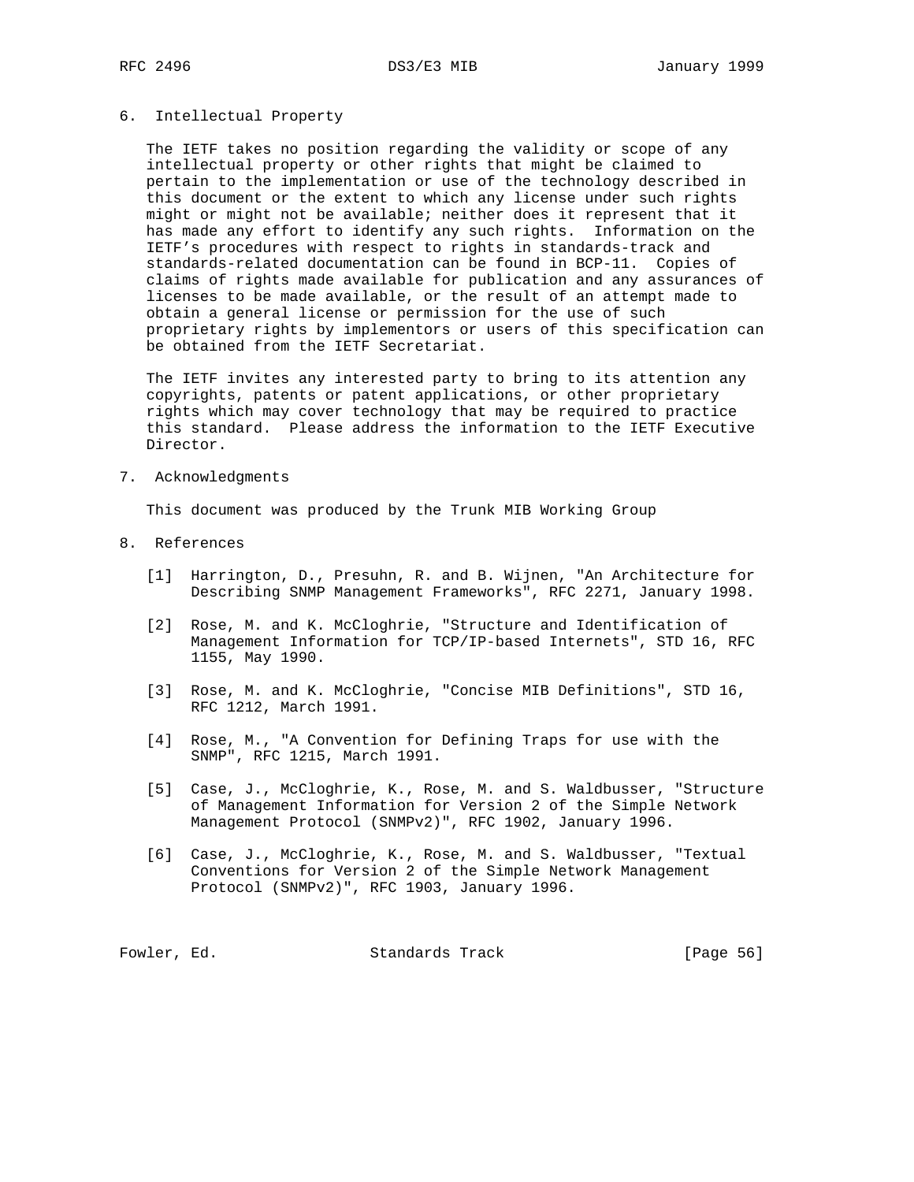## 6. Intellectual Property

The IETF takes no position regarding the validity or scope of any intellectual property or other rights that might be claimed to pertain to the implementation or use of the technology described in this document or the extent to which any license under such rights might or might not be available; neither does it represent that it has made any effort to identify any such rights. Information on the IETF's procedures with respect to rights in standards-track and standards-related documentation can be found in BCP-11. Copies of claims of rights made available for publication and any assurances of licenses to be made available, or the result of an attempt made to obtain a general license or permission for the use of such proprietary rights by implementors or users of this specification can be obtained from the IETF Secretariat.

The IETF invites any interested party to bring to its attention any copyrights, patents or patent applications, or other proprietary rights which may cover technology that may be required to practice this standard. Please address the information to the IETF Executive Director.

## 7. Acknowledgments

This document was produced by the Trunk MIB Working Group

## 8. References

[1] Harrington, D., Presuhn, R. and B. Wijnen, "An Architecture for Describing SNMP Management Frameworks", RFC 2271, January 1998.

[2] Rose, M. and K. McCloghrie, "Structure and Identification of Management Information for TCP/IP-based Internets", STD 16, RFC 1155, May 1990.

[3] Rose, M. and K. McCloghrie, "Concise MIB Definitions", STD 16, RFC 1212, March 1991.

[4] Rose, M., "A Convention for Defining Traps for use with the SNMP", RFC 1215, March 1991.

[5] Case, J., McCloghrie, K., Rose, M. and S. Waldbusser, "Structure of Management Information for Version 2 of the Simple Network Management Protocol (SNMPv2)", RFC 1902, January 1996.

[6] Case, J., McCloghrie, K., Rose, M. and S. Waldbusser, "Textual Conventions for Version 2 of the Simple Network Management Protocol (SNMPv2)", RFC 1903, January 1996.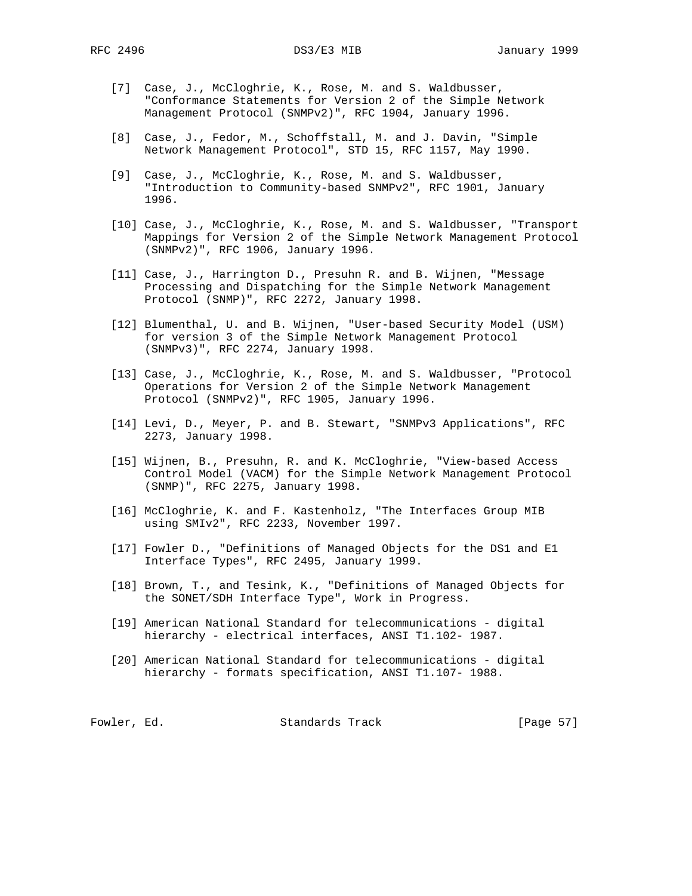[7] Case, J., McCloghrie, K., Rose, M. and S. Waldbusser, "Conformance Statements for Version 2 of the Simple Network Management Protocol (SNMPv2)", RFC 1904, January 1996.

[8] Case, J., Fedor, M., Schoffstall, M. and J. Davin, "Simple Network Management Protocol", STD 15, RFC 1157, May 1990.

[9] Case, J., McCloghrie, K., Rose, M. and S. Waldbusser, "Introduction to Community-based SNMPv2", RFC 1901, January 1996.

[10] Case, J., McCloghrie, K., Rose, M. and S. Waldbusser, "Transport Mappings for Version 2 of the Simple Network Management Protocol (SNMPv2)", RFC 1906, January 1996.

[11] Case, J., Harrington D., Presuhn R. and B. Wijnen, "Message Processing and Dispatching for the Simple Network Management Protocol (SNMP)", RFC 2272, January 1998.

[12] Blumenthal, U. and B. Wijnen, "User-based Security Model (USM) for version 3 of the Simple Network Management Protocol (SNMPv3)", RFC 2274, January 1998.

[13] Case, J., McCloghrie, K., Rose, M. and S. Waldbusser, "Protocol Operations for Version 2 of the Simple Network Management Protocol (SNMPv2)", RFC 1905, January 1996.

[14] Levi, D., Meyer, P. and B. Stewart, "SNMPv3 Applications", RFC 2273, January 1998.

[15] Wijnen, B., Presuhn, R. and K. McCloghrie, "View-based Access Control Model (VACM) for the Simple Network Management Protocol (SNMP)", RFC 2275, January 1998.

[16] McCloghrie, K. and F. Kastenholz, "The Interfaces Group MIB using SMIv2", RFC 2233, November 1997.

[17] Fowler D., "Definitions of Managed Objects for the DS1 and E1 Interface Types", RFC 2495, January 1999.

[18] Brown, T., and Tesink, K., "Definitions of Managed Objects for the SONET/SDH Interface Type", Work in Progress.

[19] American National Standard for telecommunications - digital hierarchy - electrical interfaces, ANSI T1.102- 1987.

[20] American National Standard for telecommunications - digital hierarchy - formats specification, ANSI T1.107- 1988.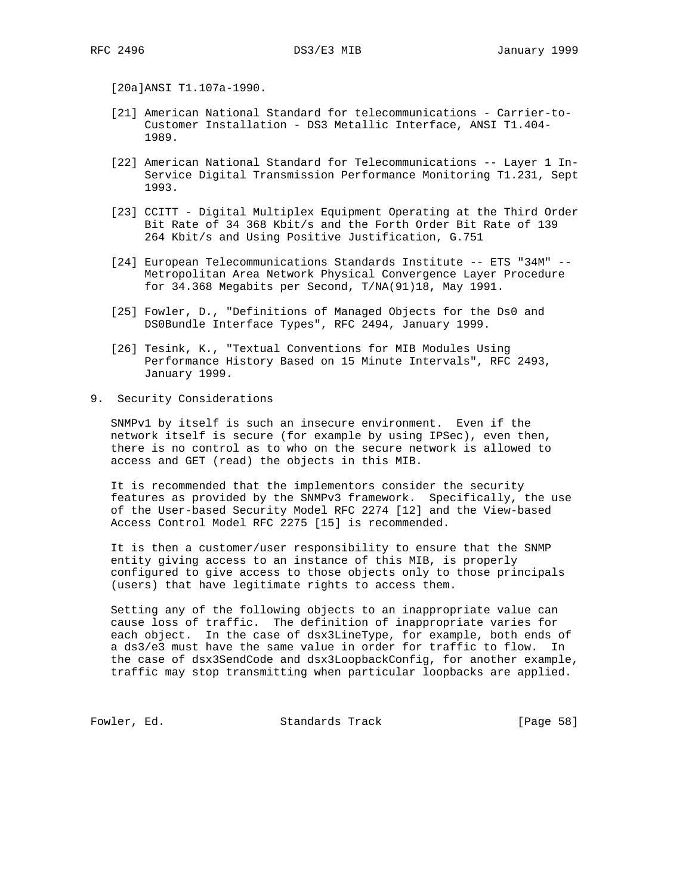[20a]ANSI T1.107a-1990.

[21] American National Standard for telecommunications - Carrier-to-Customer Installation - DS3 Metallic Interface, ANSI T1.404-1989.

[22] American National Standard for Telecommunications -- Layer 1 In-Service Digital Transmission Performance Monitoring T1.231, Sept 1993.

[23] CCITT - Digital Multiplex Equipment Operating at the Third Order Bit Rate of 34 368 Kbit/s and the Forth Order Bit Rate of 139 264 Kbit/s and Using Positive Justification, G.751

[24] European Telecommunications Standards Institute -- ETS "34M" -- Metropolitan Area Network Physical Convergence Layer Procedure for 34.368 Megabits per Second, T/NA(91)18, May 1991.

[25] Fowler, D., "Definitions of Managed Objects for the Ds0 and DS0Bundle Interface Types", RFC 2494, January 1999.

[26] Tesink, K., "Textual Conventions for MIB Modules Using Performance History Based on 15 Minute Intervals", RFC 2493, January 1999.

## 9. Security Considerations

SNMPv1 by itself is such an insecure environment. Even if the network itself is secure (for example by using IPSec), even then, there is no control as to who on the secure network is allowed to access and GET (read) the objects in this MIB.

It is recommended that the implementors consider the security features as provided by the SNMPv3 framework. Specifically, the use of the User-based Security Model RFC 2274 [12] and the View-based Access Control Model RFC 2275 [15] is recommended.

It is then a customer/user responsibility to ensure that the SNMP entity giving access to an instance of this MIB, is properly configured to give access to those objects only to those principals (users) that have legitimate rights to access them.

Setting any of the following objects to an inappropriate value can cause loss of traffic. The definition of inappropriate varies for each object. In the case of dsx3LineType, for example, both ends of a ds3/e3 must have the same value in order for traffic to flow. In the case of dsx3SendCode and dsx3LoopbackConfig, for another example, traffic may stop transmitting when particular loopbacks are applied.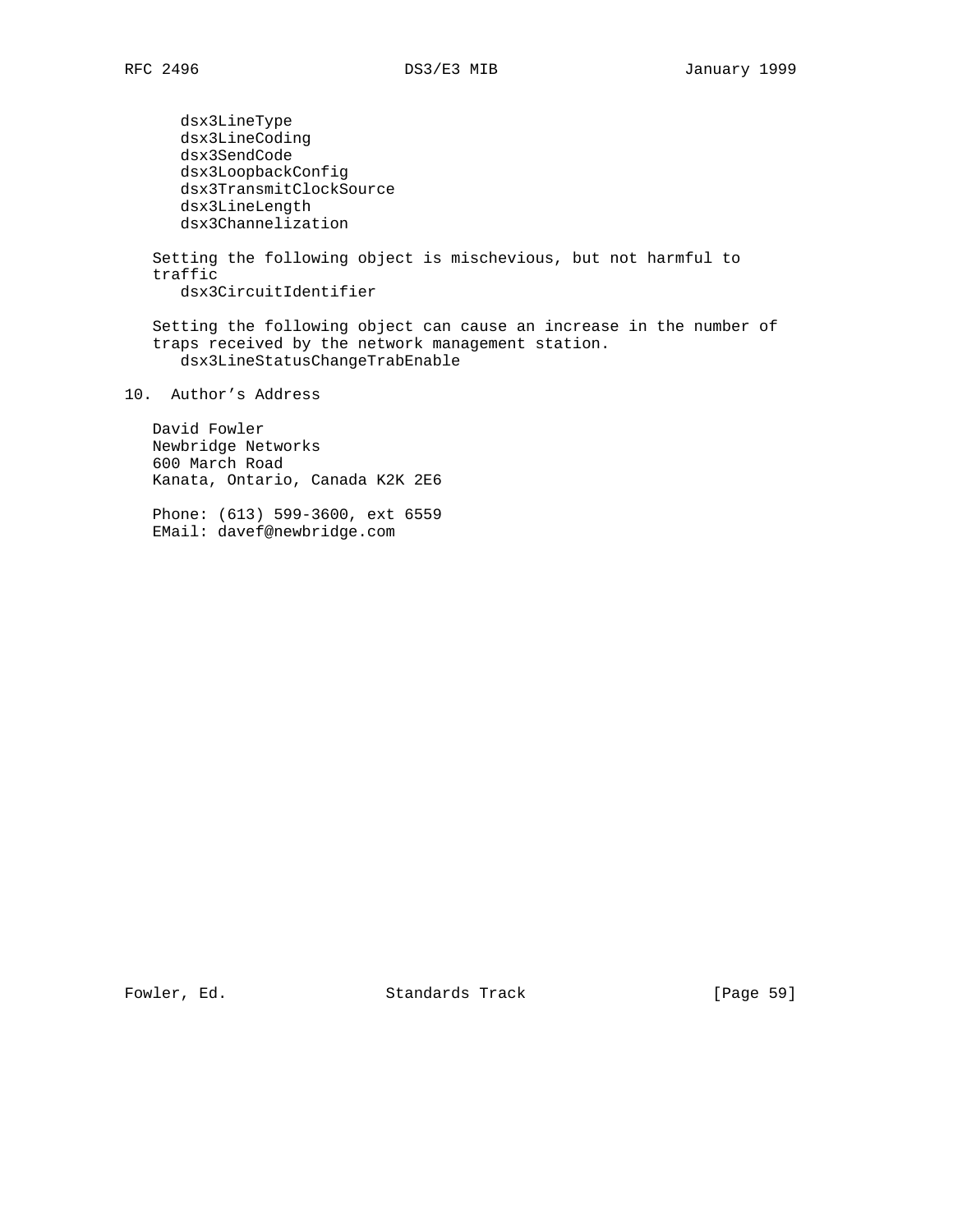dsx3LineType
dsx3LineCoding
dsx3SendCode
dsx3LoopbackConfig
dsx3TransmitClockSource
dsx3LineLength
dsx3Channelization

Setting the following object is mischevious, but not harmful to traffic
dsx3CircuitIdentifier

Setting the following object can cause an increase in the number of traps received by the network management station.
dsx3LineStatusChangeTrabEnable

## 10. Author's Address

David Fowler
Newbridge Networks
600 March Road
Kanata, Ontario, Canada K2K 2E6

Phone: (613) 599-3600, ext 6559
EMail: davef@newbridge.com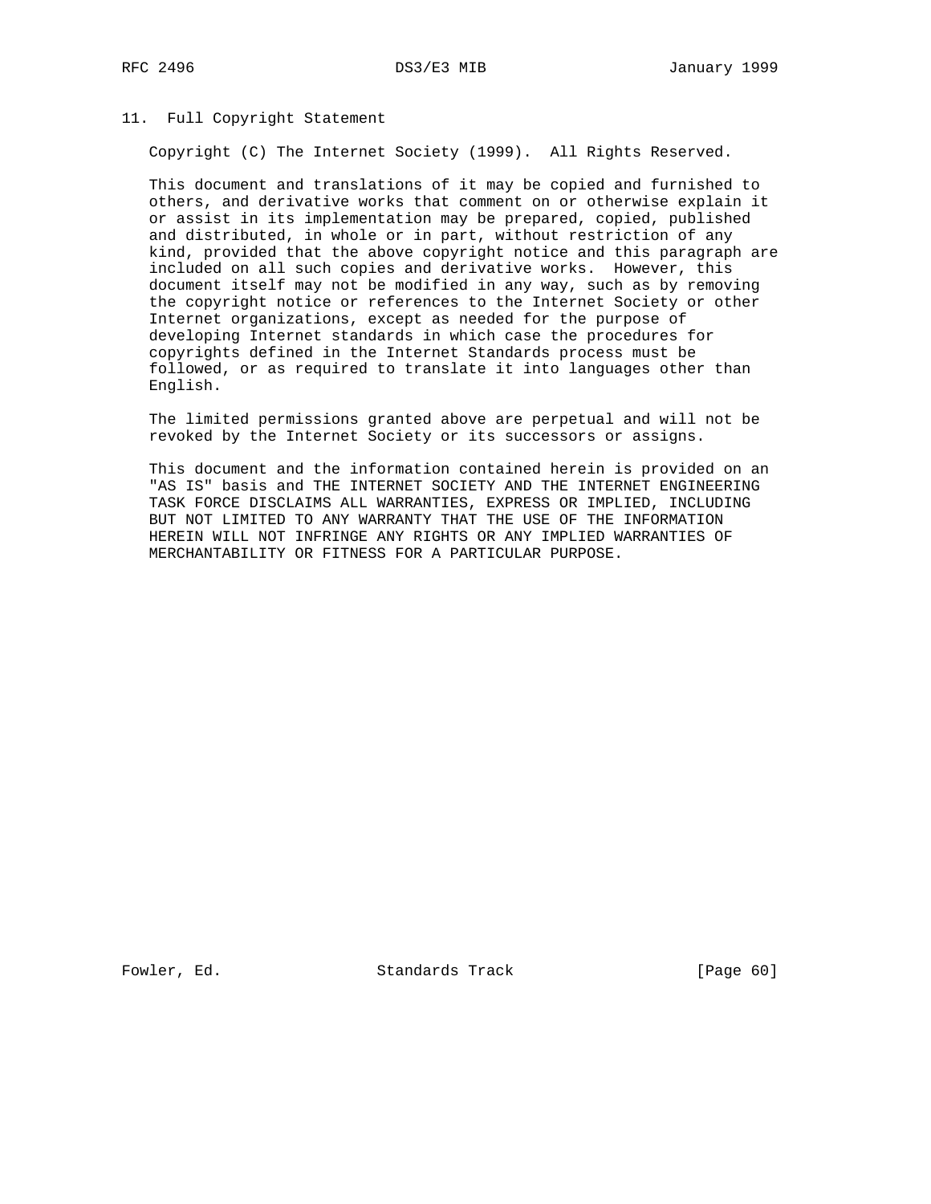## 11. Full Copyright Statement

Copyright (C) The Internet Society (1999). All Rights Reserved.

This document and translations of it may be copied and furnished to others, and derivative works that comment on or otherwise explain it or assist in its implementation may be prepared, copied, published and distributed, in whole or in part, without restriction of any kind, provided that the above copyright notice and this paragraph are included on all such copies and derivative works. However, this document itself may not be modified in any way, such as by removing the copyright notice or references to the Internet Society or other Internet organizations, except as needed for the purpose of developing Internet standards in which case the procedures for copyrights defined in the Internet Standards process must be followed, or as required to translate it into languages other than English.

The limited permissions granted above are perpetual and will not be revoked by the Internet Society or its successors or assigns.

This document and the information contained herein is provided on an "AS IS" basis and THE INTERNET SOCIETY AND THE INTERNET ENGINEERING TASK FORCE DISCLAIMS ALL WARRANTIES, EXPRESS OR IMPLIED, INCLUDING BUT NOT LIMITED TO ANY WARRANTY THAT THE USE OF THE INFORMATION HEREIN WILL NOT INFRINGE ANY RIGHTS OR ANY IMPLIED WARRANTIES OF MERCHANTABILITY OR FITNESS FOR A PARTICULAR PURPOSE.